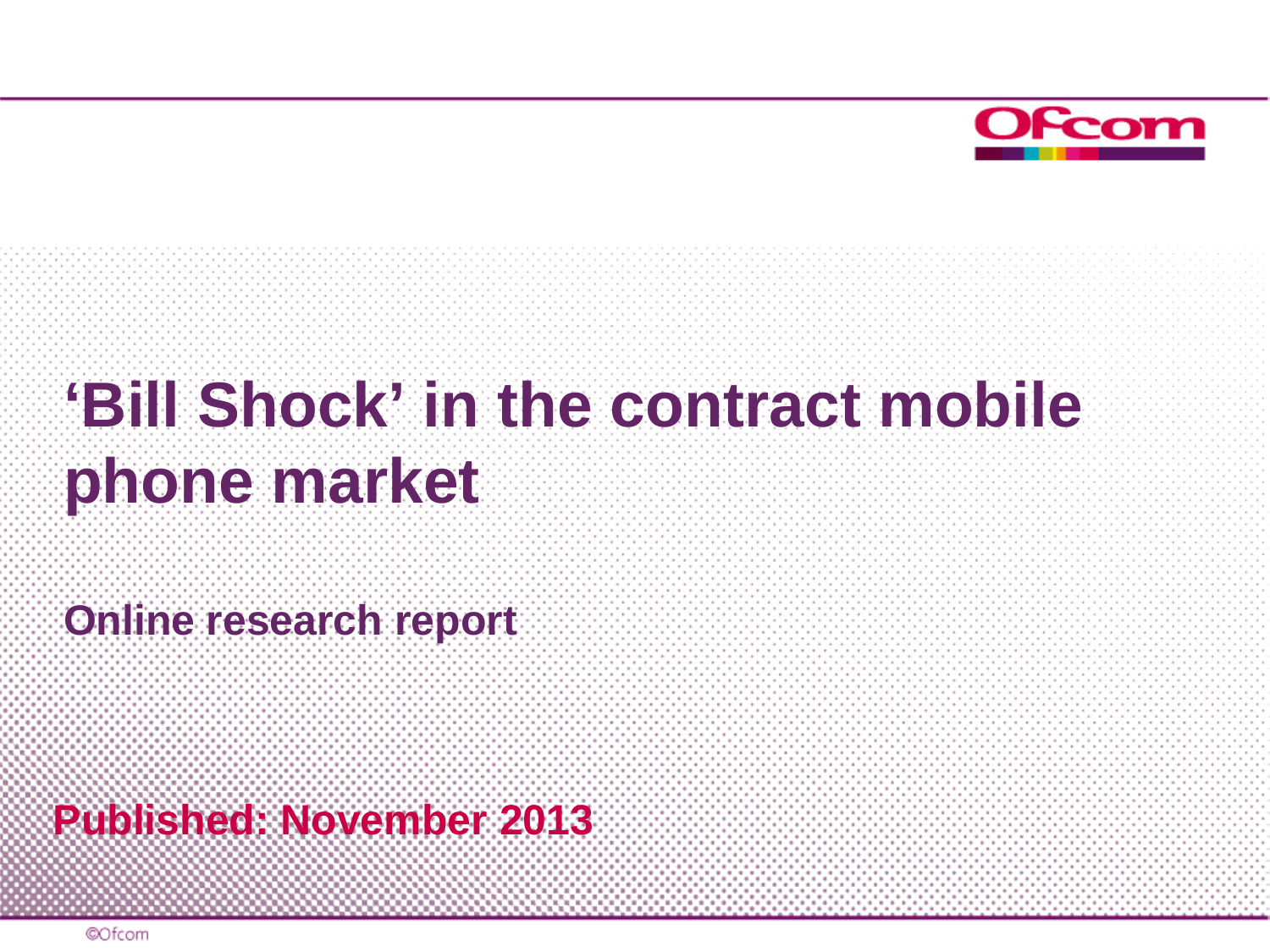# 'Bill Shock' in the contract mobile phone market

## Online research report

**Published: November 2013**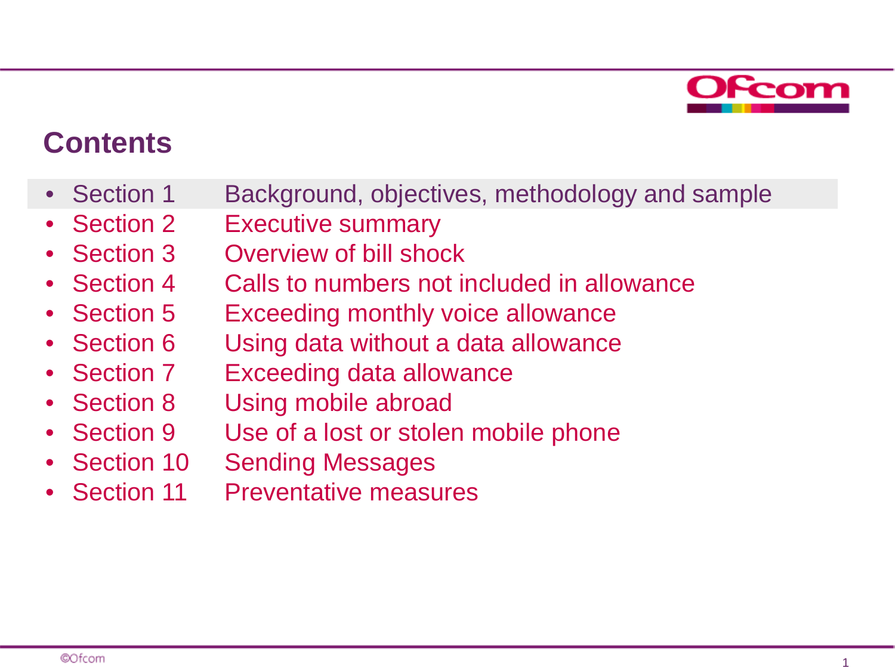# Contents

- Section 1 Background, objectives, methodology and sample
- Section 2 Executive summary
- Section 3 Overview of bill shock
- Section 4 Calls to numbers not included in allowance
- Section 5 Exceeding monthly voice allowance
- Section 6 Using data without a data allowance
- Section 7 Exceeding data allowance
- Section 8 Using mobile abroad
- Section 9 Use of a lost or stolen mobile phone
- Section 10 Sending Messages
- Section 11 Preventative measures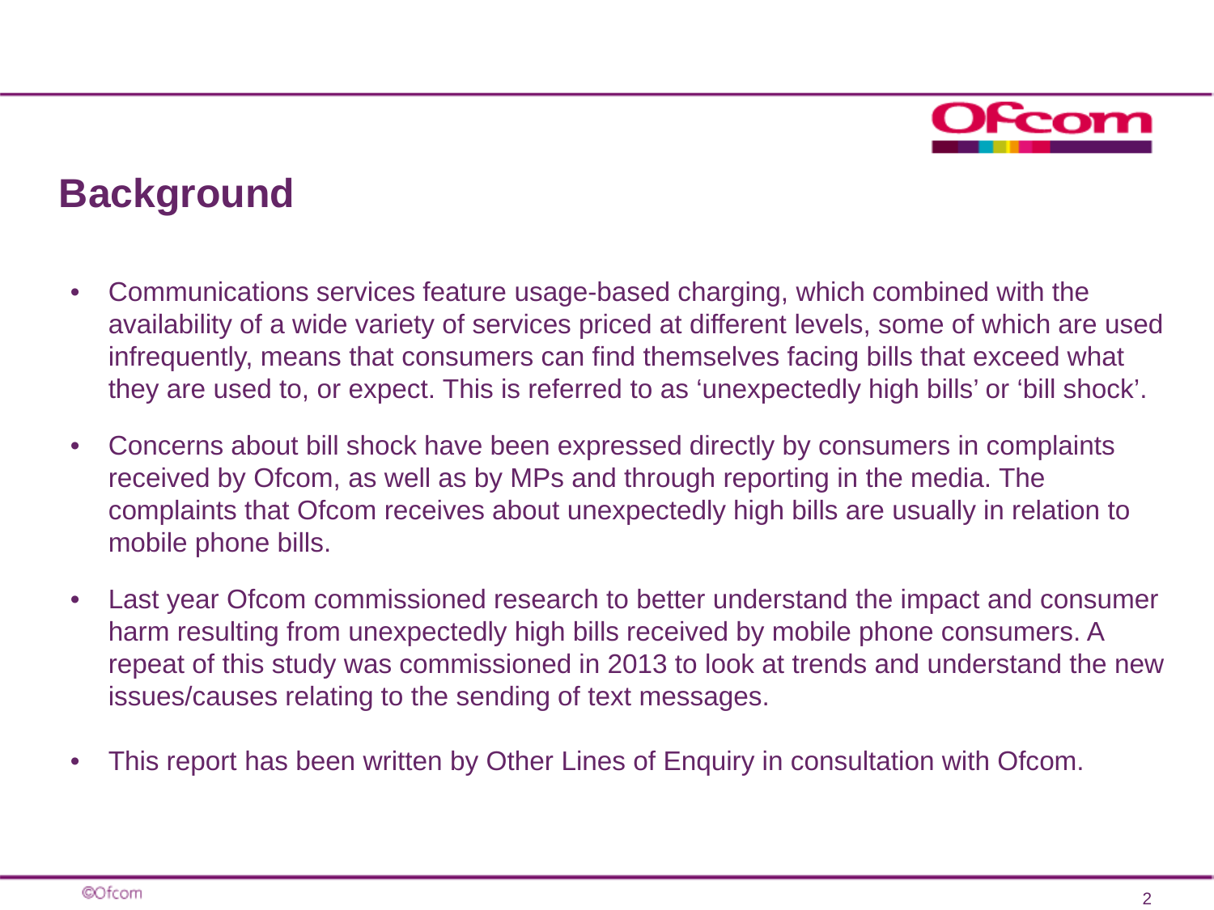## Background

- Communications services feature usage-based charging, which combined with the availability of a wide variety of services priced at different levels, some of which are used infrequently, means that consumers can find themselves facing bills that exceed what they are used to, or expect. This is referred to as 'unexpectedly high bills' or 'bill shock'.
- Concerns about bill shock have been expressed directly by consumers in complaints received by Ofcom, as well as by MPs and through reporting in the media. The complaints that Ofcom receives about unexpectedly high bills are usually in relation to mobile phone bills.
- Last year Ofcom commissioned research to better understand the impact and consumer harm resulting from unexpectedly high bills received by mobile phone consumers. A repeat of this study was commissioned in 2013 to look at trends and understand the new issues/causes relating to the sending of text messages.
- This report has been written by Other Lines of Enquiry in consultation with Ofcom.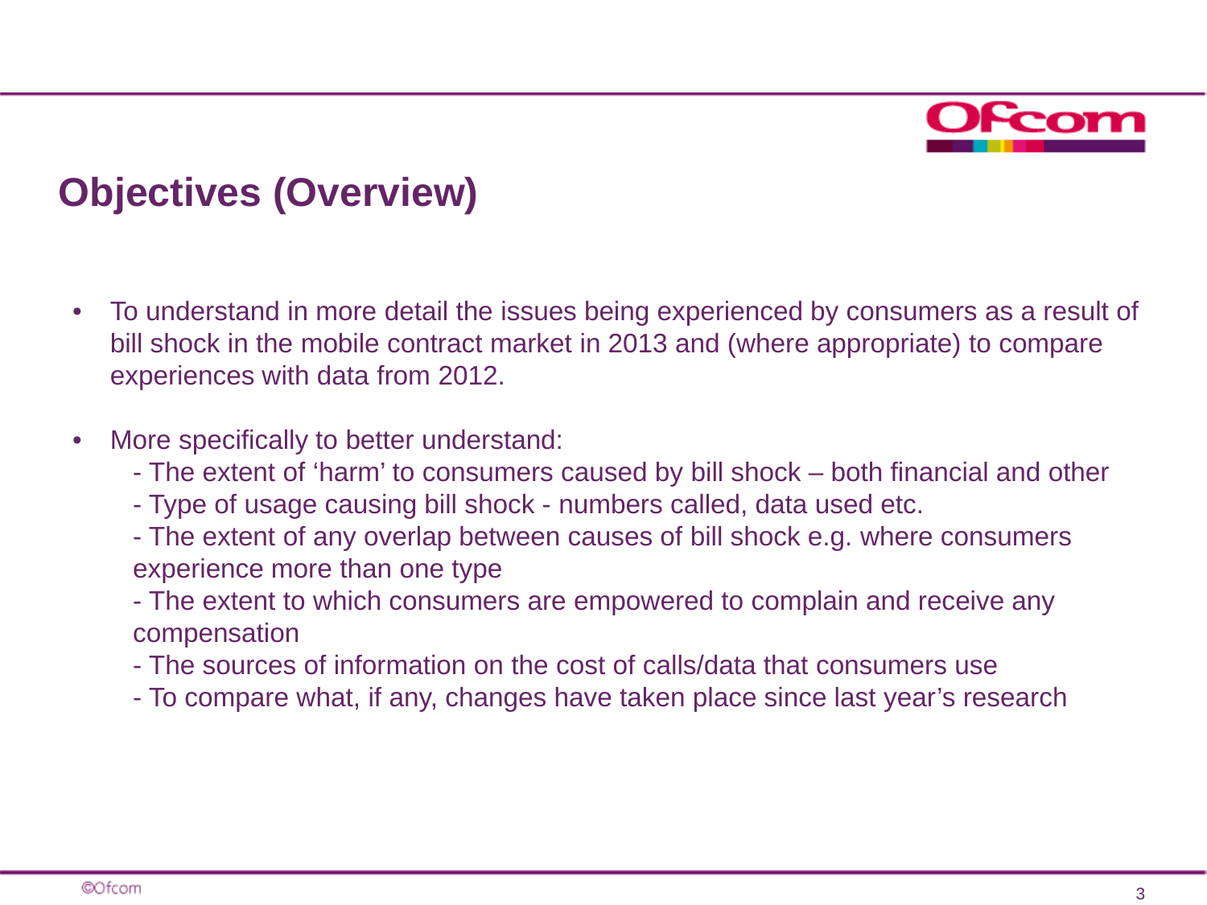# Objectives (Overview)

- To understand in more detail the issues being experienced by consumers as a result of bill shock in the mobile contract market in 2013 and (where appropriate) to compare experiences with data from 2012.

- More specifically to better understand:
  - The extent of 'harm' to consumers caused by bill shock – both financial and other
  - Type of usage causing bill shock - numbers called, data used etc.
  - The extent of any overlap between causes of bill shock e.g. where consumers experience more than one type
  - The extent to which consumers are empowered to complain and receive any compensation
  - The sources of information on the cost of calls/data that consumers use
  - To compare what, if any, changes have taken place since last year's research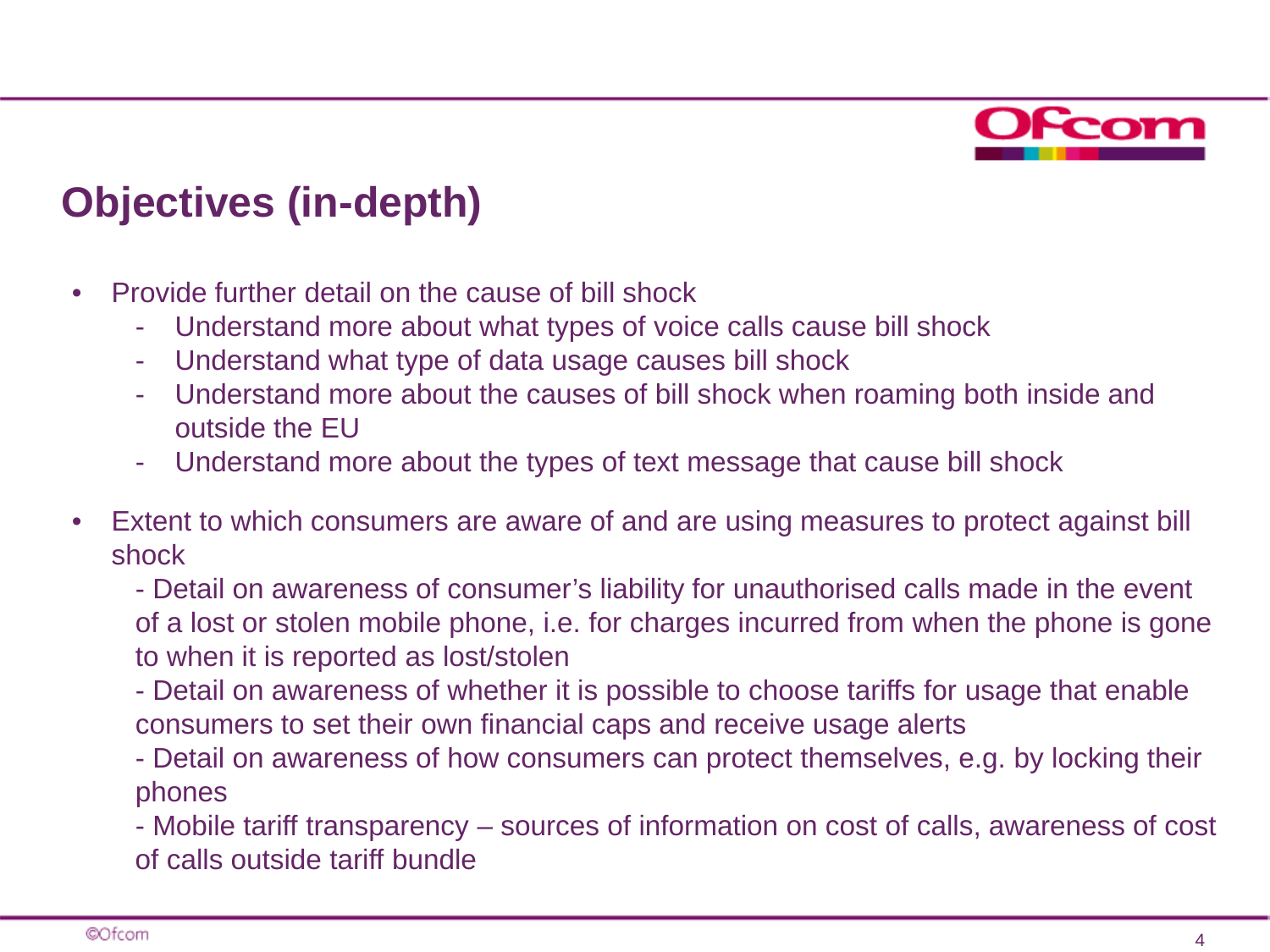# Objectives (in-depth)

- Provide further detail on the cause of bill shock
  - Understand more about what types of voice calls cause bill shock
  - Understand what type of data usage causes bill shock
  - Understand more about the causes of bill shock when roaming both inside and outside the EU
  - Understand more about the types of text message that cause bill shock

- Extent to which consumers are aware of and are using measures to protect against bill shock
  - Detail on awareness of consumer's liability for unauthorised calls made in the event of a lost or stolen mobile phone, i.e. for charges incurred from when the phone is gone to when it is reported as lost/stolen
  - Detail on awareness of whether it is possible to choose tariffs for usage that enable consumers to set their own financial caps and receive usage alerts
  - Detail on awareness of how consumers can protect themselves, e.g. by locking their phones
  - Mobile tariff transparency – sources of information on cost of calls, awareness of cost of calls outside tariff bundle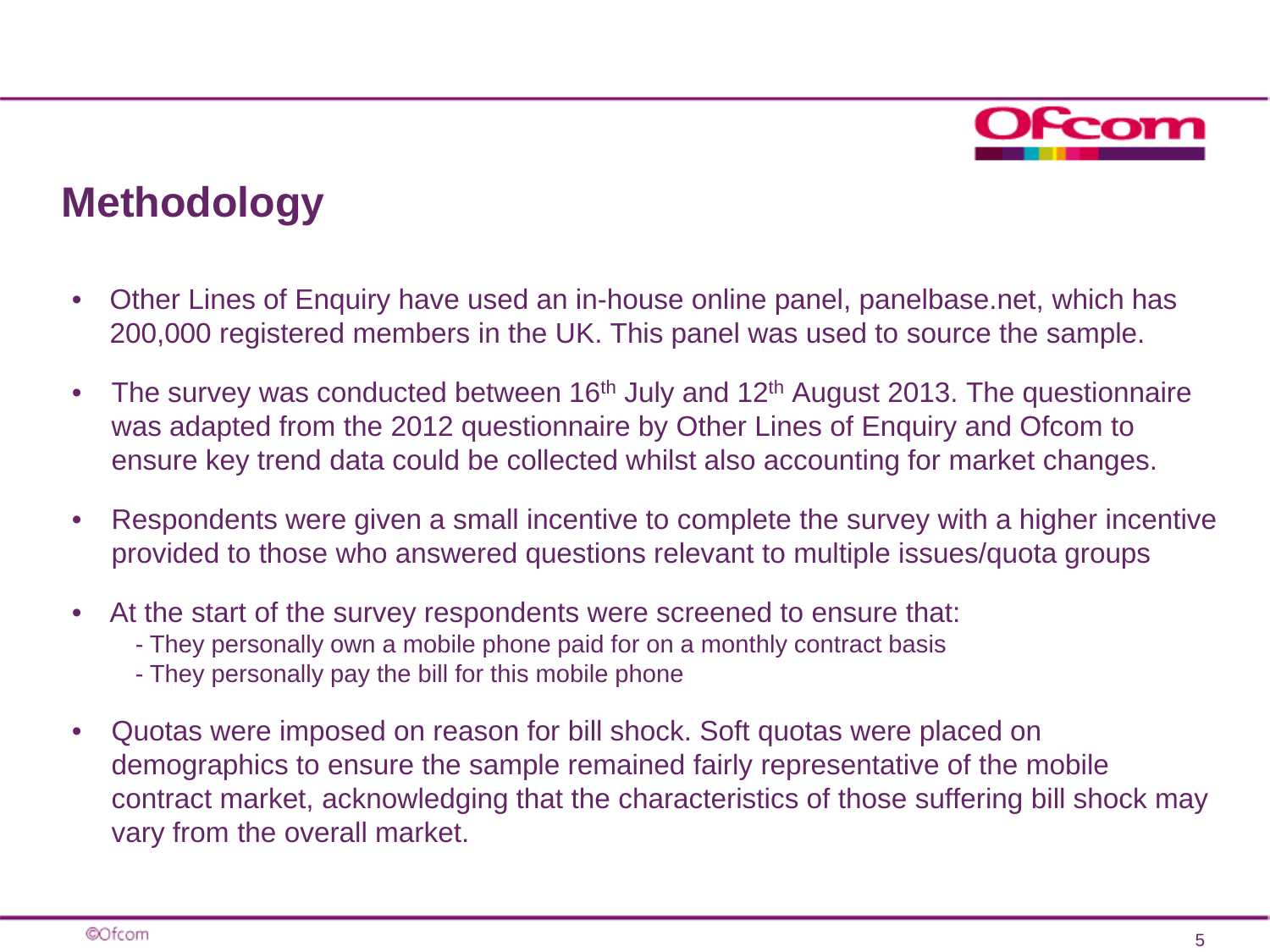# Methodology

- Other Lines of Enquiry have used an in-house online panel, panelbase.net, which has 200,000 registered members in the UK. This panel was used to source the sample.
- The survey was conducted between 16th July and 12th August 2013. The questionnaire was adapted from the 2012 questionnaire by Other Lines of Enquiry and Ofcom to ensure key trend data could be collected whilst also accounting for market changes.
- Respondents were given a small incentive to complete the survey with a higher incentive provided to those who answered questions relevant to multiple issues/quota groups
- At the start of the survey respondents were screened to ensure that:
  - They personally own a mobile phone paid for on a monthly contract basis
  - They personally pay the bill for this mobile phone
- Quotas were imposed on reason for bill shock. Soft quotas were placed on demographics to ensure the sample remained fairly representative of the mobile contract market, acknowledging that the characteristics of those suffering bill shock may vary from the overall market.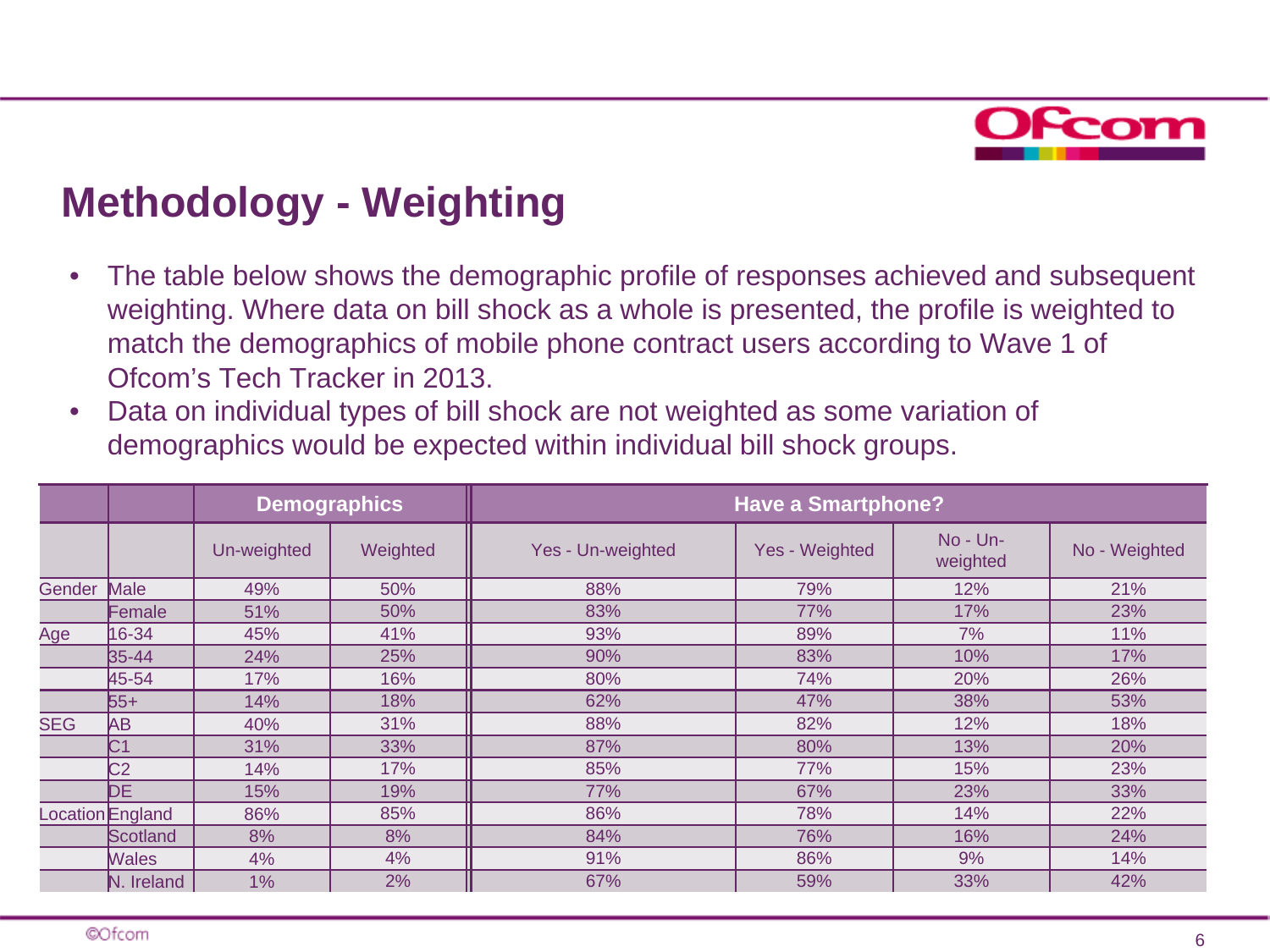# Methodology - Weighting

- The table below shows the demographic profile of responses achieved and subsequent weighting. Where data on bill shock as a whole is presented, the profile is weighted to match the demographics of mobile phone contract users according to Wave 1 of Ofcom's Tech Tracker in 2013.
- Data on individual types of bill shock are not weighted as some variation of demographics would be expected within individual bill shock groups.

| | | Demographics | | Have a Smartphone? | | | |
|---|---|---|---|---|---|---|---|
| | | Un-weighted | Weighted | Yes - Un-weighted | Yes - Weighted | No - Un-weighted | No - Weighted |
| Gender | Male | 49% | 50% | 88% | 79% | 12% | 21% |
| | Female | 51% | 50% | 83% | 77% | 17% | 23% |
| Age | 16-34 | 45% | 41% | 93% | 89% | 7% | 11% |
| | 35-44 | 24% | 25% | 90% | 83% | 10% | 17% |
| | 45-54 | 17% | 16% | 80% | 74% | 20% | 26% |
| | 55+ | 14% | 18% | 62% | 47% | 38% | 53% |
| SEG | AB | 40% | 31% | 88% | 82% | 12% | 18% |
| | C1 | 31% | 33% | 87% | 80% | 13% | 20% |
| | C2 | 14% | 17% | 85% | 77% | 15% | 23% |
| | DE | 15% | 19% | 77% | 67% | 23% | 33% |
| Location | England | 86% | 85% | 86% | 78% | 14% | 22% |
| | Scotland | 8% | 8% | 84% | 76% | 16% | 24% |
| | Wales | 4% | 4% | 91% | 86% | 9% | 14% |
| | N. Ireland | 1% | 2% | 67% | 59% | 33% | 42% |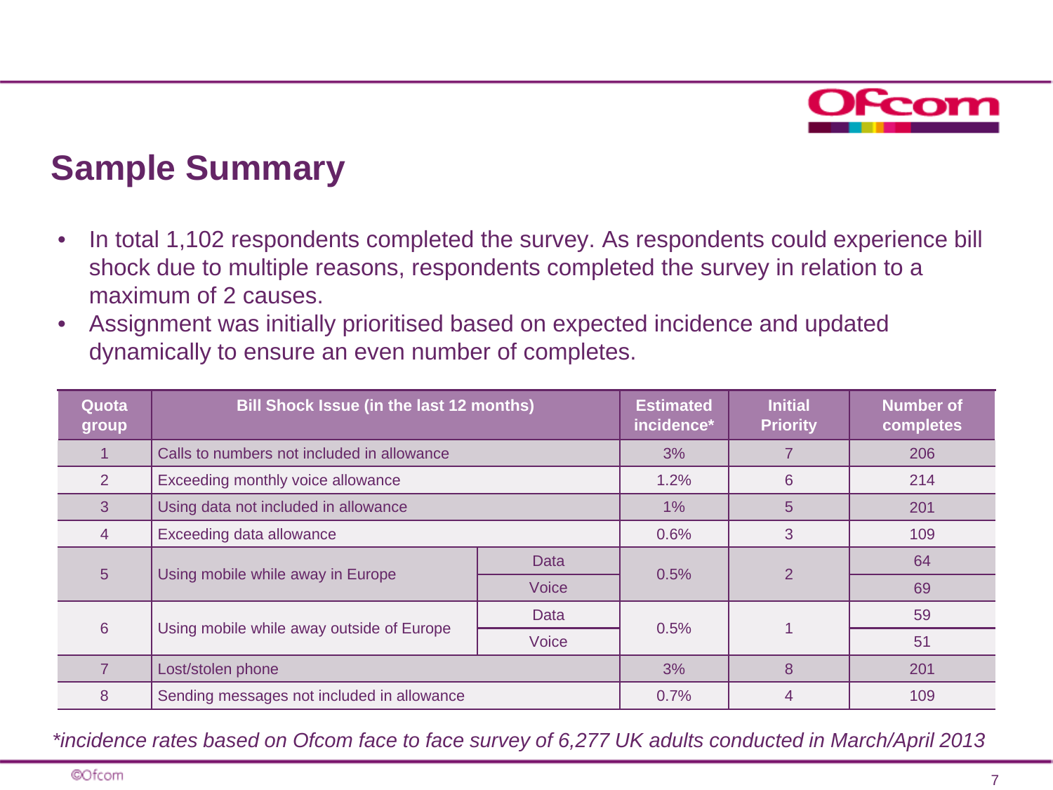# Sample Summary

- In total 1,102 respondents completed the survey. As respondents could experience bill shock due to multiple reasons, respondents completed the survey in relation to a maximum of 2 causes.
- Assignment was initially prioritised based on expected incidence and updated dynamically to ensure an even number of completes.

| Quota group | Bill Shock Issue (in the last 12 months) | | Estimated incidence* | Initial Priority | Number of completes |
|---|---|---|---|---|---|
| 1 | Calls to numbers not included in allowance | | 3% | 7 | 206 |
| 2 | Exceeding monthly voice allowance | | 1.2% | 6 | 214 |
| 3 | Using data not included in allowance | | 1% | 5 | 201 |
| 4 | Exceeding data allowance | | 0.6% | 3 | 109 |
| 5 | Using mobile while away in Europe | Data | 0.5% | 2 | 64 |
| | | Voice | | | 69 |
| 6 | Using mobile while away outside of Europe | Data | 0.5% | 1 | 59 |
| | | Voice | | | 51 |
| 7 | Lost/stolen phone | | 3% | 8 | 201 |
| 8 | Sending messages not included in allowance | | 0.7% | 4 | 109 |

*\*incidence rates based on Ofcom face to face survey of 6,277 UK adults conducted in March/April 2013*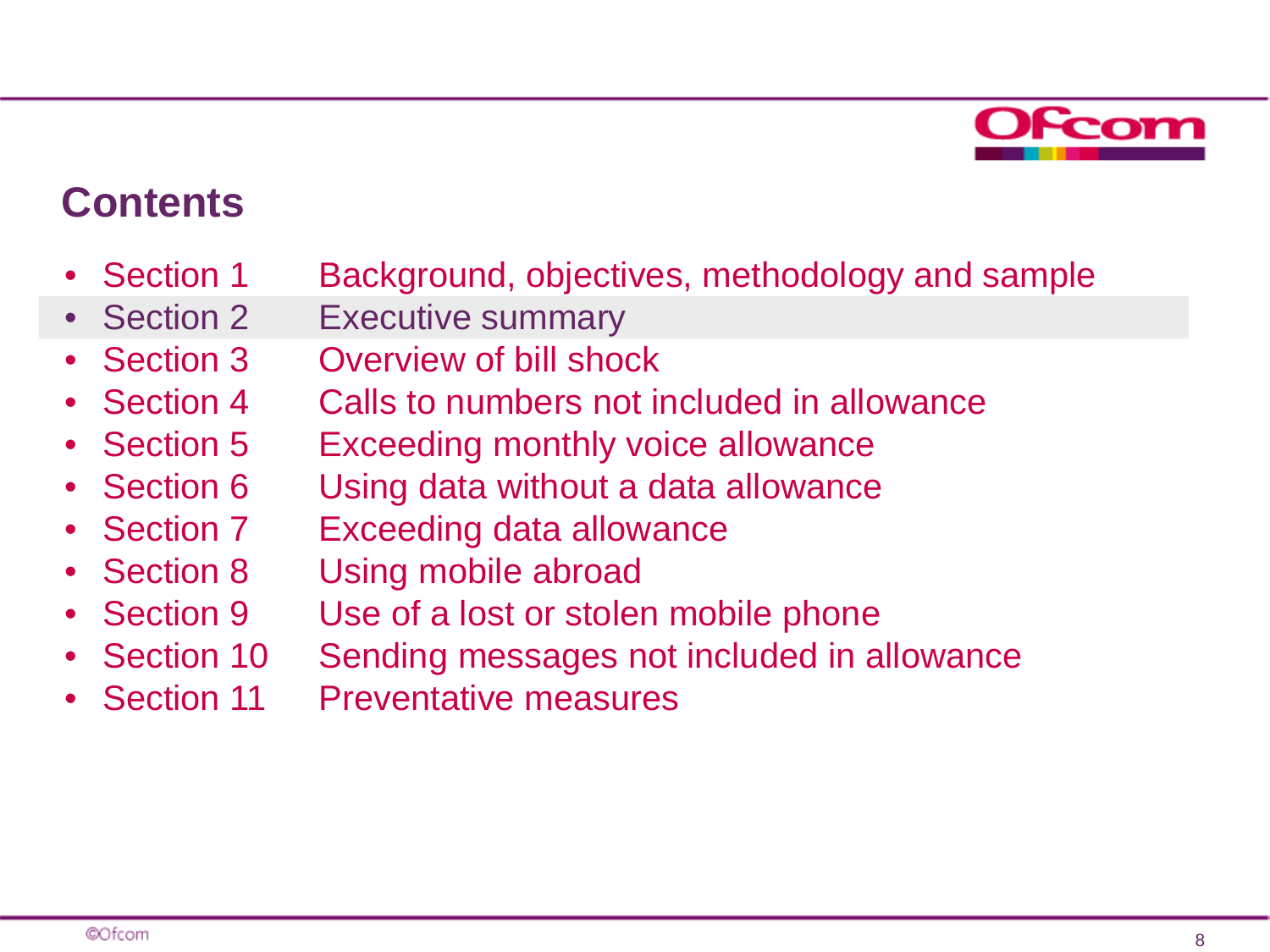## Contents

- Section 1 Background, objectives, methodology and sample
- Section 2 Executive summary
- Section 3 Overview of bill shock
- Section 4 Calls to numbers not included in allowance
- Section 5 Exceeding monthly voice allowance
- Section 6 Using data without a data allowance
- Section 7 Exceeding data allowance
- Section 8 Using mobile abroad
- Section 9 Use of a lost or stolen mobile phone
- Section 10 Sending messages not included in allowance
- Section 11 Preventative measures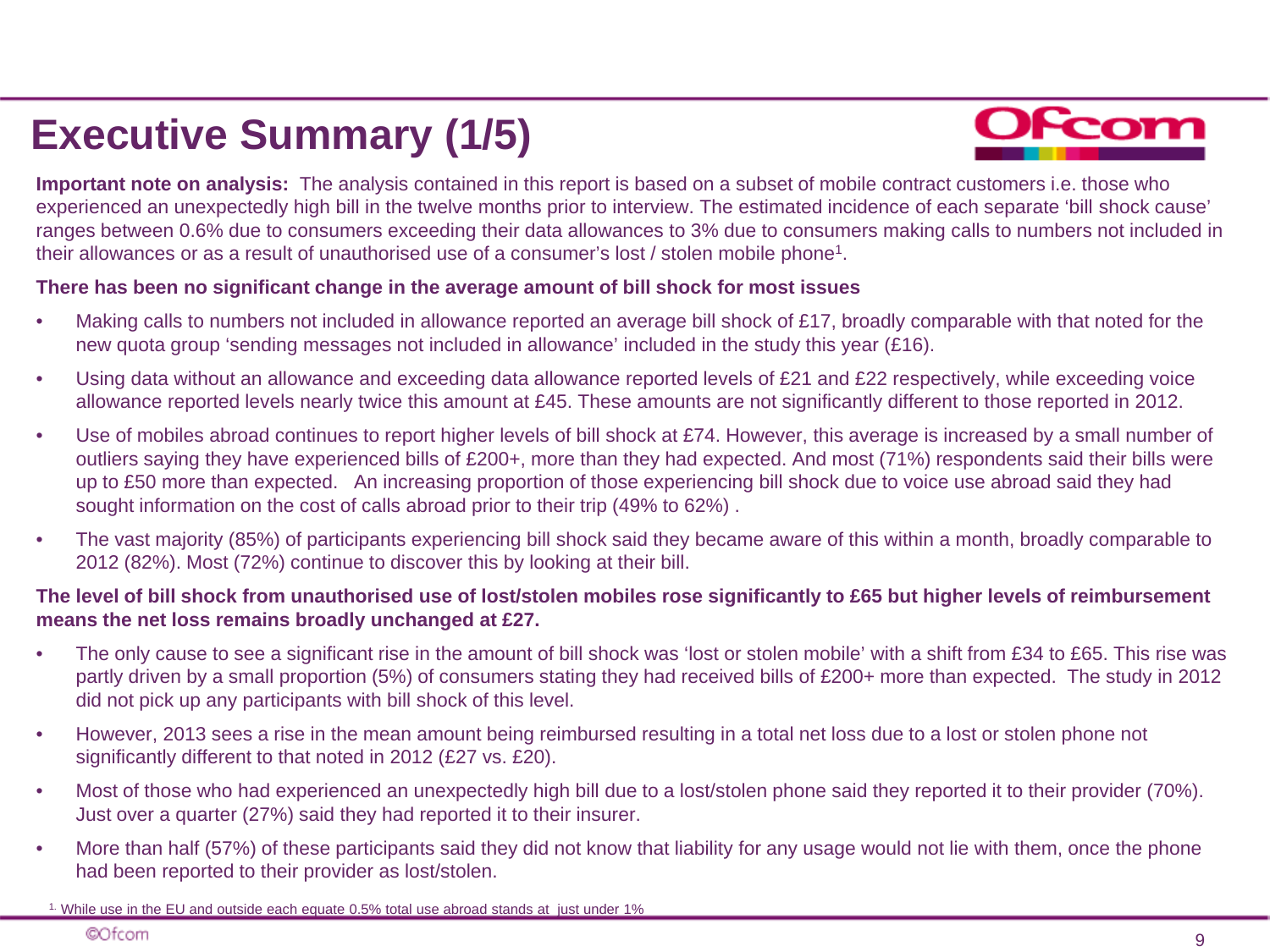# Executive Summary (1/5)

**Important note on analysis:** The analysis contained in this report is based on a subset of mobile contract customers i.e. those who experienced an unexpectedly high bill in the twelve months prior to interview. The estimated incidence of each separate 'bill shock cause' ranges between 0.6% due to consumers exceeding their data allowances to 3% due to consumers making calls to numbers not included in their allowances or as a result of unauthorised use of a consumer's lost / stolen mobile phone[1].

**There has been no significant change in the average amount of bill shock for most issues**

- Making calls to numbers not included in allowance reported an average bill shock of £17, broadly comparable with that noted for the new quota group 'sending messages not included in allowance' included in the study this year (£16).
- Using data without an allowance and exceeding data allowance reported levels of £21 and £22 respectively, while exceeding voice allowance reported levels nearly twice this amount at £45. These amounts are not significantly different to those reported in 2012.
- Use of mobiles abroad continues to report higher levels of bill shock at £74. However, this average is increased by a small number of outliers saying they have experienced bills of £200+, more than they had expected. And most (71%) respondents said their bills were up to £50 more than expected. An increasing proportion of those experiencing bill shock due to voice use abroad said they had sought information on the cost of calls abroad prior to their trip (49% to 62%) .
- The vast majority (85%) of participants experiencing bill shock said they became aware of this within a month, broadly comparable to 2012 (82%). Most (72%) continue to discover this by looking at their bill.

**The level of bill shock from unauthorised use of lost/stolen mobiles rose significantly to £65 but higher levels of reimbursement means the net loss remains broadly unchanged at £27.**

- The only cause to see a significant rise in the amount of bill shock was 'lost or stolen mobile' with a shift from £34 to £65. This rise was partly driven by a small proportion (5%) of consumers stating they had received bills of £200+ more than expected. The study in 2012 did not pick up any participants with bill shock of this level.
- However, 2013 sees a rise in the mean amount being reimbursed resulting in a total net loss due to a lost or stolen phone not significantly different to that noted in 2012 (£27 vs. £20).
- Most of those who had experienced an unexpectedly high bill due to a lost/stolen phone said they reported it to their provider (70%). Just over a quarter (27%) said they had reported it to their insurer.
- More than half (57%) of these participants said they did not know that liability for any usage would not lie with them, once the phone had been reported to their provider as lost/stolen.

[1] While use in the EU and outside each equate 0.5% total use abroad stands at just under 1%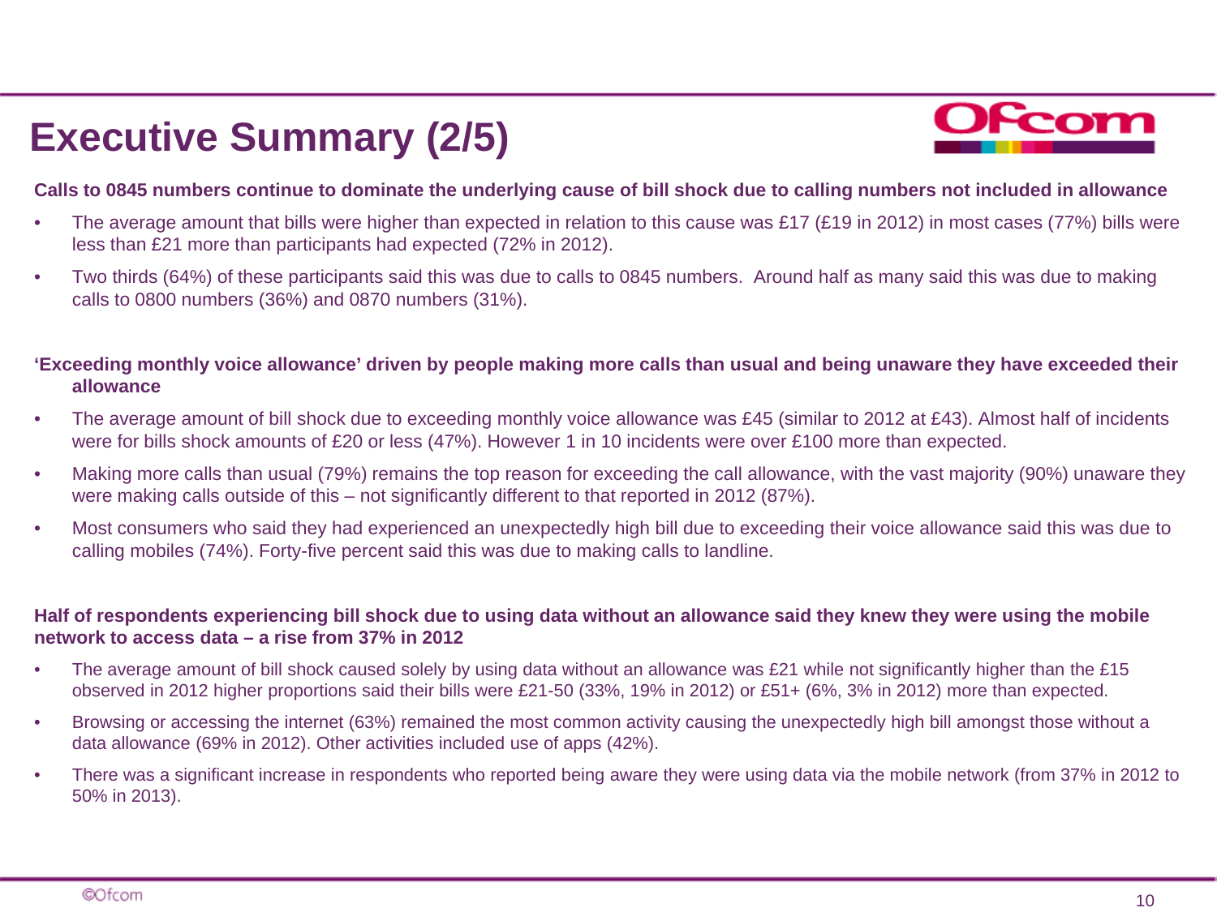# Executive Summary (2/5)

**Calls to 0845 numbers continue to dominate the underlying cause of bill shock due to calling numbers not included in allowance**

- The average amount that bills were higher than expected in relation to this cause was £17 (£19 in 2012) in most cases (77%) bills were less than £21 more than participants had expected (72% in 2012).
- Two thirds (64%) of these participants said this was due to calls to 0845 numbers. Around half as many said this was due to making calls to 0800 numbers (36%) and 0870 numbers (31%).

**'Exceeding monthly voice allowance' driven by people making more calls than usual and being unaware they have exceeded their allowance**

- The average amount of bill shock due to exceeding monthly voice allowance was £45 (similar to 2012 at £43). Almost half of incidents were for bills shock amounts of £20 or less (47%). However 1 in 10 incidents were over £100 more than expected.
- Making more calls than usual (79%) remains the top reason for exceeding the call allowance, with the vast majority (90%) unaware they were making calls outside of this – not significantly different to that reported in 2012 (87%).
- Most consumers who said they had experienced an unexpectedly high bill due to exceeding their voice allowance said this was due to calling mobiles (74%). Forty-five percent said this was due to making calls to landline.

**Half of respondents experiencing bill shock due to using data without an allowance said they knew they were using the mobile network to access data – a rise from 37% in 2012**

- The average amount of bill shock caused solely by using data without an allowance was £21 while not significantly higher than the £15 observed in 2012 higher proportions said their bills were £21-50 (33%, 19% in 2012) or £51+ (6%, 3% in 2012) more than expected.
- Browsing or accessing the internet (63%) remained the most common activity causing the unexpectedly high bill amongst those without a data allowance (69% in 2012). Other activities included use of apps (42%).
- There was a significant increase in respondents who reported being aware they were using data via the mobile network (from 37% in 2012 to 50% in 2013).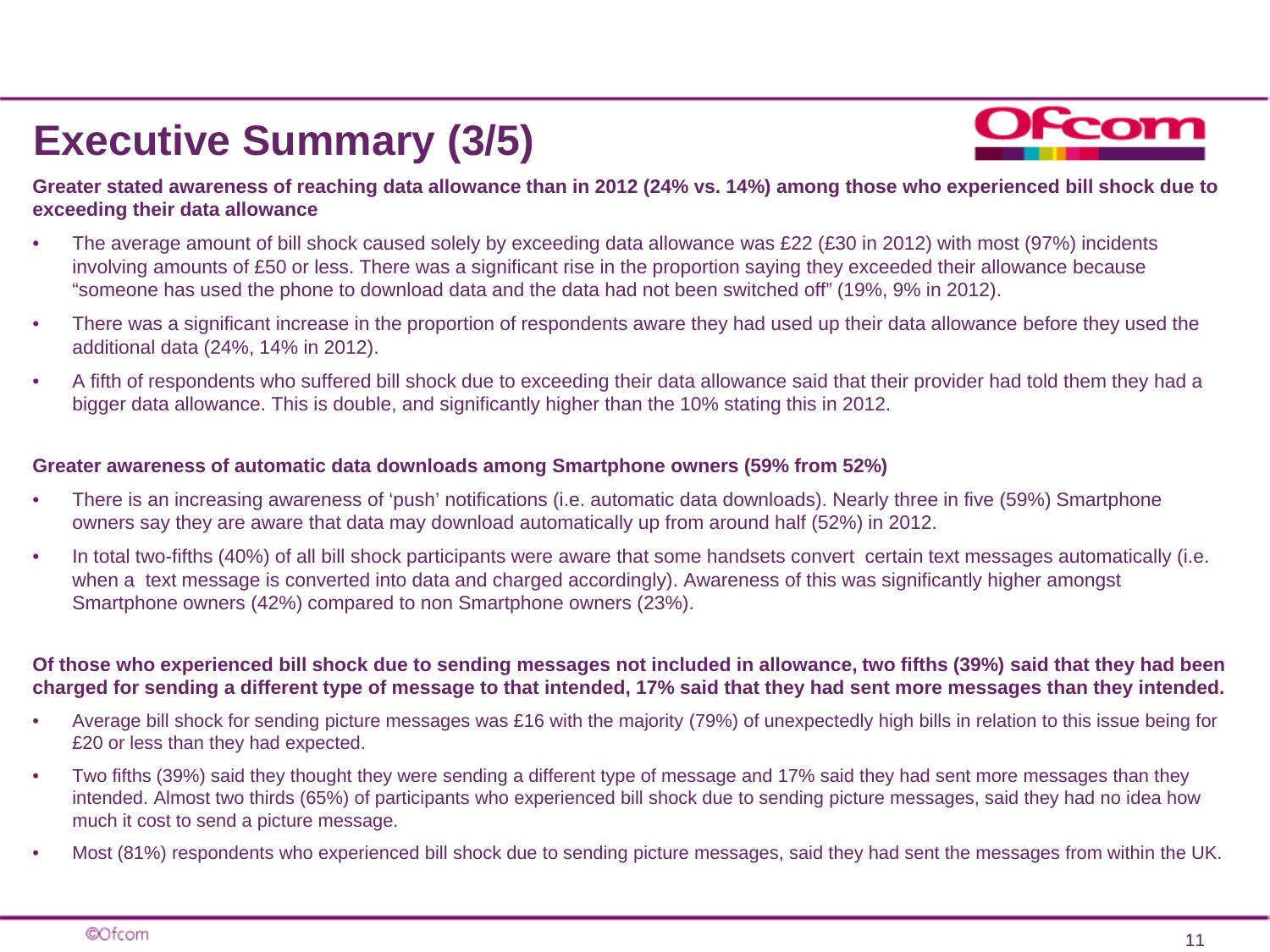# Executive Summary (3/5)

**Greater stated awareness of reaching data allowance than in 2012 (24% vs. 14%) among those who experienced bill shock due to exceeding their data allowance**

- The average amount of bill shock caused solely by exceeding data allowance was £22 (£30 in 2012) with most (97%) incidents involving amounts of £50 or less. There was a significant rise in the proportion saying they exceeded their allowance because "someone has used the phone to download data and the data had not been switched off" (19%, 9% in 2012).
- There was a significant increase in the proportion of respondents aware they had used up their data allowance before they used the additional data (24%, 14% in 2012).
- A fifth of respondents who suffered bill shock due to exceeding their data allowance said that their provider had told them they had a bigger data allowance. This is double, and significantly higher than the 10% stating this in 2012.

**Greater awareness of automatic data downloads among Smartphone owners (59% from 52%)**

- There is an increasing awareness of 'push' notifications (i.e. automatic data downloads). Nearly three in five (59%) Smartphone owners say they are aware that data may download automatically up from around half (52%) in 2012.
- In total two-fifths (40%) of all bill shock participants were aware that some handsets convert certain text messages automatically (i.e. when a text message is converted into data and charged accordingly). Awareness of this was significantly higher amongst Smartphone owners (42%) compared to non Smartphone owners (23%).

**Of those who experienced bill shock due to sending messages not included in allowance, two fifths (39%) said that they had been charged for sending a different type of message to that intended, 17% said that they had sent more messages than they intended.**

- Average bill shock for sending picture messages was £16 with the majority (79%) of unexpectedly high bills in relation to this issue being for £20 or less than they had expected.
- Two fifths (39%) said they thought they were sending a different type of message and 17% said they had sent more messages than they intended. Almost two thirds (65%) of participants who experienced bill shock due to sending picture messages, said they had no idea how much it cost to send a picture message.
- Most (81%) respondents who experienced bill shock due to sending picture messages, said they had sent the messages from within the UK.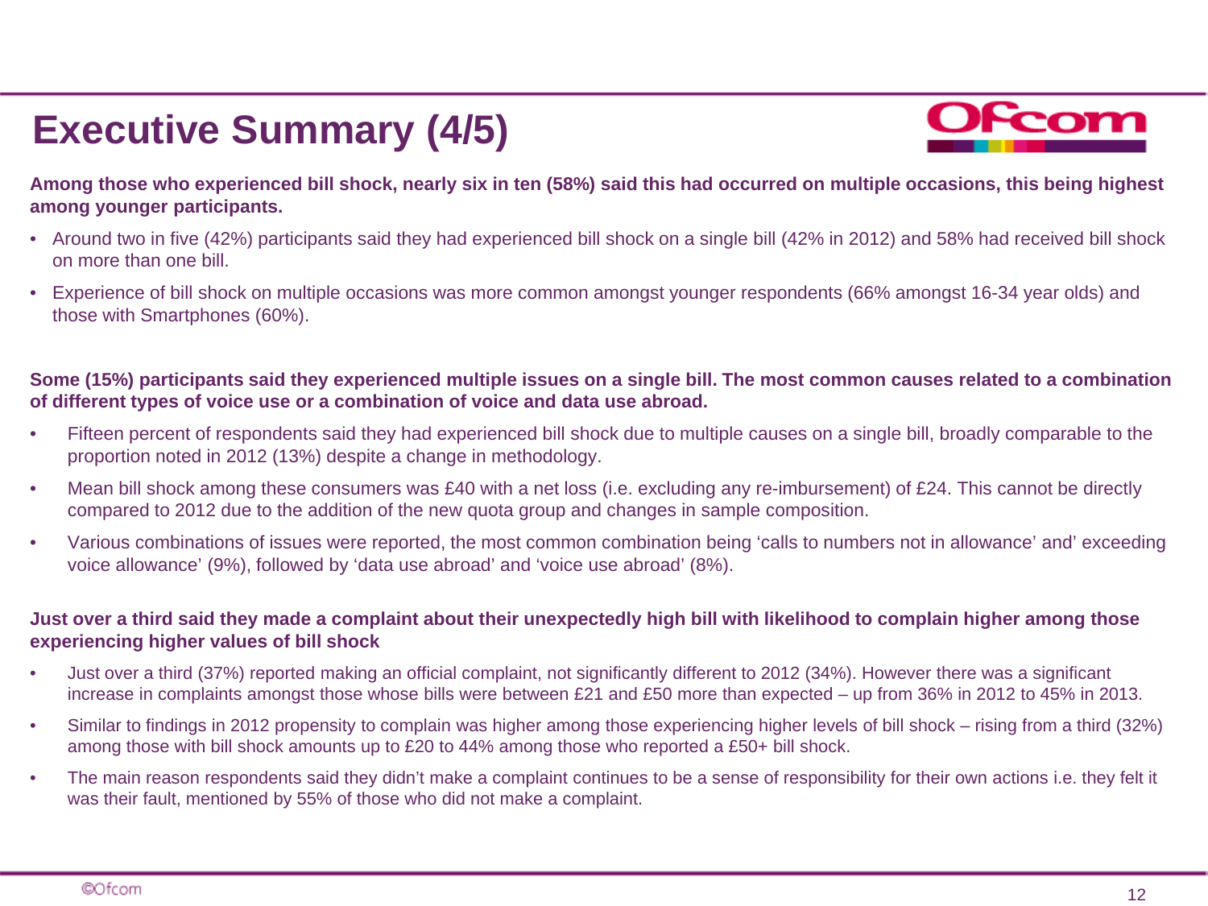# Executive Summary (4/5)

**Among those who experienced bill shock, nearly six in ten (58%) said this had occurred on multiple occasions, this being highest among younger participants.**

- Around two in five (42%) participants said they had experienced bill shock on a single bill (42% in 2012) and 58% had received bill shock on more than one bill.
- Experience of bill shock on multiple occasions was more common amongst younger respondents (66% amongst 16-34 year olds) and those with Smartphones (60%).

**Some (15%) participants said they experienced multiple issues on a single bill. The most common causes related to a combination of different types of voice use or a combination of voice and data use abroad.**

- Fifteen percent of respondents said they had experienced bill shock due to multiple causes on a single bill, broadly comparable to the proportion noted in 2012 (13%) despite a change in methodology.
- Mean bill shock among these consumers was £40 with a net loss (i.e. excluding any re-imbursement) of £24. This cannot be directly compared to 2012 due to the addition of the new quota group and changes in sample composition.
- Various combinations of issues were reported, the most common combination being 'calls to numbers not in allowance' and' exceeding voice allowance' (9%), followed by 'data use abroad' and 'voice use abroad' (8%).

**Just over a third said they made a complaint about their unexpectedly high bill with likelihood to complain higher among those experiencing higher values of bill shock**

- Just over a third (37%) reported making an official complaint, not significantly different to 2012 (34%). However there was a significant increase in complaints amongst those whose bills were between £21 and £50 more than expected – up from 36% in 2012 to 45% in 2013.
- Similar to findings in 2012 propensity to complain was higher among those experiencing higher levels of bill shock – rising from a third (32%) among those with bill shock amounts up to £20 to 44% among those who reported a £50+ bill shock.
- The main reason respondents said they didn't make a complaint continues to be a sense of responsibility for their own actions i.e. they felt it was their fault, mentioned by 55% of those who did not make a complaint.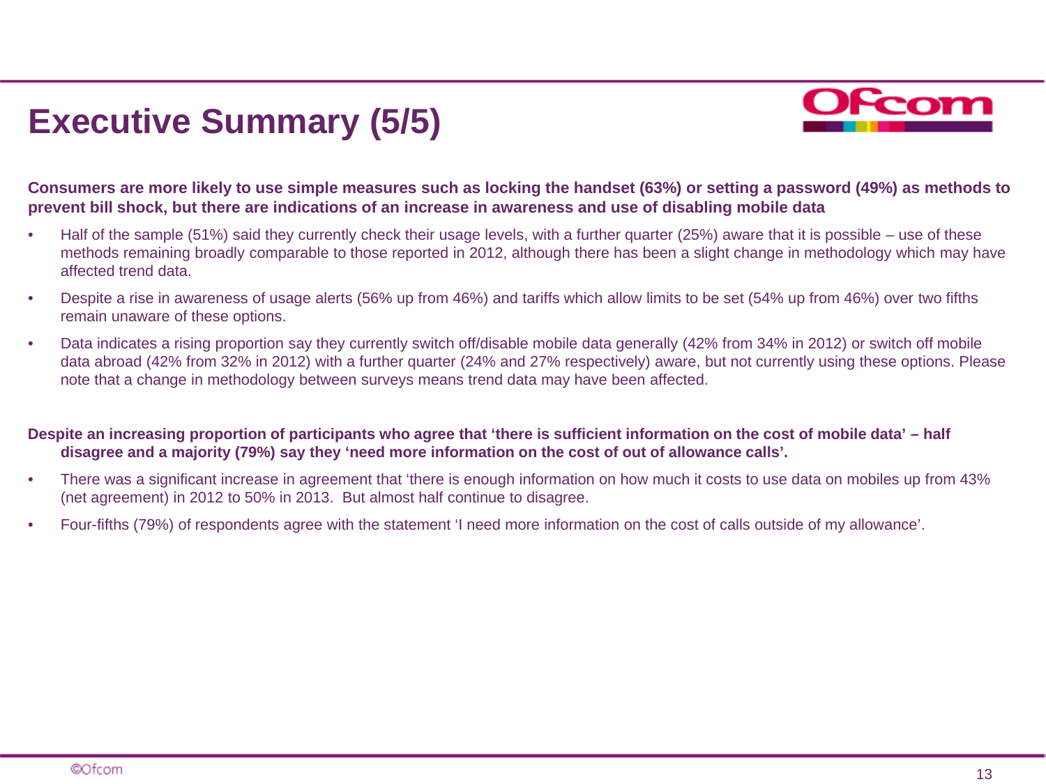# Executive Summary (5/5)

**Consumers are more likely to use simple measures such as locking the handset (63%) or setting a password (49%) as methods to prevent bill shock, but there are indications of an increase in awareness and use of disabling mobile data**

- Half of the sample (51%) said they currently check their usage levels, with a further quarter (25%) aware that it is possible – use of these methods remaining broadly comparable to those reported in 2012, although there has been a slight change in methodology which may have affected trend data.
- Despite a rise in awareness of usage alerts (56% up from 46%) and tariffs which allow limits to be set (54% up from 46%) over two fifths remain unaware of these options.
- Data indicates a rising proportion say they currently switch off/disable mobile data generally (42% from 34% in 2012) or switch off mobile data abroad (42% from 32% in 2012) with a further quarter (24% and 27% respectively) aware, but not currently using these options. Please note that a change in methodology between surveys means trend data may have been affected.

**Despite an increasing proportion of participants who agree that 'there is sufficient information on the cost of mobile data' – half disagree and a majority (79%) say they 'need more information on the cost of out of allowance calls'.**

- There was a significant increase in agreement that 'there is enough information on how much it costs to use data on mobiles up from 43% (net agreement) in 2012 to 50% in 2013. But almost half continue to disagree.
- Four-fifths (79%) of respondents agree with the statement 'I need more information on the cost of calls outside of my allowance'.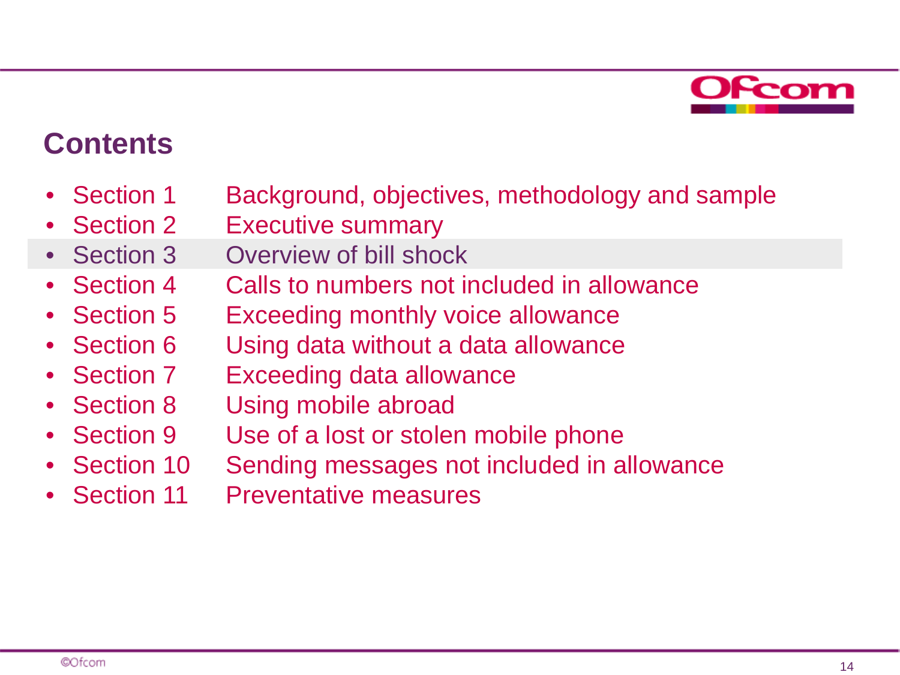## Contents

- Section 1 Background, objectives, methodology and sample
- Section 2 Executive summary
- Section 3 Overview of bill shock
- Section 4 Calls to numbers not included in allowance
- Section 5 Exceeding monthly voice allowance
- Section 6 Using data without a data allowance
- Section 7 Exceeding data allowance
- Section 8 Using mobile abroad
- Section 9 Use of a lost or stolen mobile phone
- Section 10 Sending messages not included in allowance
- Section 11 Preventative measures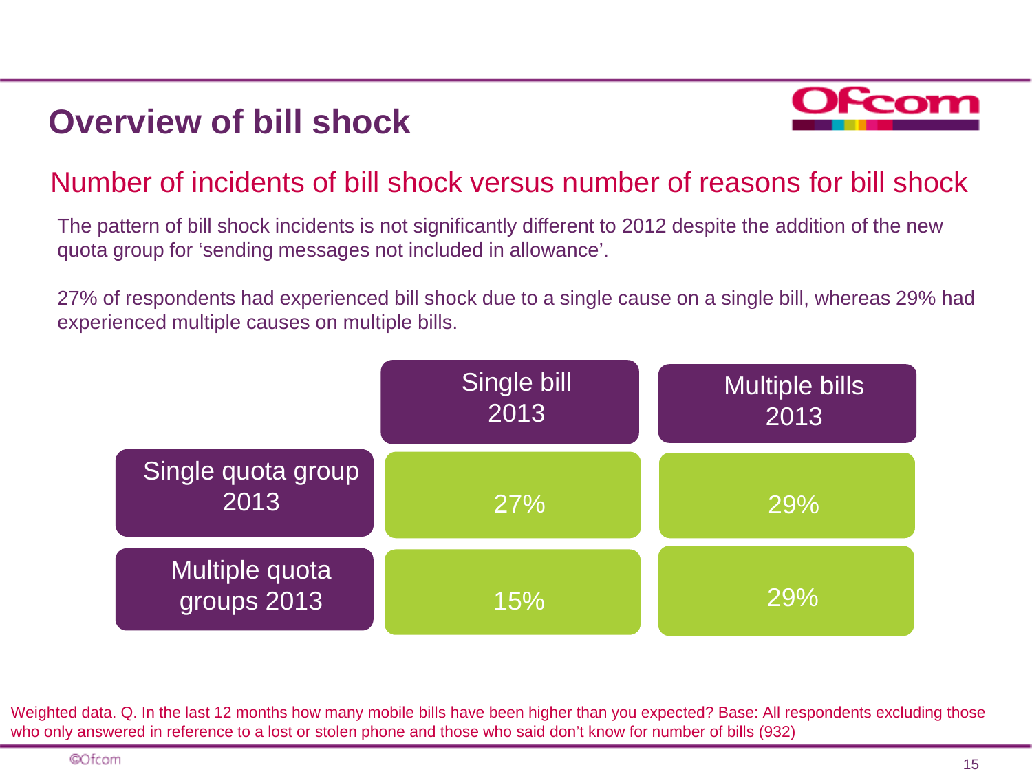# Overview of bill shock

## Number of incidents of bill shock versus number of reasons for bill shock

The pattern of bill shock incidents is not significantly different to 2012 despite the addition of the new quota group for 'sending messages not included in allowance'.

27% of respondents had experienced bill shock due to a single cause on a single bill, whereas 29% had experienced multiple causes on multiple bills.

| | Single bill 2013 | Multiple bills 2013 |
|---|---|---|
| Single quota group 2013 | 27% | 29% |
| Multiple quota groups 2013 | 15% | 29% |

Weighted data. Q. In the last 12 months how many mobile bills have been higher than you expected? Base: All respondents excluding those who only answered in reference to a lost or stolen phone and those who said don't know for number of bills (932)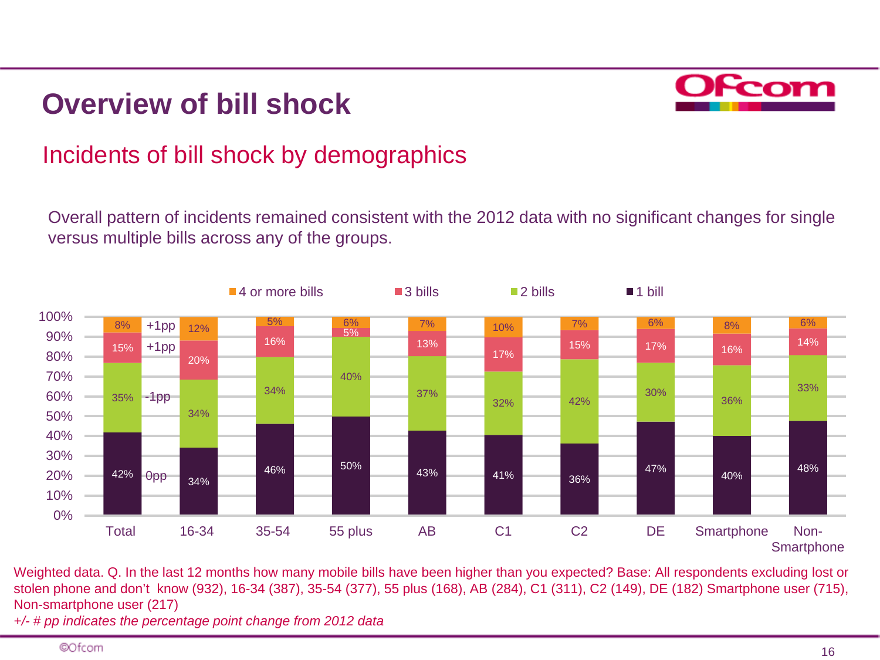# Overview of bill shock

## Incidents of bill shock by demographics

Overall pattern of incidents remained consistent with the 2012 data with no significant changes for single versus multiple bills across any of the groups.

| | Total | 16-34 | 35-54 | 55 plus | AB | C1 | C2 | DE | Smartphone | Non-Smartphone |
|---|---|---|---|---|---|---|---|---|---|---|
| 4 or more bills | 8% (+1pp) | 12% | 5% | 6% | 7% | 10% | 7% | 6% | 8% | 6% |
| 3 bills | 15% (+1pp) | 20% | 16% | 5% | 13% | 17% | 15% | 17% | 16% | 14% |
| 2 bills | 35% (-1pp) | 34% | 34% | 40% | 37% | 32% | 42% | 30% | 36% | 33% |
| 1 bill | 42% (0pp) | 34% | 46% | 50% | 43% | 41% | 36% | 47% | 40% | 48% |

Weighted data. Q. In the last 12 months how many mobile bills have been higher than you expected? Base: All respondents excluding lost or stolen phone and don't know (932), 16-34 (387), 35-54 (377), 55 plus (168), AB (284), C1 (311), C2 (149), DE (182) Smartphone user (715), Non-smartphone user (217)

*+/- # pp indicates the percentage point change from 2012 data*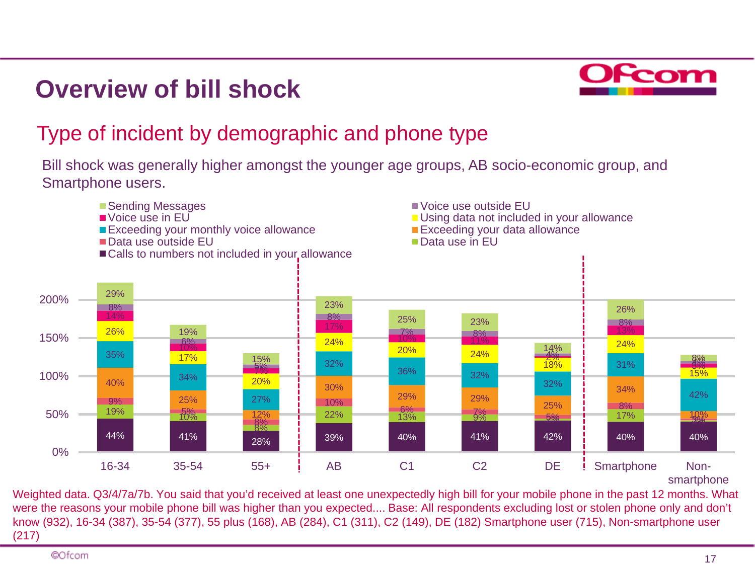# Overview of bill shock

## Type of incident by demographic and phone type

Bill shock was generally higher amongst the younger age groups, AB socio-economic group, and Smartphone users.

| | 16-34 | 35-54 | 55+ | AB | C1 | C2 | DE | Smartphone | Non-smartphone |
|---|---|---|---|---|---|---|---|---|---|
| Sending Messages | 29% | 19% | 15% | 23% | 25% | 23% | 14% | 26% | 8% |
| Voice use outside EU | 8% | 6% | 5% | 8% | 7% | 8% | 4% | 8% | 4% |
| Voice use in EU | 14% | 10% | 7% | 17% | 10% | 11% | 2% | 13% | 6% |
| Using data not included in your allowance | 26% | 17% | 20% | 24% | 20% | 24% | 18% | 24% | 15% |
| Exceeding your monthly voice allowance | 35% | 34% | 27% | 32% | 36% | 32% | 32% | 31% | 42% |
| Exceeding your data allowance | 40% | 25% | 12% | 30% | 29% | 29% | 25% | 34% | 10% |
| Data use outside EU | 9% | 5% | 8% | 10% | 6% | 7% | 5% | 8% | 3% |
| Data use in EU | 19% | 10% | 8% | 22% | 13% | 9% | | 17% | |
| Calls to numbers not included in your allowance | 44% | 41% | 28% | 39% | 40% | 41% | 42% | 40% | 40% |

Weighted data. Q3/4/7a/7b. You said that you'd received at least one unexpectedly high bill for your mobile phone in the past 12 months. What were the reasons your mobile phone bill was higher than you expected.... Base: All respondents excluding lost or stolen phone only and don't know (932), 16-34 (387), 35-54 (377), 55 plus (168), AB (284), C1 (311), C2 (149), DE (182) Smartphone user (715), Non-smartphone user (217)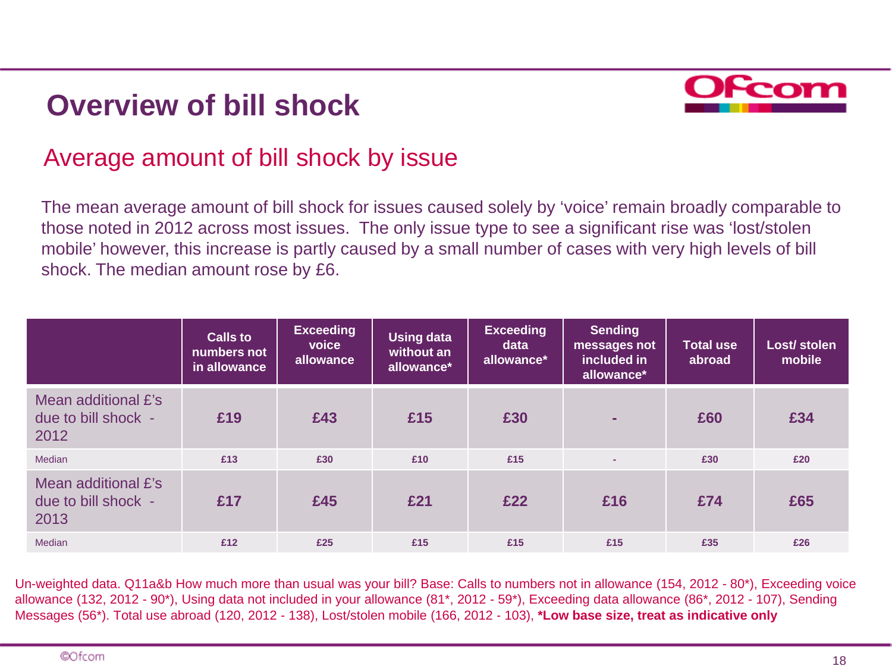# Overview of bill shock

## Average amount of bill shock by issue

The mean average amount of bill shock for issues caused solely by 'voice' remain broadly comparable to those noted in 2012 across most issues. The only issue type to see a significant rise was 'lost/stolen mobile' however, this increase is partly caused by a small number of cases with very high levels of bill shock. The median amount rose by £6.

| | Calls to numbers not in allowance | Exceeding voice allowance | Using data without an allowance* | Exceeding data allowance* | Sending messages not included in allowance* | Total use abroad | Lost/ stolen mobile |
|---|---|---|---|---|---|---|---|
| Mean additional £'s due to bill shock - 2012 | **£19** | **£43** | **£15** | **£30** | - | **£60** | **£34** |
| Median | £13 | £30 | £10 | £15 | - | £30 | £20 |
| Mean additional £'s due to bill shock - 2013 | **£17** | **£45** | **£21** | **£22** | **£16** | **£74** | **£65** |
| Median | £12 | £25 | £15 | £15 | £15 | £35 | £26 |

Un-weighted data. Q11a&b How much more than usual was your bill? Base: Calls to numbers not in allowance (154, 2012 - 80*), Exceeding voice allowance (132, 2012 - 90*), Using data not included in your allowance (81*, 2012 - 59*), Exceeding data allowance (86*, 2012 - 107), Sending Messages (56*). Total use abroad (120, 2012 - 138), Lost/stolen mobile (166, 2012 - 103), **\*Low base size, treat as indicative only**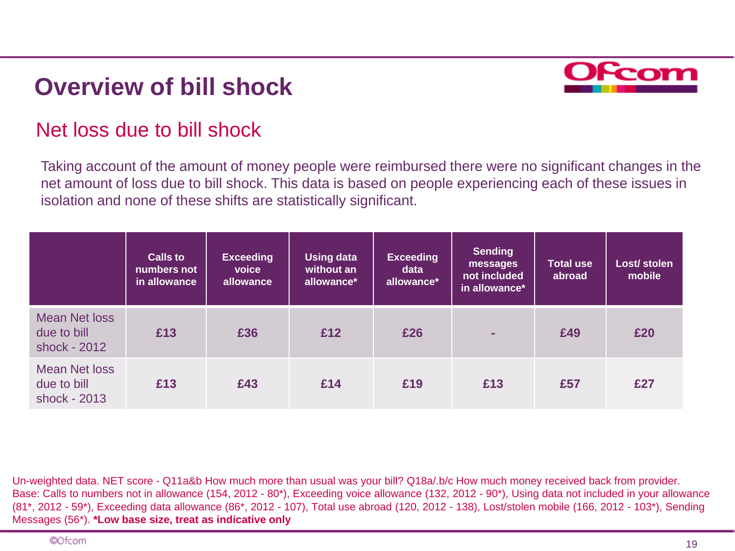# Overview of bill shock

## Net loss due to bill shock

Taking account of the amount of money people were reimbursed there were no significant changes in the net amount of loss due to bill shock. This data is based on people experiencing each of these issues in isolation and none of these shifts are statistically significant.

| | Calls to numbers not in allowance | Exceeding voice allowance | Using data without an allowance* | Exceeding data allowance* | Sending messages not included in allowance* | Total use abroad | Lost/ stolen mobile |
|---|---|---|---|---|---|---|---|
| Mean Net loss due to bill shock - 2012 | £13 | £36 | £12 | £26 | - | £49 | £20 |
| Mean Net loss due to bill shock - 2013 | £13 | £43 | £14 | £19 | £13 | £57 | £27 |

Un-weighted data. NET score - Q11a&b How much more than usual was your bill? Q18a/.b/c How much money received back from provider. Base: Calls to numbers not in allowance (154, 2012 - 80*), Exceeding voice allowance (132, 2012 - 90*), Using data not included in your allowance (81*, 2012 - 59*), Exceeding data allowance (86*, 2012 - 107), Total use abroad (120, 2012 - 138), Lost/stolen mobile (166, 2012 - 103*), Sending Messages (56*). **\*Low base size, treat as indicative only**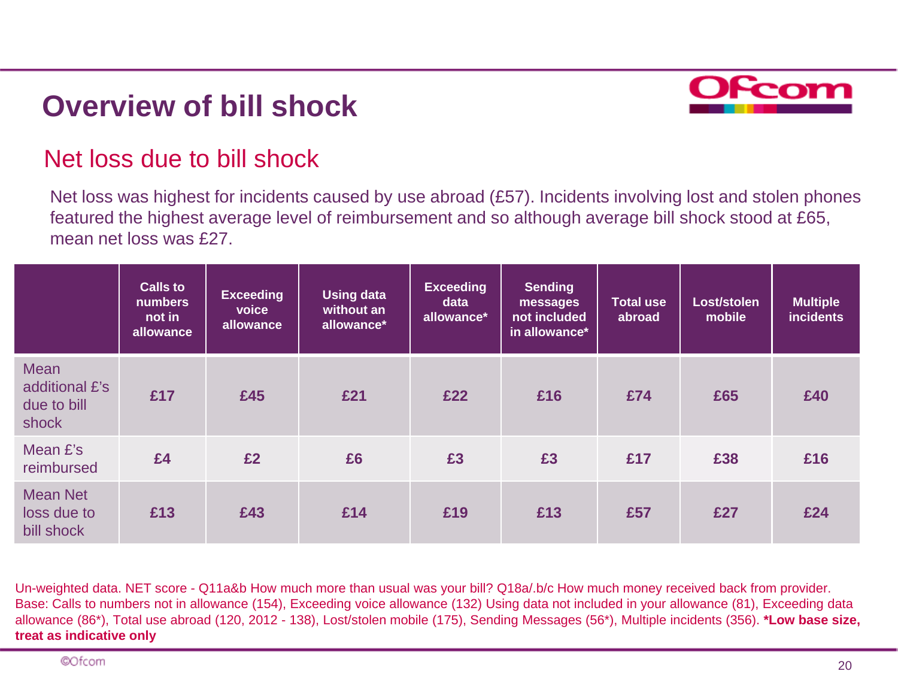# Overview of bill shock

## Net loss due to bill shock

Net loss was highest for incidents caused by use abroad (£57). Incidents involving lost and stolen phones featured the highest average level of reimbursement and so although average bill shock stood at £65, mean net loss was £27.

| | Calls to numbers not in allowance | Exceeding voice allowance | Using data without an allowance* | Exceeding data allowance* | Sending messages not included in allowance* | Total use abroad | Lost/stolen mobile | Multiple incidents |
|---|---|---|---|---|---|---|---|---|
| Mean additional £'s due to bill shock | £17 | £45 | £21 | £22 | £16 | £74 | £65 | £40 |
| Mean £'s reimbursed | £4 | £2 | £6 | £3 | £3 | £17 | £38 | £16 |
| Mean Net loss due to bill shock | £13 | £43 | £14 | £19 | £13 | £57 | £27 | £24 |

Un-weighted data. NET score - Q11a&b How much more than usual was your bill? Q18a/.b/c How much money received back from provider. Base: Calls to numbers not in allowance (154), Exceeding voice allowance (132) Using data not included in your allowance (81), Exceeding data allowance (86*), Total use abroad (120, 2012 - 138), Lost/stolen mobile (175), Sending Messages (56*), Multiple incidents (356). **\*Low base size, treat as indicative only**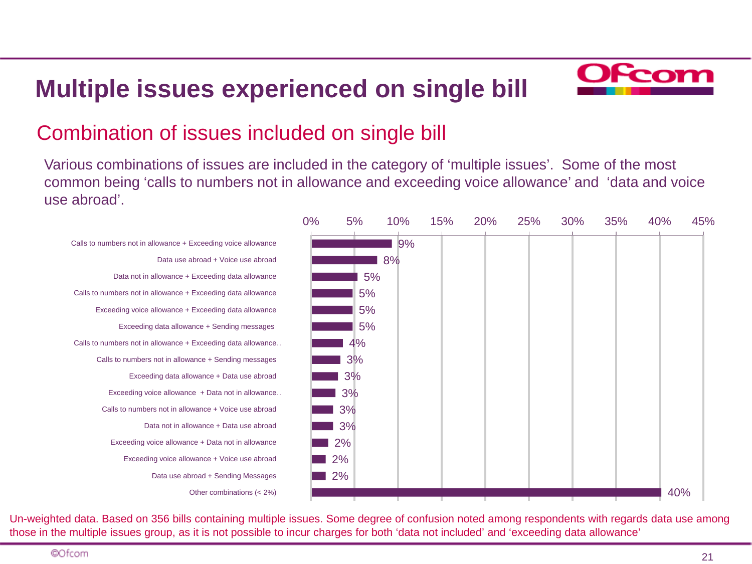# Multiple issues experienced on single bill

## Combination of issues included on single bill

Various combinations of issues are included in the category of 'multiple issues'. Some of the most common being 'calls to numbers not in allowance and exceeding voice allowance' and 'data and voice use abroad'.

| Combination | % |
|---|---|
| Calls to numbers not in allowance + Exceeding voice allowance | 9% |
| Data use abroad + Voice use abroad | 8% |
| Data not in allowance + Exceeding data allowance | 5% |
| Calls to numbers not in allowance + Exceeding data allowance | 5% |
| Exceeding voice allowance + Exceeding data allowance | 5% |
| Exceeding data allowance + Sending messages | 5% |
| Calls to numbers not in allowance + Exceeding data allowance.. | 4% |
| Calls to numbers not in allowance + Sending messages | 3% |
| Exceeding data allowance + Data use abroad | 3% |
| Exceeding voice allowance + Data not in allowance.. | 3% |
| Calls to numbers not in allowance + Voice use abroad | 3% |
| Data not in allowance + Data use abroad | 3% |
| Exceeding voice allowance + Data not in allowance | 2% |
| Exceeding voice allowance + Voice use abroad | 2% |
| Data use abroad + Sending Messages | 2% |
| Other combinations (< 2%) | 40% |

Un-weighted data. Based on 356 bills containing multiple issues. Some degree of confusion noted among respondents with regards data use among those in the multiple issues group, as it is not possible to incur charges for both 'data not included' and 'exceeding data allowance'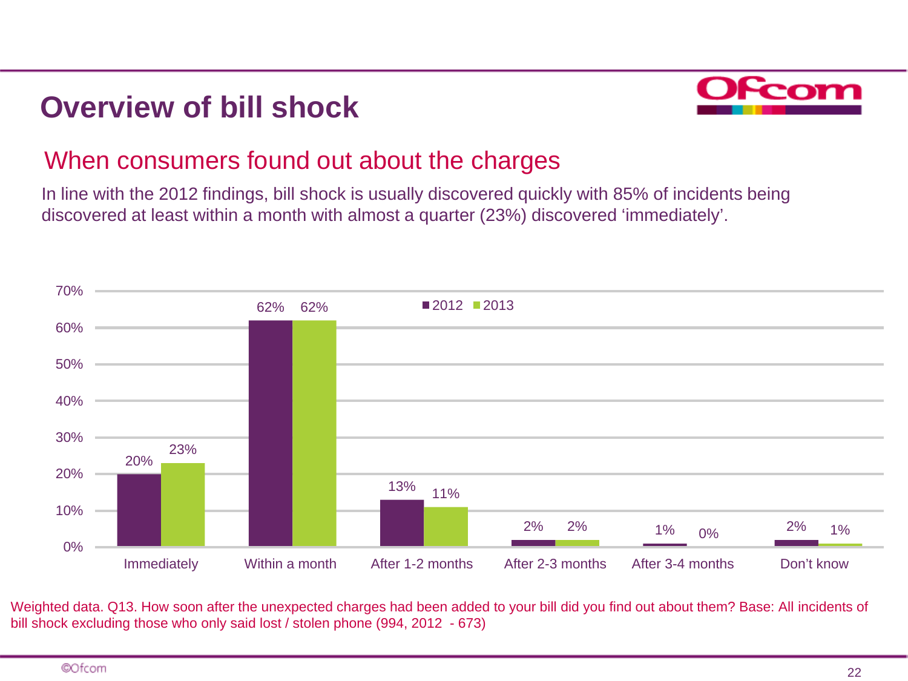# Overview of bill shock

## When consumers found out about the charges

In line with the 2012 findings, bill shock is usually discovered quickly with 85% of incidents being discovered at least within a month with almost a quarter (23%) discovered 'immediately'.

| | 2012 | 2013 |
|---|---|---|
| Immediately | 20% | 23% |
| Within a month | 62% | 62% |
| After 1-2 months | 13% | 11% |
| After 2-3 months | 2% | 2% |
| After 3-4 months | 1% | 0% |
| Don't know | 2% | 1% |

Weighted data. Q13. How soon after the unexpected charges had been added to your bill did you find out about them? Base: All incidents of bill shock excluding those who only said lost / stolen phone (994, 2012 - 673)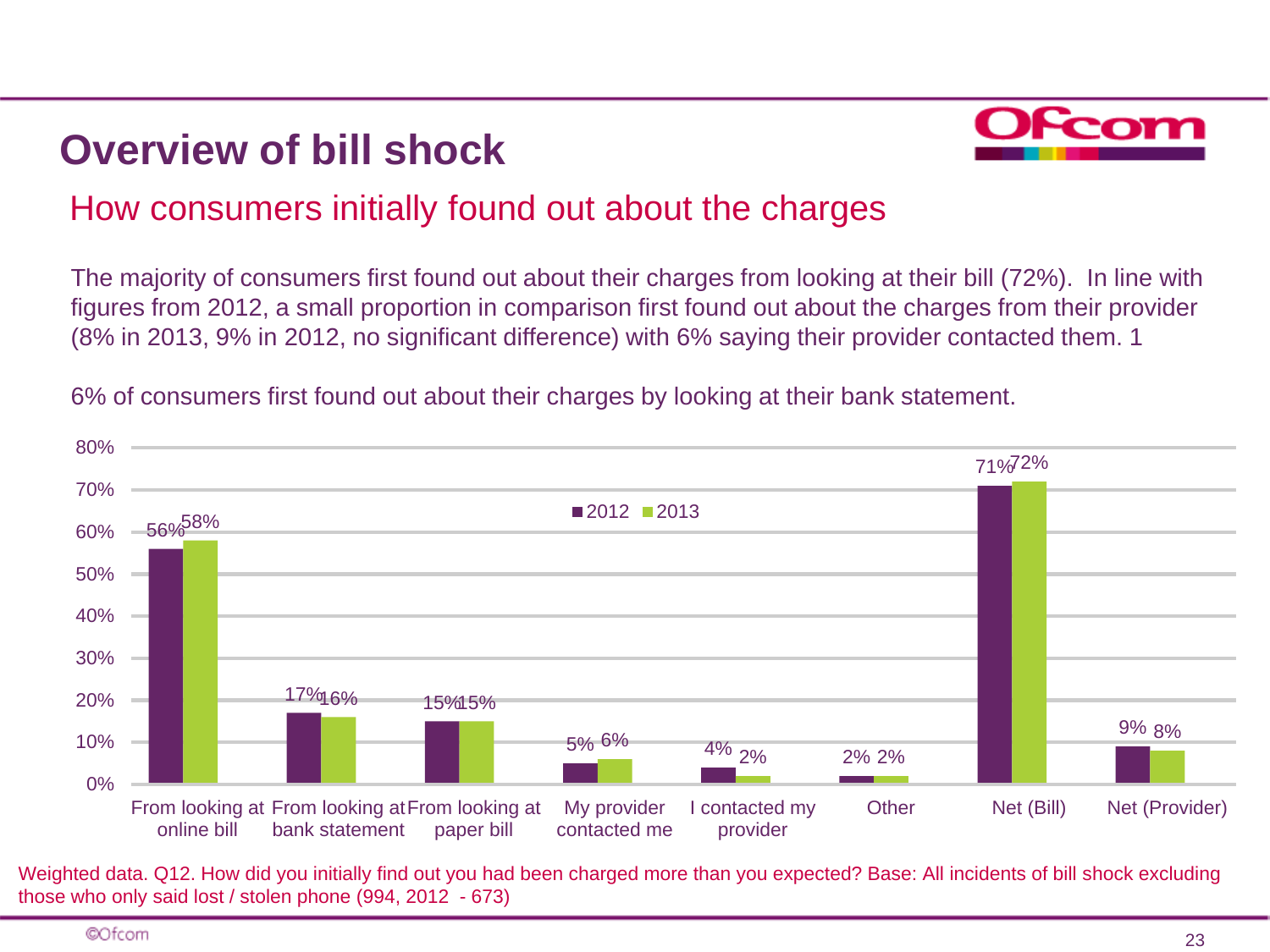# Overview of bill shock

## How consumers initially found out about the charges

The majority of consumers first found out about their charges from looking at their bill (72%). In line with figures from 2012, a small proportion in comparison first found out about the charges from their provider (8% in 2013, 9% in 2012, no significant difference) with 6% saying their provider contacted them. 1

6% of consumers first found out about their charges by looking at their bank statement.

| | 2012 | 2013 |
|---|---|---|
| From looking at online bill | 56% | 58% |
| From looking at bank statement | 17% | 16% |
| From looking at paper bill | 15% | 15% |
| My provider contacted me | 5% | 6% |
| I contacted my provider | 4% | 2% |
| Other | 2% | 2% |
| Net (Bill) | 71% | 72% |
| Net (Provider) | 9% | 8% |

Weighted data. Q12. How did you initially find out you had been charged more than you expected? Base: All incidents of bill shock excluding those who only said lost / stolen phone (994, 2012 - 673)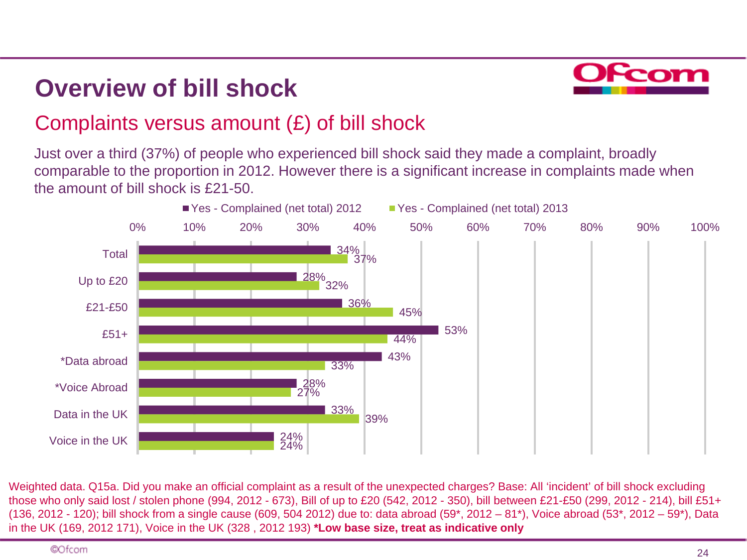# Overview of bill shock

## Complaints versus amount (£) of bill shock

Just over a third (37%) of people who experienced bill shock said they made a complaint, broadly comparable to the proportion in 2012. However there is a significant increase in complaints made when the amount of bill shock is £21-50.

| | Yes - Complained (net total) 2012 | Yes - Complained (net total) 2013 |
|---|---|---|
| Total | 34% | 37% |
| Up to £20 | 28% | 32% |
| £21-£50 | 36% | 45% |
| £51+ | 53% | 44% |
| *Data abroad | 43% | 33% |
| *Voice Abroad | 28% | 27% |
| Data in the UK | 33% | 39% |
| Voice in the UK | 24% | 24% |

Weighted data. Q15a. Did you make an official complaint as a result of the unexpected charges? Base: All 'incident' of bill shock excluding those who only said lost / stolen phone (994, 2012 - 673), Bill of up to £20 (542, 2012 - 350), bill between £21-£50 (299, 2012 - 214), bill £51+ (136, 2012 - 120); bill shock from a single cause (609, 504 2012) due to: data abroad (59*, 2012 – 81*), Voice abroad (53*, 2012 – 59*), Data in the UK (169, 2012 171), Voice in the UK (328 , 2012 193) **\*Low base size, treat as indicative only**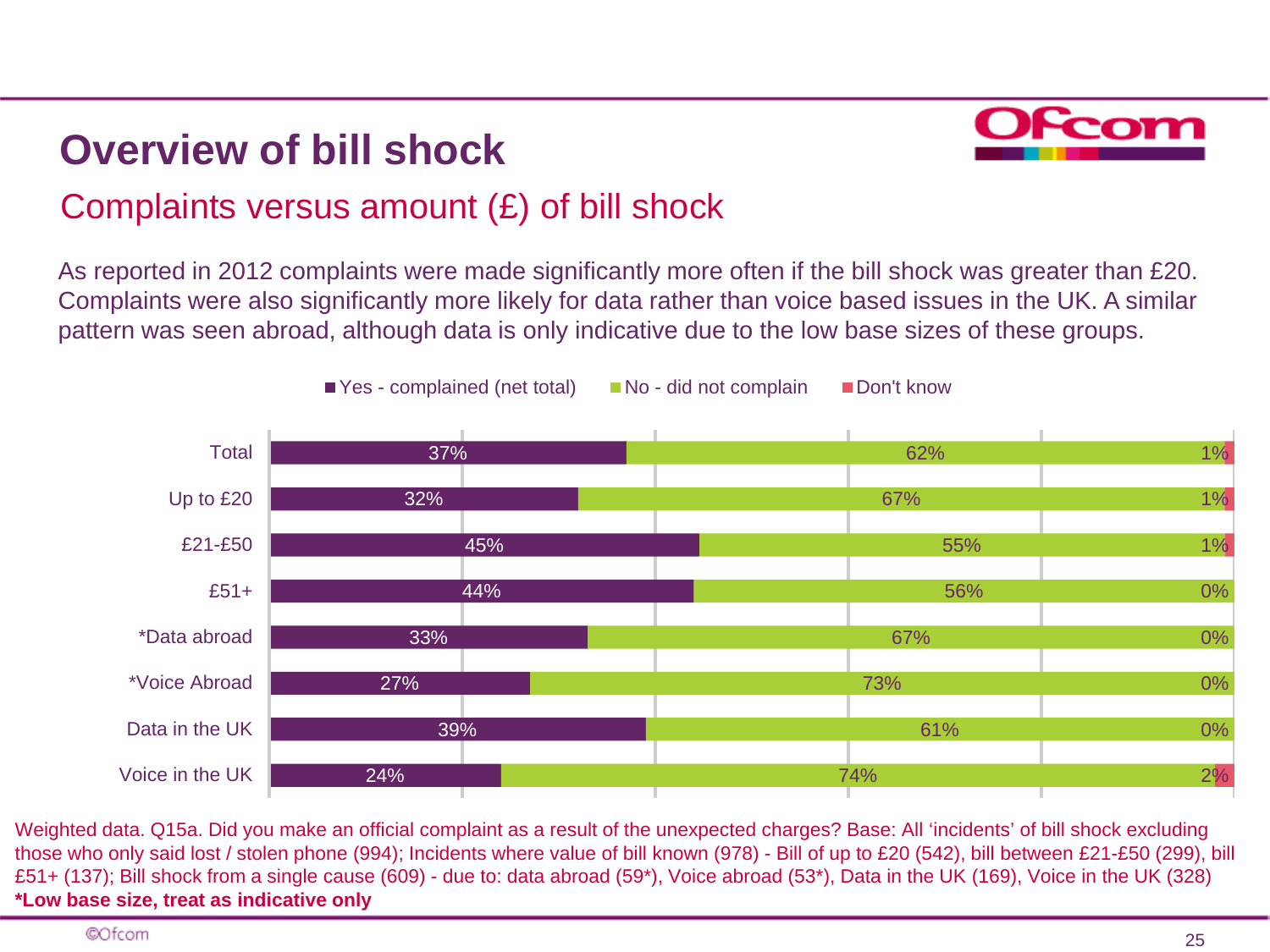# Overview of bill shock

## Complaints versus amount (£) of bill shock

As reported in 2012 complaints were made significantly more often if the bill shock was greater than £20. Complaints were also significantly more likely for data rather than voice based issues in the UK. A similar pattern was seen abroad, although data is only indicative due to the low base sizes of these groups.

| | Yes - complained (net total) | No - did not complain | Don't know |
|---|---|---|---|
| Total | 37% | 62% | 1% |
| Up to £20 | 32% | 67% | 1% |
| £21-£50 | 45% | 55% | 1% |
| £51+ | 44% | 56% | 0% |
| *Data abroad | 33% | 67% | 0% |
| *Voice Abroad | 27% | 73% | 0% |
| Data in the UK | 39% | 61% | 0% |
| Voice in the UK | 24% | 74% | 2% |

Weighted data. Q15a. Did you make an official complaint as a result of the unexpected charges? Base: All 'incidents' of bill shock excluding those who only said lost / stolen phone (994); Incidents where value of bill known (978) - Bill of up to £20 (542), bill between £21-£50 (299), bill £51+ (137); Bill shock from a single cause (609) - due to: data abroad (59*), Voice abroad (53*), Data in the UK (169), Voice in the UK (328)
**\*Low base size, treat as indicative only**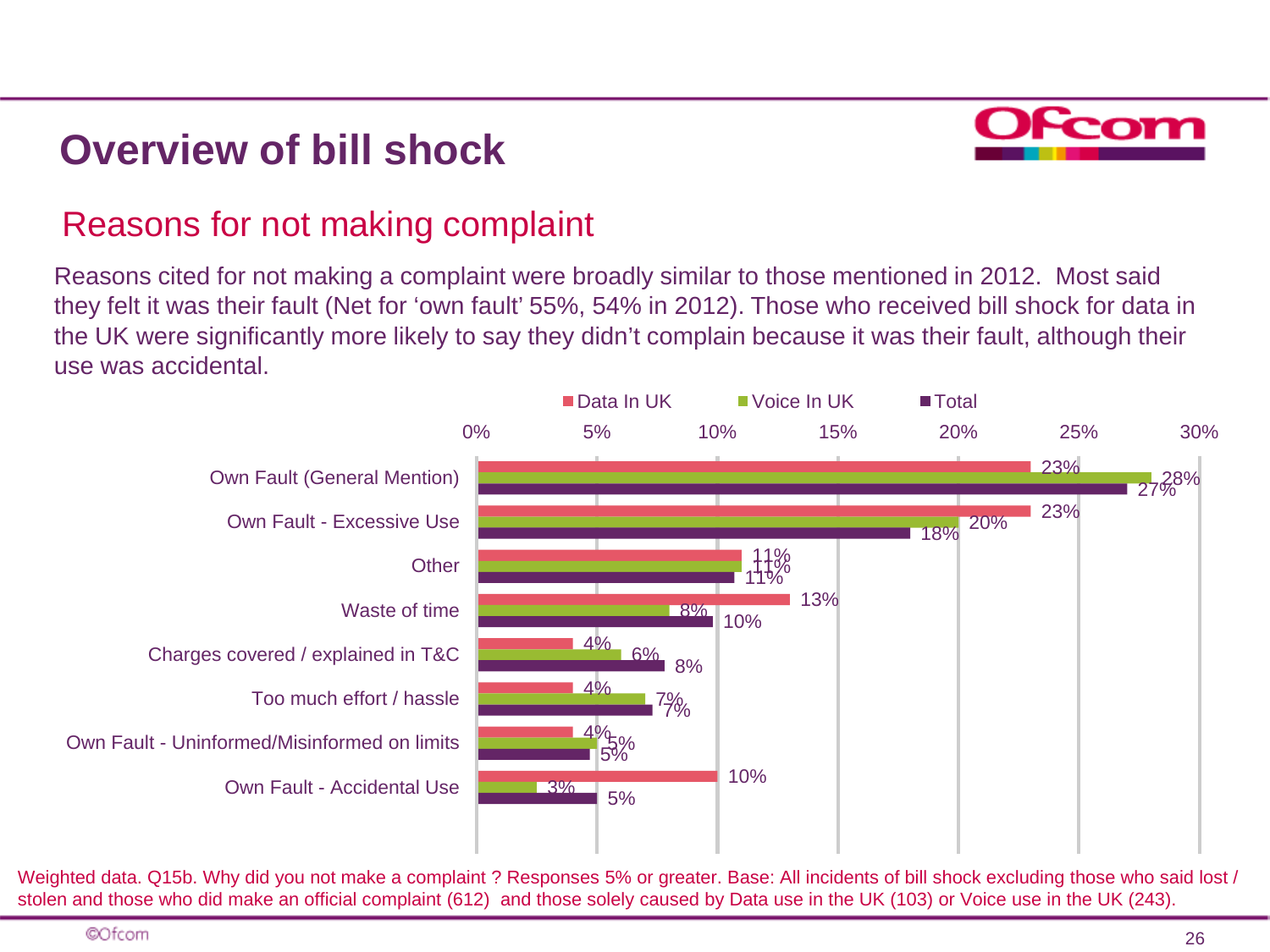# Overview of bill shock

## Reasons for not making complaint

Reasons cited for not making a complaint were broadly similar to those mentioned in 2012. Most said they felt it was their fault (Net for 'own fault' 55%, 54% in 2012). Those who received bill shock for data in the UK were significantly more likely to say they didn't complain because it was their fault, although their use was accidental.

| Reason | Data In UK | Voice In UK | Total |
|---|---|---|---|
| Own Fault (General Mention) | 23% | 28% | 27% |
| Own Fault - Excessive Use | 23% | 20% | 18% |
| Other | 11% | 11% | 11% |
| Waste of time | 13% | 8% | 10% |
| Charges covered / explained in T&C | 4% | 6% | 8% |
| Too much effort / hassle | 4% | 7% | 7% |
| Own Fault - Uninformed/Misinformed on limits | 4% | 5% | 5% |
| Own Fault - Accidental Use | 10% | 3% | 5% |

Weighted data. Q15b. Why did you not make a complaint ? Responses 5% or greater. Base: All incidents of bill shock excluding those who said lost / stolen and those who did make an official complaint (612) and those solely caused by Data use in the UK (103) or Voice use in the UK (243).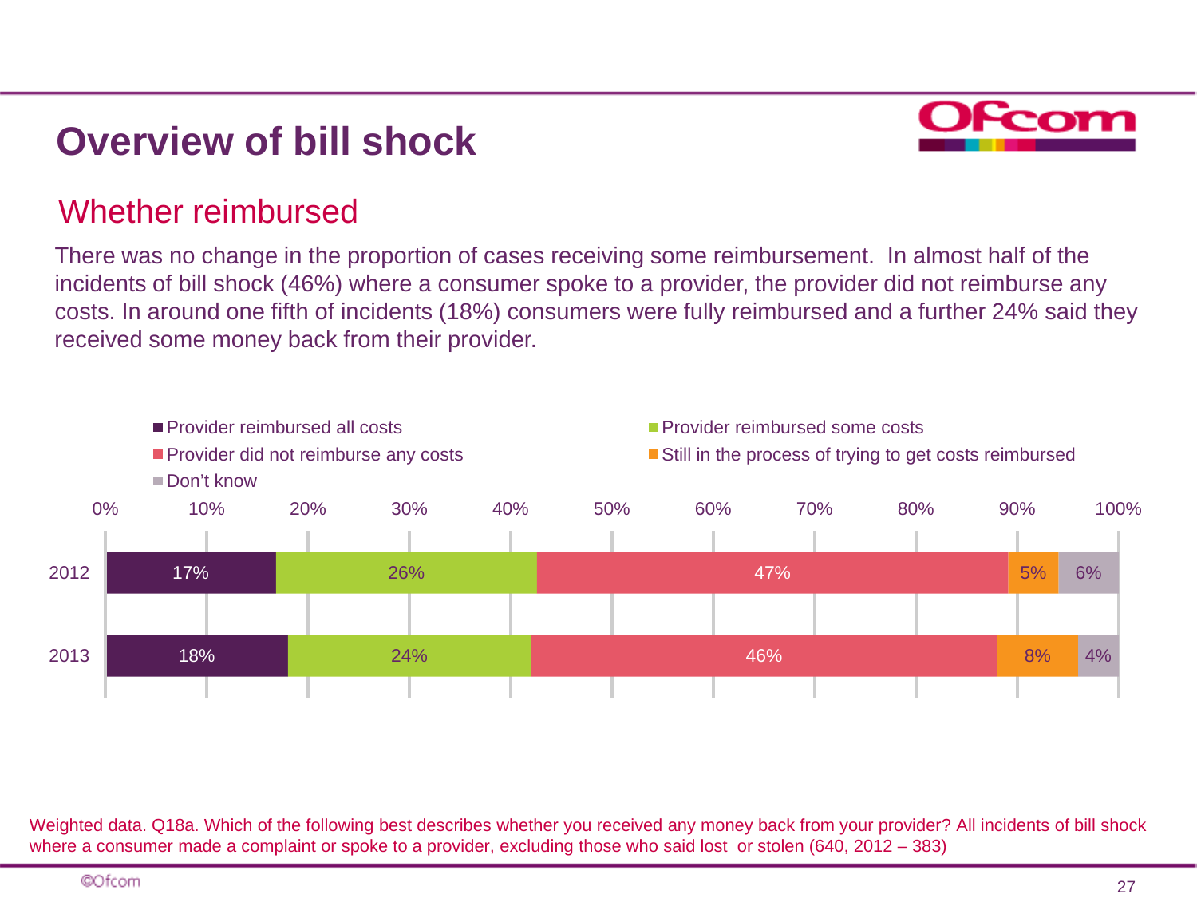# Overview of bill shock

## Whether reimbursed

There was no change in the proportion of cases receiving some reimbursement. In almost half of the incidents of bill shock (46%) where a consumer spoke to a provider, the provider did not reimburse any costs. In around one fifth of incidents (18%) consumers were fully reimbursed and a further 24% said they received some money back from their provider.

| | Provider reimbursed all costs | Provider reimbursed some costs | Provider did not reimburse any costs | Still in the process of trying to get costs reimbursed | Don't know |
|---|---|---|---|---|---|
| 2012 | 17% | 26% | 47% | 5% | 6% |
| 2013 | 18% | 24% | 46% | 8% | 4% |

Weighted data. Q18a. Which of the following best describes whether you received any money back from your provider? All incidents of bill shock where a consumer made a complaint or spoke to a provider, excluding those who said lost or stolen (640, 2012 – 383)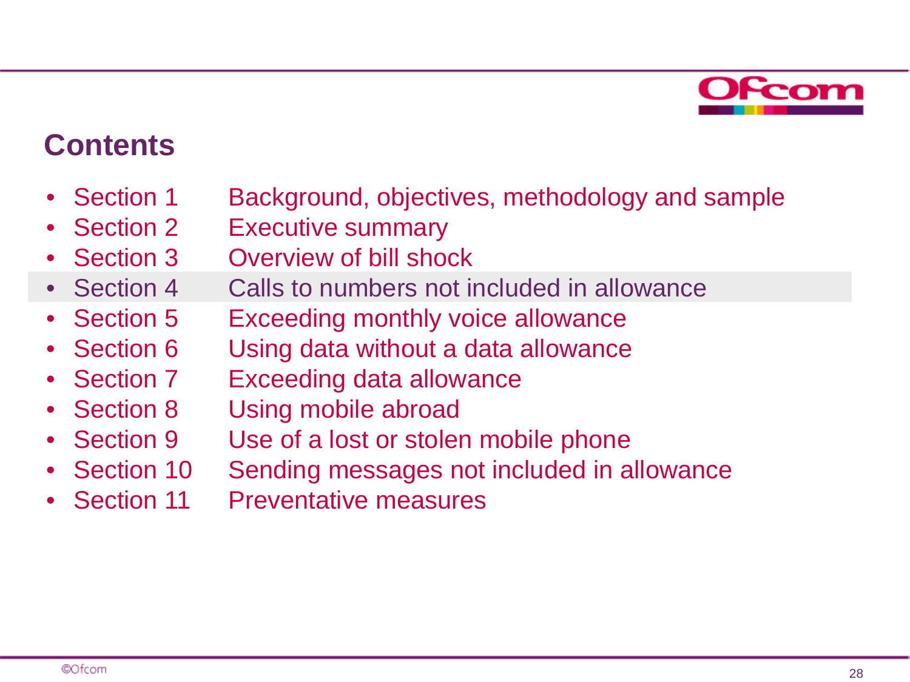# Contents

- Section 1 Background, objectives, methodology and sample
- Section 2 Executive summary
- Section 3 Overview of bill shock
- Section 4 Calls to numbers not included in allowance
- Section 5 Exceeding monthly voice allowance
- Section 6 Using data without a data allowance
- Section 7 Exceeding data allowance
- Section 8 Using mobile abroad
- Section 9 Use of a lost or stolen mobile phone
- Section 10 Sending messages not included in allowance
- Section 11 Preventative measures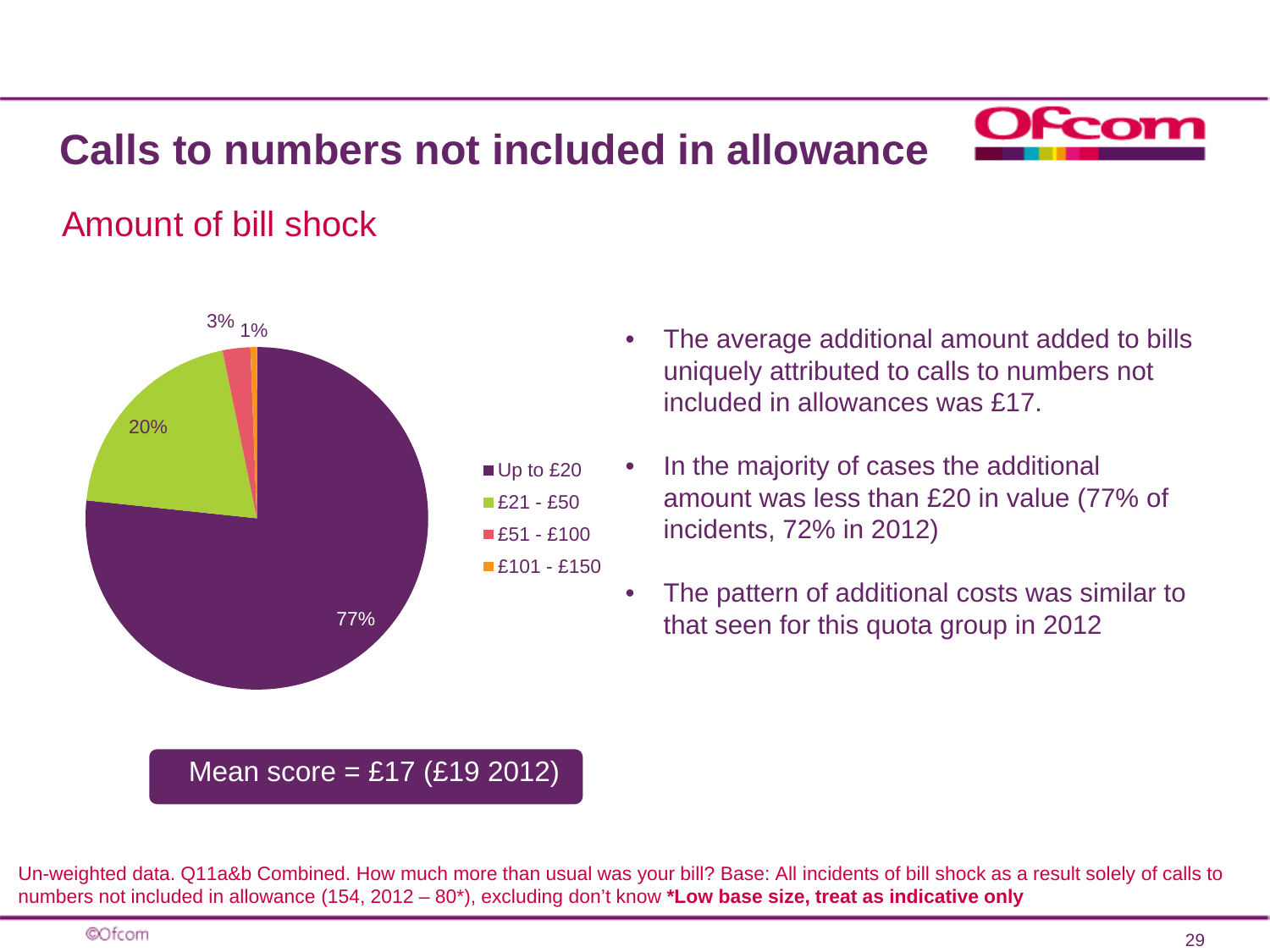# Calls to numbers not included in allowance

## Amount of bill shock

| Amount | % |
|---|---|
| Up to £20 | 77% |
| £21 - £50 | 20% |
| £51 - £100 | 3% |
| £101 - £150 | 1% |

Mean score = £17 (£19 2012)

- The average additional amount added to bills uniquely attributed to calls to numbers not included in allowances was £17.
- In the majority of cases the additional amount was less than £20 in value (77% of incidents, 72% in 2012)
- The pattern of additional costs was similar to that seen for this quota group in 2012

Un-weighted data. Q11a&b Combined. How much more than usual was your bill? Base: All incidents of bill shock as a result solely of calls to numbers not included in allowance (154, 2012 – 80*), excluding don't know **\*Low base size, treat as indicative only**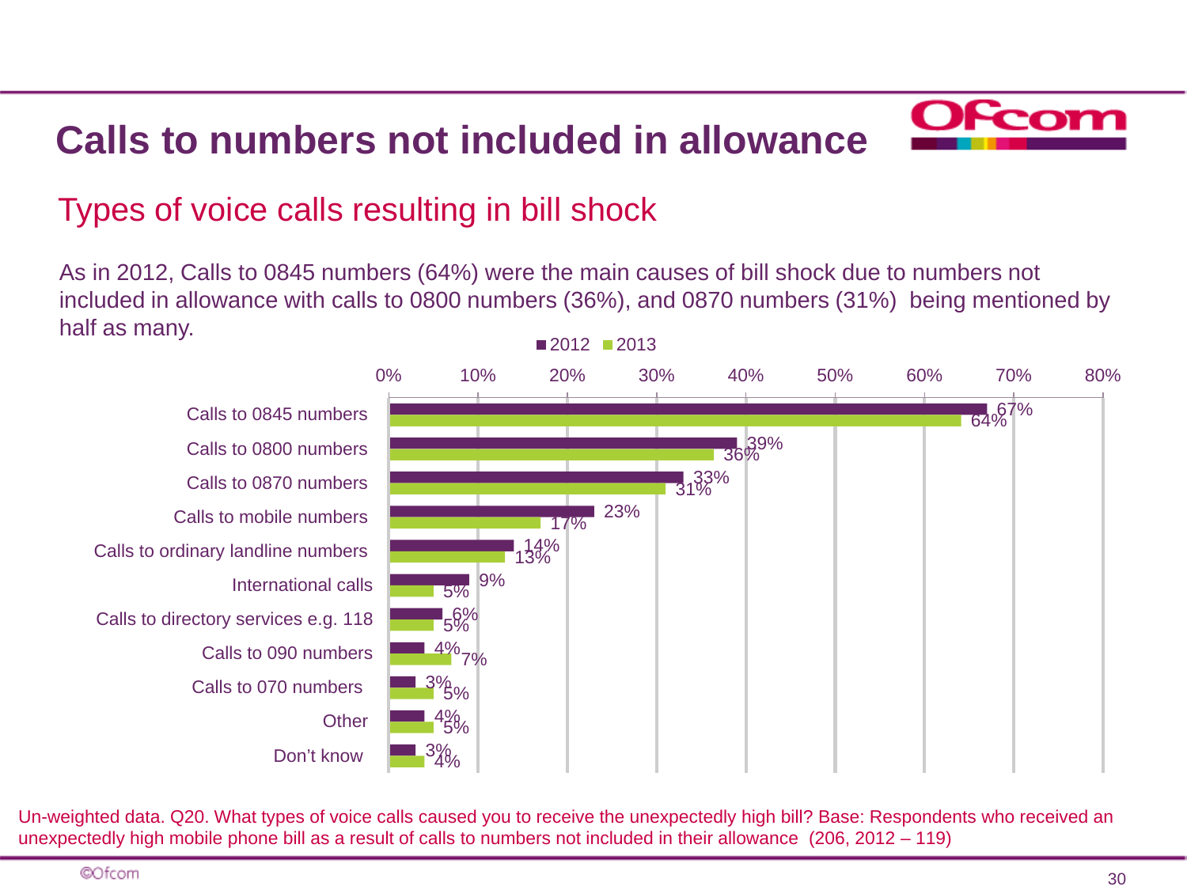# Calls to numbers not included in allowance

## Types of voice calls resulting in bill shock

As in 2012, Calls to 0845 numbers (64%) were the main causes of bill shock due to numbers not included in allowance with calls to 0800 numbers (36%), and 0870 numbers (31%) being mentioned by half as many.

| | 2012 | 2013 |
|---|---|---|
| Calls to 0845 numbers | 67% | 64% |
| Calls to 0800 numbers | 39% | 36% |
| Calls to 0870 numbers | 33% | 31% |
| Calls to mobile numbers | 23% | 17% |
| Calls to ordinary landline numbers | 14% | 13% |
| International calls | 9% | 5% |
| Calls to directory services e.g. 118 | 6% | 5% |
| Calls to 090 numbers | 4% | 7% |
| Calls to 070 numbers | 3% | 5% |
| Other | 4% | 5% |
| Don't know | 3% | 4% |

Un-weighted data. Q20. What types of voice calls caused you to receive the unexpectedly high bill? Base: Respondents who received an unexpectedly high mobile phone bill as a result of calls to numbers not included in their allowance (206, 2012 – 119)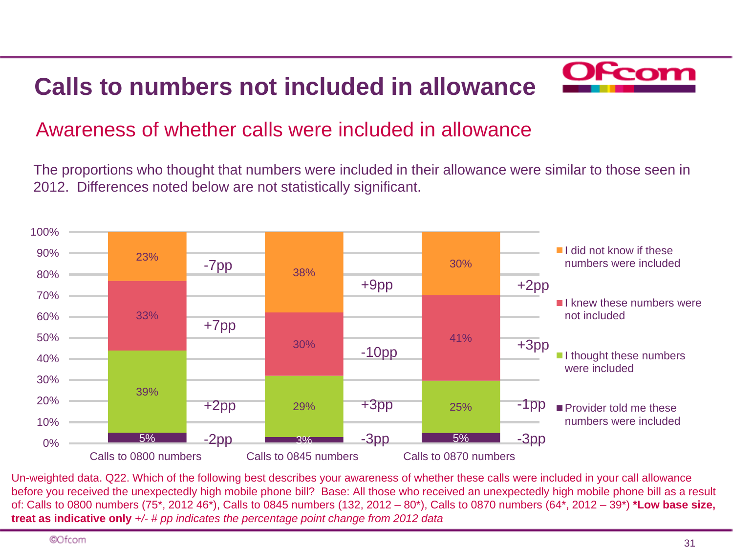# Calls to numbers not included in allowance

## Awareness of whether calls were included in allowance

The proportions who thought that numbers were included in their allowance were similar to those seen in 2012. Differences noted below are not statistically significant.

| | Calls to 0800 numbers | Change | Calls to 0845 numbers | Change | Calls to 0870 numbers | Change |
|---|---|---|---|---|---|---|
| I did not know if these numbers were included | 23% | -7pp | 38% | +9pp | 30% | +2pp |
| I knew these numbers were not included | 33% | +7pp | 30% | -10pp | 41% | +3pp |
| I thought these numbers were included | 39% | +2pp | 29% | +3pp | 25% | -1pp |
| Provider told me these numbers were included | 5% | -2pp | 3% | -3pp | 5% | -3pp |

Un-weighted data. Q22. Which of the following best describes your awareness of whether these calls were included in your call allowance before you received the unexpectedly high mobile phone bill? Base: All those who received an unexpectedly high mobile phone bill as a result of: Calls to 0800 numbers (75*, 2012 46*), Calls to 0845 numbers (132, 2012 – 80*), Calls to 0870 numbers (64*, 2012 – 39*) **\*Low base size, treat as indicative only** *+/- # pp indicates the percentage point change from 2012 data*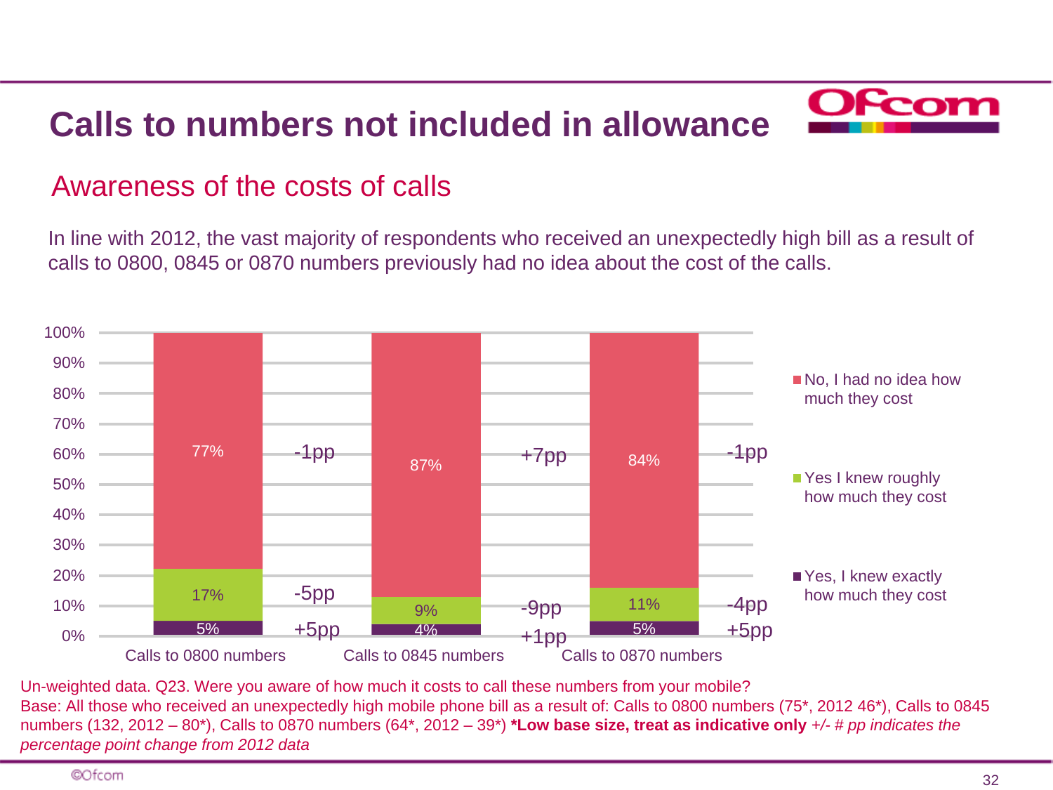# Calls to numbers not included in allowance

## Awareness of the costs of calls

In line with 2012, the vast majority of respondents who received an unexpectedly high bill as a result of calls to 0800, 0845 or 0870 numbers previously had no idea about the cost of the calls.

| | No, I had no idea how much they cost | Yes I knew roughly how much they cost | Yes, I knew exactly how much they cost |
|---|---|---|---|
| Calls to 0800 numbers | 77% (-1pp) | 17% (-5pp) | 5% (+5pp) |
| Calls to 0845 numbers | 87% (+7pp) | 9% (-9pp) | 4% (+1pp) |
| Calls to 0870 numbers | 84% (-1pp) | 11% (-4pp) | 5% (+5pp) |

Un-weighted data. Q23. Were you aware of how much it costs to call these numbers from your mobile?
Base: All those who received an unexpectedly high mobile phone bill as a result of: Calls to 0800 numbers (75*, 2012 46*), Calls to 0845 numbers (132, 2012 – 80*), Calls to 0870 numbers (64*, 2012 – 39*) **\*Low base size, treat as indicative only** *+/- # pp indicates the percentage point change from 2012 data*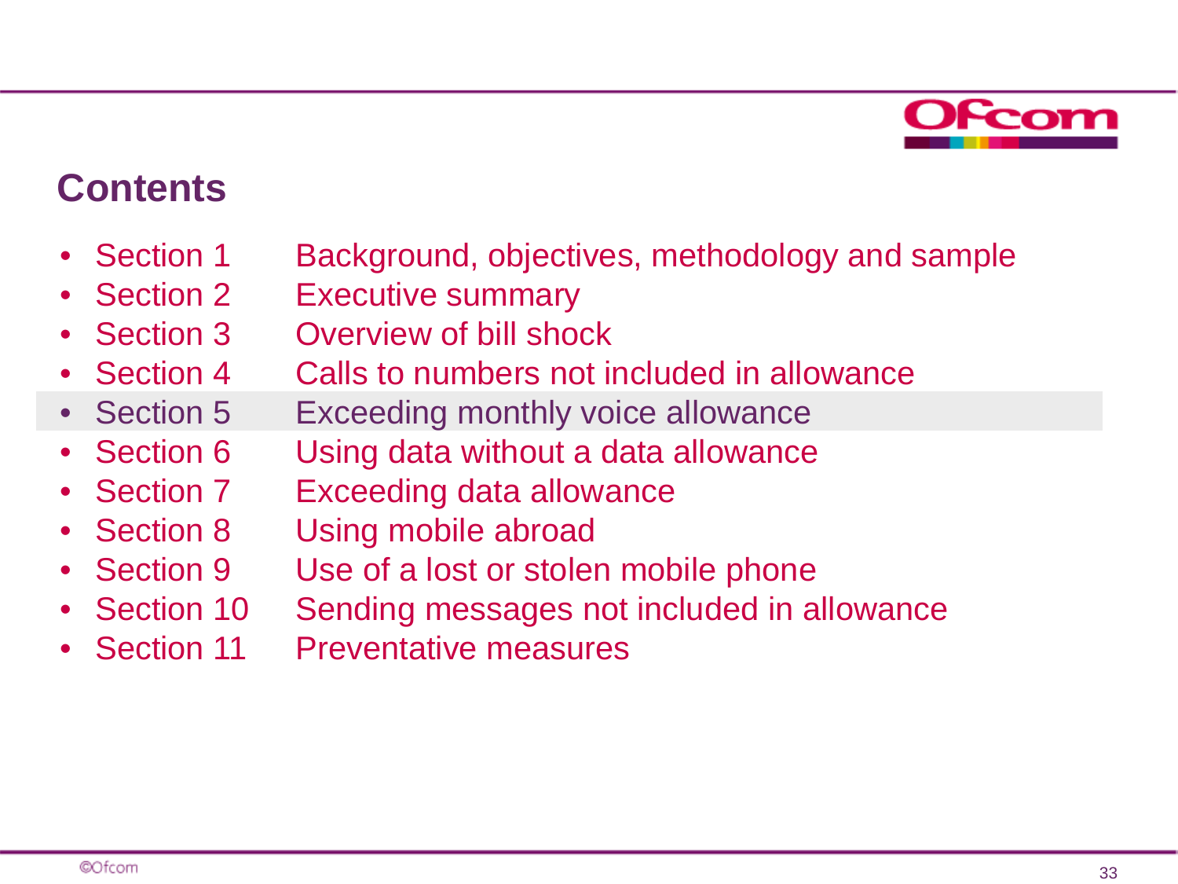## Contents

- Section 1 Background, objectives, methodology and sample
- Section 2 Executive summary
- Section 3 Overview of bill shock
- Section 4 Calls to numbers not included in allowance
- Section 5 Exceeding monthly voice allowance
- Section 6 Using data without a data allowance
- Section 7 Exceeding data allowance
- Section 8 Using mobile abroad
- Section 9 Use of a lost or stolen mobile phone
- Section 10 Sending messages not included in allowance
- Section 11 Preventative measures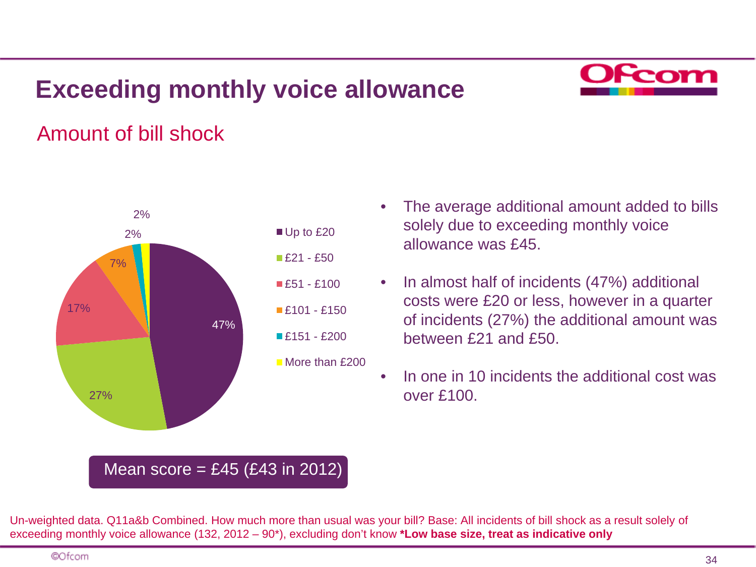# Exceeding monthly voice allowance

## Amount of bill shock

| Amount | % |
|---|---|
| Up to £20 | 47% |
| £21 - £50 | 27% |
| £51 - £100 | 17% |
| £101 - £150 | 7% |
| £151 - £200 | 2% |
| More than £200 | 2% |

Mean score = £45 (£43 in 2012)

- The average additional amount added to bills solely due to exceeding monthly voice allowance was £45.
- In almost half of incidents (47%) additional costs were £20 or less, however in a quarter of incidents (27%) the additional amount was between £21 and £50.
- In one in 10 incidents the additional cost was over £100.

Un-weighted data. Q11a&b Combined. How much more than usual was your bill? Base: All incidents of bill shock as a result solely of exceeding monthly voice allowance (132, 2012 – 90*), excluding don't know **\*Low base size, treat as indicative only**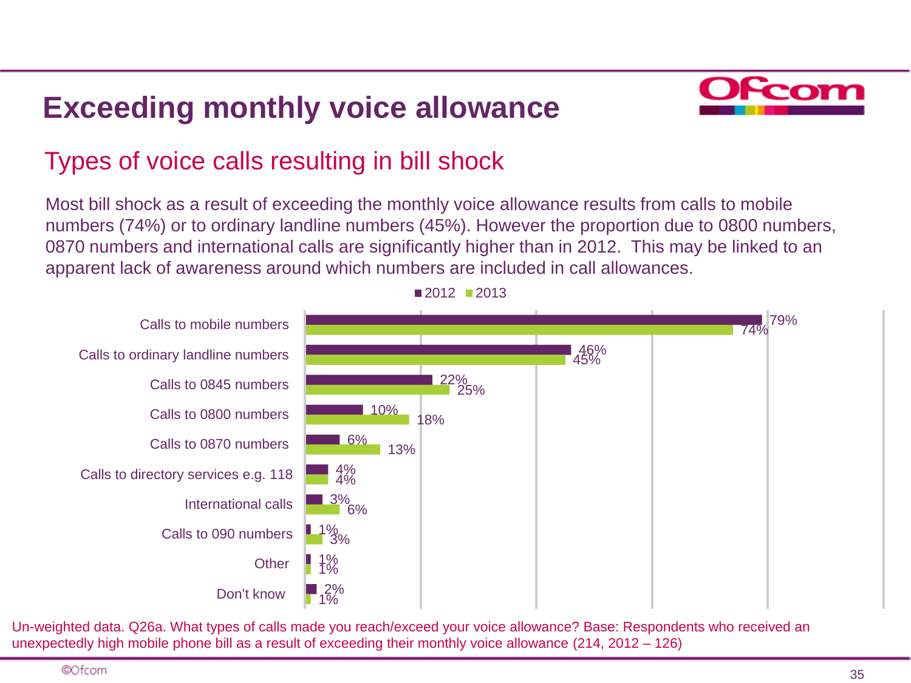# Exceeding monthly voice allowance

## Types of voice calls resulting in bill shock

Most bill shock as a result of exceeding the monthly voice allowance results from calls to mobile numbers (74%) or to ordinary landline numbers (45%). However the proportion due to 0800 numbers, 0870 numbers and international calls are significantly higher than in 2012. This may be linked to an apparent lack of awareness around which numbers are included in call allowances.

| | 2012 | 2013 |
|---|---|---|
| Calls to mobile numbers | 79% | 74% |
| Calls to ordinary landline numbers | 46% | 45% |
| Calls to 0845 numbers | 22% | 25% |
| Calls to 0800 numbers | 10% | 18% |
| Calls to 0870 numbers | 6% | 13% |
| Calls to directory services e.g. 118 | 4% | 4% |
| International calls | 3% | 6% |
| Calls to 090 numbers | 1% | 3% |
| Other | 1% | 1% |
| Don't know | 2% | 1% |

Un-weighted data. Q26a. What types of calls made you reach/exceed your voice allowance? Base: Respondents who received an unexpectedly high mobile phone bill as a result of exceeding their monthly voice allowance (214, 2012 – 126)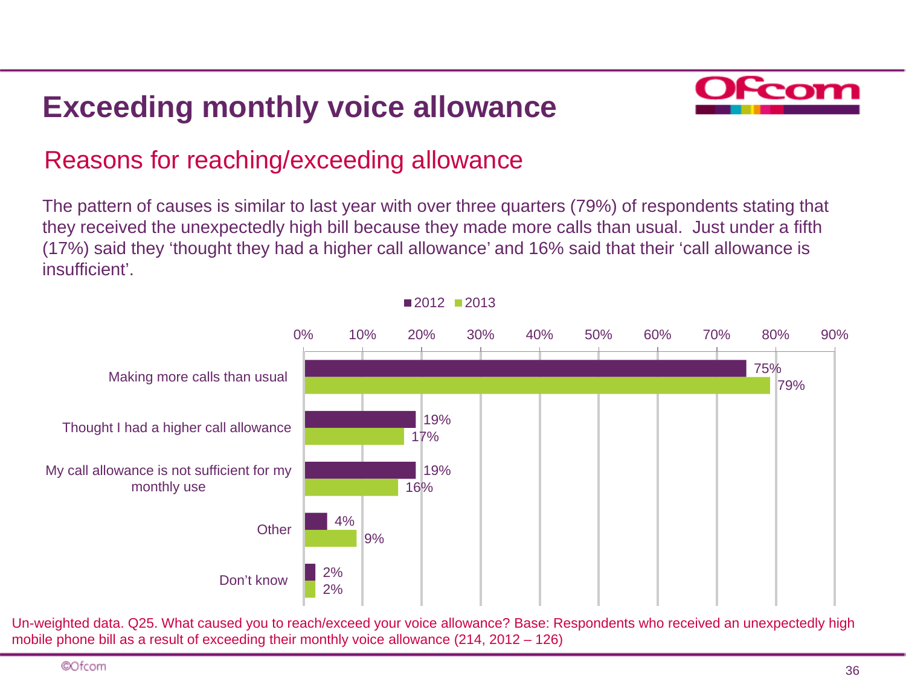# Exceeding monthly voice allowance

## Reasons for reaching/exceeding allowance

The pattern of causes is similar to last year with over three quarters (79%) of respondents stating that they received the unexpectedly high bill because they made more calls than usual. Just under a fifth (17%) said they 'thought they had a higher call allowance' and 16% said that their 'call allowance is insufficient'.

| | 2012 | 2013 |
|---|---|---|
| Making more calls than usual | 75% | 79% |
| Thought I had a higher call allowance | 19% | 17% |
| My call allowance is not sufficient for my monthly use | 19% | 16% |
| Other | 4% | 9% |
| Don't know | 2% | 2% |

Un-weighted data. Q25. What caused you to reach/exceed your voice allowance? Base: Respondents who received an unexpectedly high mobile phone bill as a result of exceeding their monthly voice allowance (214, 2012 – 126)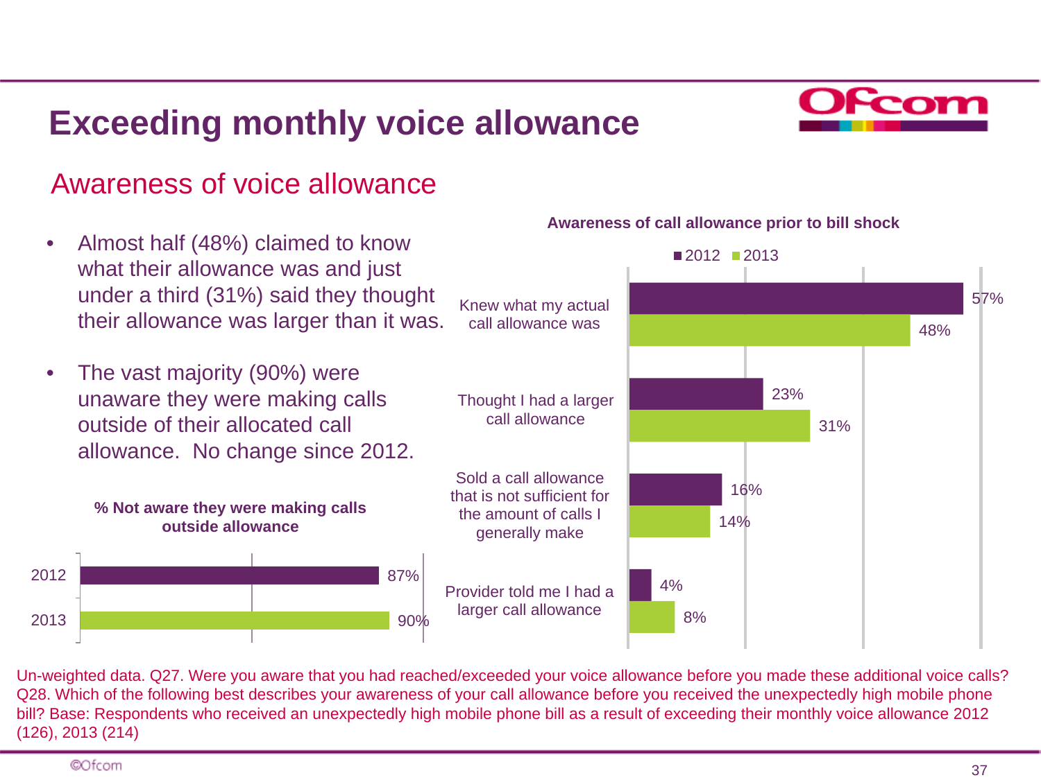# Exceeding monthly voice allowance

## Awareness of voice allowance

- Almost half (48%) claimed to know what their allowance was and just under a third (31%) said they thought their allowance was larger than it was.
- The vast majority (90%) were unaware they were making calls outside of their allocated call allowance. No change since 2012.

**% Not aware they were making calls outside allowance**

| Year | % |
|---|---|
| 2012 | 87% |
| 2013 | 90% |

**Awareness of call allowance prior to bill shock**

| | 2012 | 2013 |
|---|---|---|
| Knew what my actual call allowance was | 57% | 48% |
| Thought I had a larger call allowance | 23% | 31% |
| Sold a call allowance that is not sufficient for the amount of calls I generally make | 16% | 14% |
| Provider told me I had a larger call allowance | 4% | 8% |

Un-weighted data. Q27. Were you aware that you had reached/exceeded your voice allowance before you made these additional voice calls? Q28. Which of the following best describes your awareness of your call allowance before you received the unexpectedly high mobile phone bill? Base: Respondents who received an unexpectedly high mobile phone bill as a result of exceeding their monthly voice allowance 2012 (126), 2013 (214)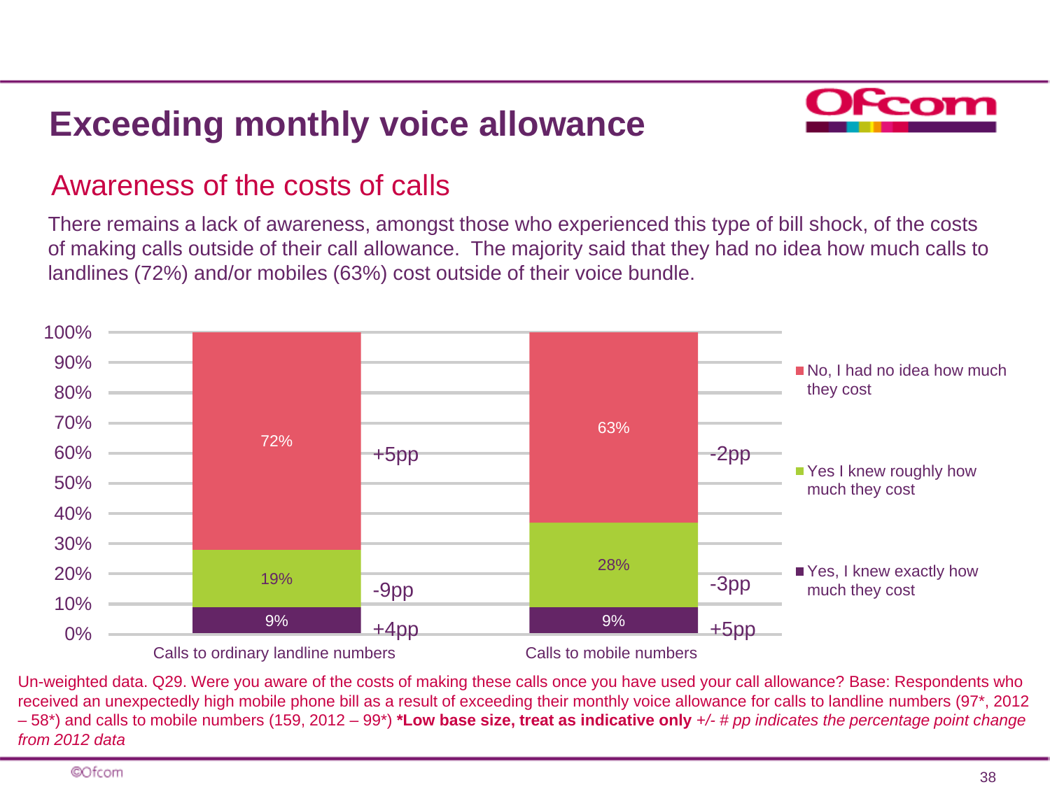# Exceeding monthly voice allowance

## Awareness of the costs of calls

There remains a lack of awareness, amongst those who experienced this type of bill shock, of the costs of making calls outside of their call allowance. The majority said that they had no idea how much calls to landlines (72%) and/or mobiles (63%) cost outside of their voice bundle.

| | Calls to ordinary landline numbers | Change from 2012 | Calls to mobile numbers | Change from 2012 |
|---|---|---|---|---|
| No, I had no idea how much they cost | 72% | +5pp | 63% | -2pp |
| Yes I knew roughly how much they cost | 19% | -9pp | 28% | -3pp |
| Yes, I knew exactly how much they cost | 9% | +4pp | 9% | +5pp |

Un-weighted data. Q29. Were you aware of the costs of making these calls once you have used your call allowance? Base: Respondents who received an unexpectedly high mobile phone bill as a result of exceeding their monthly voice allowance for calls to landline numbers (97*, 2012 – 58*) and calls to mobile numbers (159, 2012 – 99*) **\*Low base size, treat as indicative only** *+/- # pp indicates the percentage point change from 2012 data*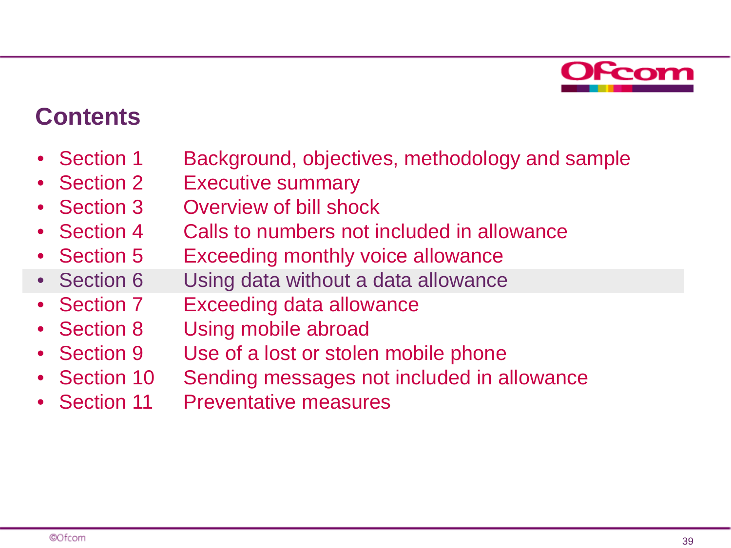# Contents

- Section 1 Background, objectives, methodology and sample
- Section 2 Executive summary
- Section 3 Overview of bill shock
- Section 4 Calls to numbers not included in allowance
- Section 5 Exceeding monthly voice allowance
- Section 6 Using data without a data allowance
- Section 7 Exceeding data allowance
- Section 8 Using mobile abroad
- Section 9 Use of a lost or stolen mobile phone
- Section 10 Sending messages not included in allowance
- Section 11 Preventative measures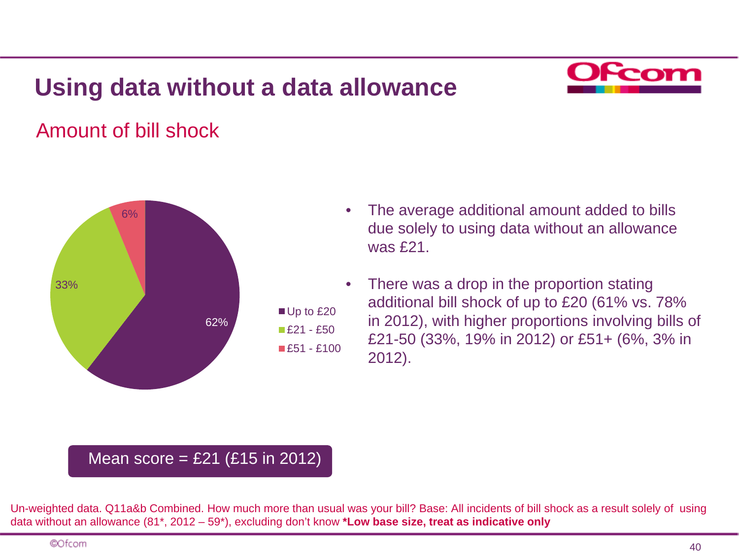# Using data without a data allowance

## Amount of bill shock

- Up to £20: 62%
- £21 - £50: 33%
- £51 - £100: 6%

- The average additional amount added to bills due solely to using data without an allowance was £21.
- There was a drop in the proportion stating additional bill shock of up to £20 (61% vs. 78% in 2012), with higher proportions involving bills of £21-50 (33%, 19% in 2012) or £51+ (6%, 3% in 2012).

Mean score = £21 (£15 in 2012)

Un-weighted data. Q11a&b Combined. How much more than usual was your bill? Base: All incidents of bill shock as a result solely of using data without an allowance (81*, 2012 – 59*), excluding don't know **\*Low base size, treat as indicative only**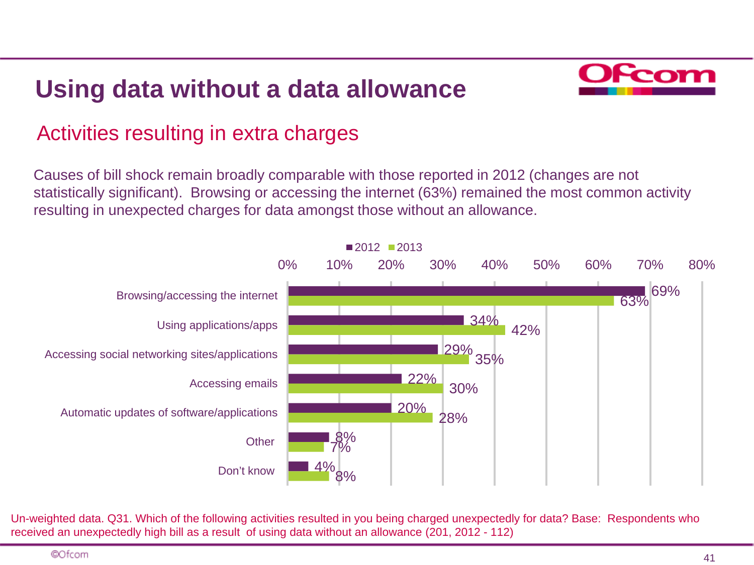# Using data without a data allowance

## Activities resulting in extra charges

Causes of bill shock remain broadly comparable with those reported in 2012 (changes are not statistically significant). Browsing or accessing the internet (63%) remained the most common activity resulting in unexpected charges for data amongst those without an allowance.

| Activity | 2012 | 2013 |
|---|---|---|
| Browsing/accessing the internet | 69% | 63% |
| Using applications/apps | 34% | 42% |
| Accessing social networking sites/applications | 29% | 35% |
| Accessing emails | 22% | 30% |
| Automatic updates of software/applications | 20% | 28% |
| Other | 8% | 7% |
| Don't know | 4% | 8% |

Un-weighted data. Q31. Which of the following activities resulted in you being charged unexpectedly for data? Base: Respondents who received an unexpectedly high bill as a result of using data without an allowance (201, 2012 - 112)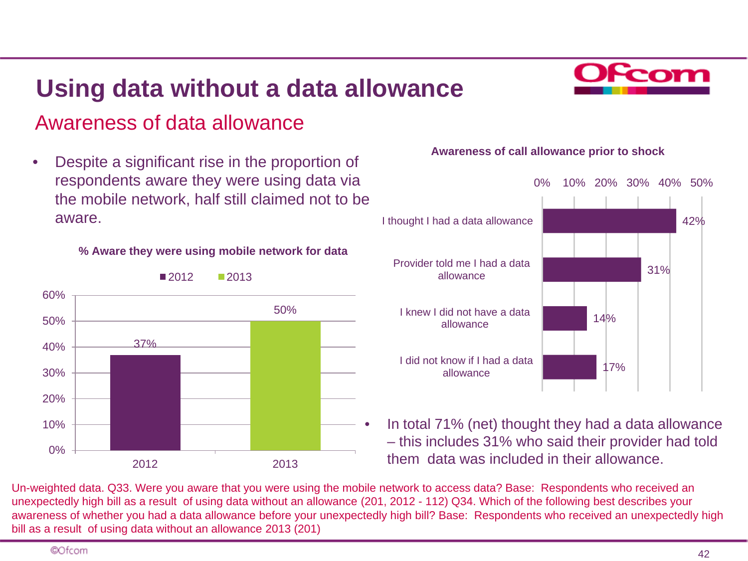# Using data without a data allowance

## Awareness of data allowance

- Despite a significant rise in the proportion of respondents aware they were using data via the mobile network, half still claimed not to be aware.

**% Aware they were using mobile network for data**

| Year | % Aware |
|---|---|
| 2012 | 37% |
| 2013 | 50% |

**Awareness of call allowance prior to shock**

| Response | % |
|---|---|
| I thought I had a data allowance | 42% |
| Provider told me I had a data allowance | 31% |
| I knew I did not have a data allowance | 14% |
| I did not know if I had a data allowance | 17% |

- In total 71% (net) thought they had a data allowance – this includes 31% who said their provider had told them data was included in their allowance.

Un-weighted data. Q33. Were you aware that you were using the mobile network to access data? Base: Respondents who received an unexpectedly high bill as a result of using data without an allowance (201, 2012 - 112) Q34. Which of the following best describes your awareness of whether you had a data allowance before your unexpectedly high bill? Base: Respondents who received an unexpectedly high bill as a result of using data without an allowance 2013 (201)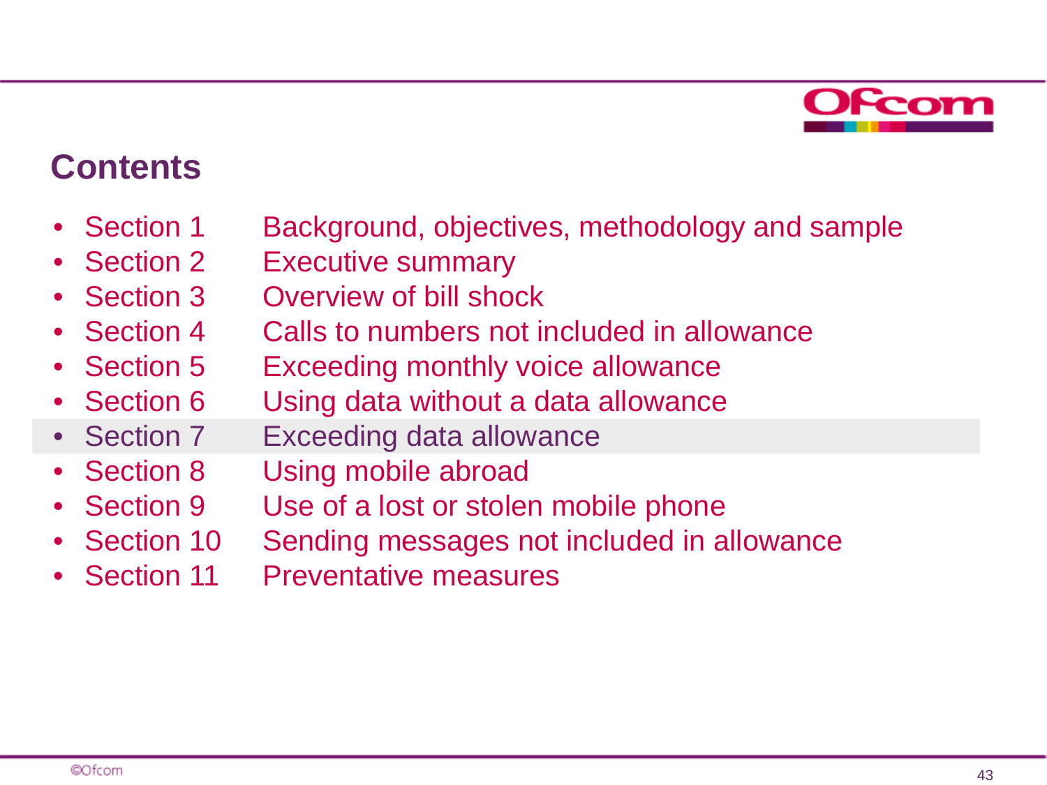## Contents

- Section 1 Background, objectives, methodology and sample
- Section 2 Executive summary
- Section 3 Overview of bill shock
- Section 4 Calls to numbers not included in allowance
- Section 5 Exceeding monthly voice allowance
- Section 6 Using data without a data allowance
- Section 7 Exceeding data allowance
- Section 8 Using mobile abroad
- Section 9 Use of a lost or stolen mobile phone
- Section 10 Sending messages not included in allowance
- Section 11 Preventative measures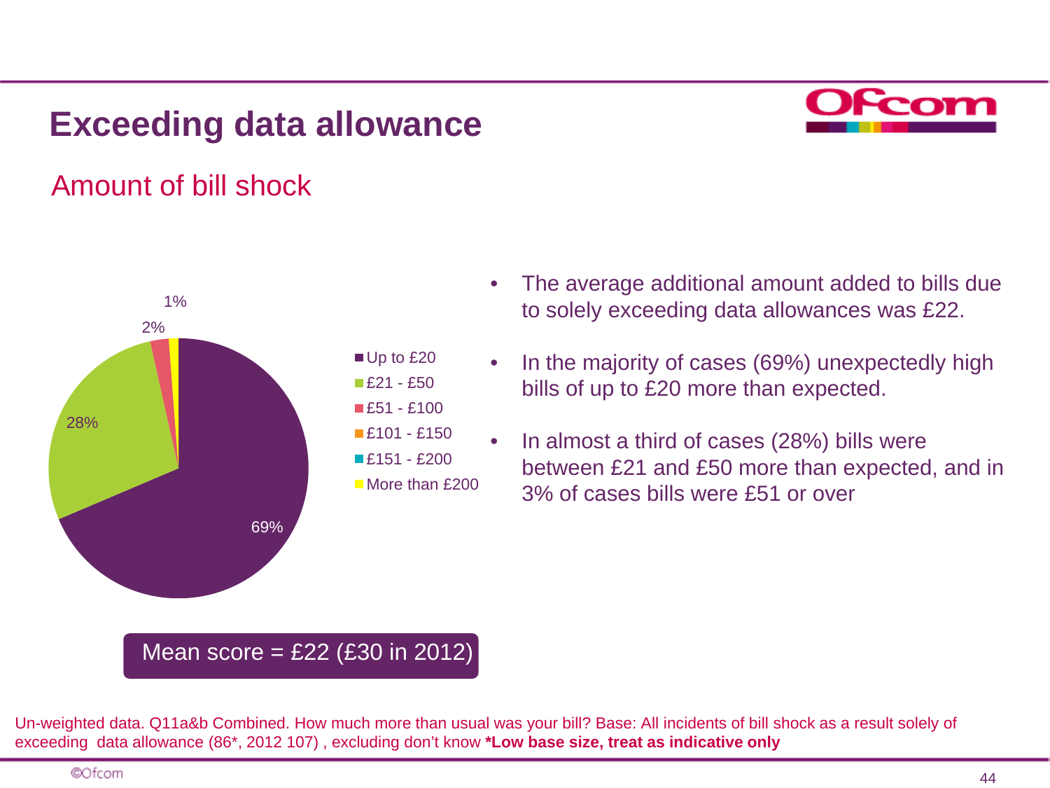# Exceeding data allowance

## Amount of bill shock

| Amount | % |
|---|---|
| Up to £20 | 69% |
| £21 - £50 | 28% |
| £51 - £100 | 2% |
| £101 - £150 | |
| £151 - £200 | |
| More than £200 | 1% |

Mean score = £22 (£30 in 2012)

- The average additional amount added to bills due to solely exceeding data allowances was £22.
- In the majority of cases (69%) unexpectedly high bills of up to £20 more than expected.
- In almost a third of cases (28%) bills were between £21 and £50 more than expected, and in 3% of cases bills were £51 or over

Un-weighted data. Q11a&b Combined. How much more than usual was your bill? Base: All incidents of bill shock as a result solely of exceeding data allowance (86*, 2012 107) , excluding don't know **\*Low base size, treat as indicative only**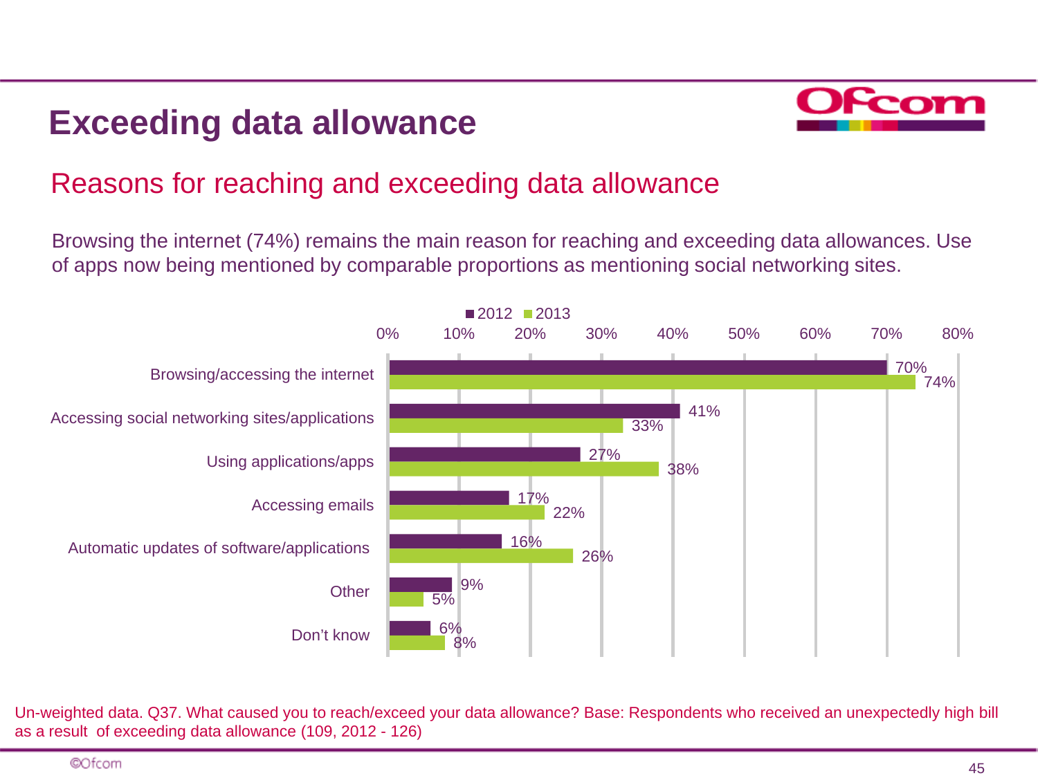# Exceeding data allowance

## Reasons for reaching and exceeding data allowance

Browsing the internet (74%) remains the main reason for reaching and exceeding data allowances. Use of apps now being mentioned by comparable proportions as mentioning social networking sites.

| | 2012 | 2013 |
|---|---|---|
| Browsing/accessing the internet | 70% | 74% |
| Accessing social networking sites/applications | 41% | 33% |
| Using applications/apps | 27% | 38% |
| Accessing emails | 17% | 22% |
| Automatic updates of software/applications | 16% | 26% |
| Other | 9% | 5% |
| Don't know | 6% | 8% |

Un-weighted data. Q37. What caused you to reach/exceed your data allowance? Base: Respondents who received an unexpectedly high bill as a result of exceeding data allowance (109, 2012 - 126)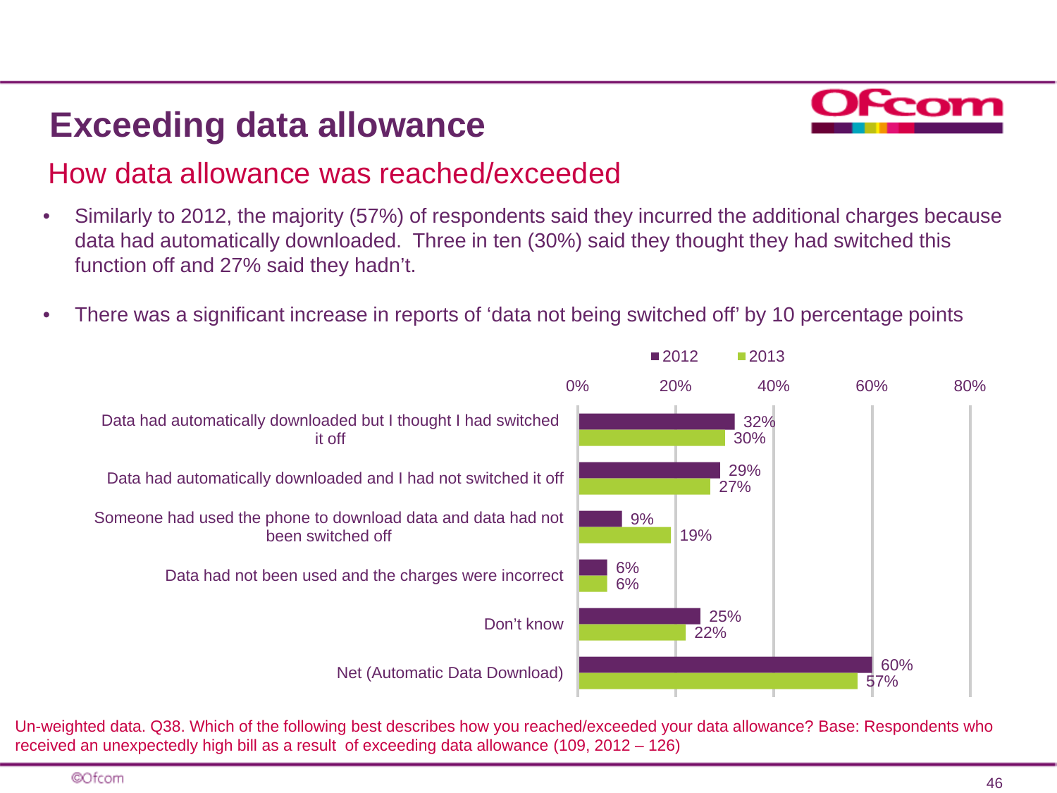# Exceeding data allowance

## How data allowance was reached/exceeded

- Similarly to 2012, the majority (57%) of respondents said they incurred the additional charges because data had automatically downloaded. Three in ten (30%) said they thought they had switched this function off and 27% said they hadn't.
- There was a significant increase in reports of 'data not being switched off' by 10 percentage points

| | 2012 | 2013 |
|---|---|---|
| Data had automatically downloaded but I thought I had switched it off | 32% | 30% |
| Data had automatically downloaded and I had not switched it off | 29% | 27% |
| Someone had used the phone to download data and data had not been switched off | 9% | 19% |
| Data had not been used and the charges were incorrect | 6% | 6% |
| Don't know | 25% | 22% |
| Net (Automatic Data Download) | 60% | 57% |

Un-weighted data. Q38. Which of the following best describes how you reached/exceeded your data allowance? Base: Respondents who received an unexpectedly high bill as a result of exceeding data allowance (109, 2012 – 126)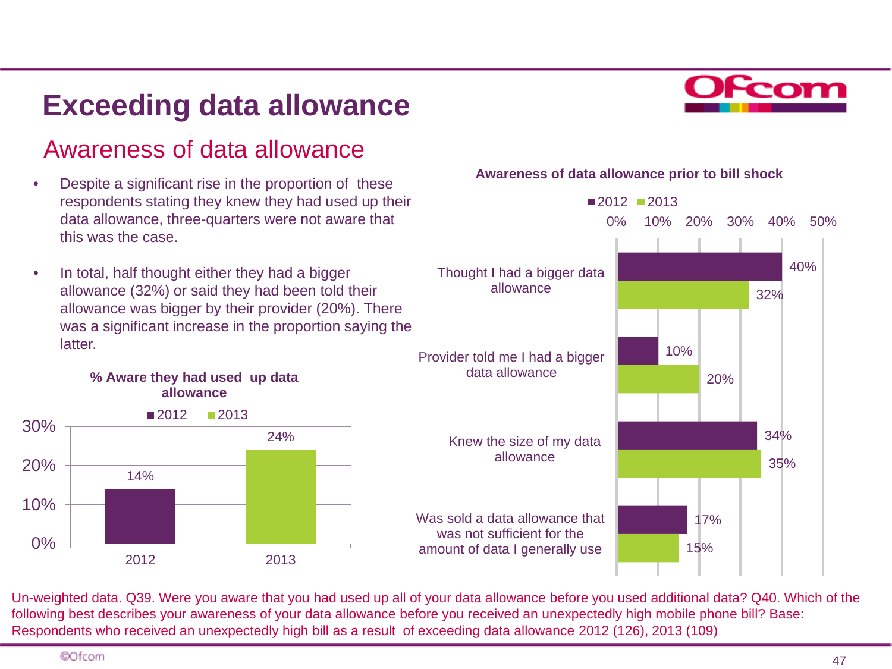# Exceeding data allowance

## Awareness of data allowance

- Despite a significant rise in the proportion of these respondents stating they knew they had used up their data allowance, three-quarters were not aware that this was the case.
- In total, half thought either they had a bigger allowance (32%) or said they had been told their allowance was bigger by their provider (20%). There was a significant increase in the proportion saying the latter.

**% Aware they had used up data allowance**

| | 2012 | 2013 |
|---|---|---|
| % Aware they had used up data allowance | 14% | 24% |

**Awareness of data allowance prior to bill shock**

| | 2012 | 2013 |
|---|---|---|
| Thought I had a bigger data allowance | 40% | 32% |
| Provider told me I had a bigger data allowance | 10% | 20% |
| Knew the size of my data allowance | 34% | 35% |
| Was sold a data allowance that was not sufficient for the amount of data I generally use | 17% | 15% |

Un-weighted data. Q39. Were you aware that you had used up all of your data allowance before you used additional data? Q40. Which of the following best describes your awareness of your data allowance before you received an unexpectedly high mobile phone bill? Base: Respondents who received an unexpectedly high bill as a result of exceeding data allowance 2012 (126), 2013 (109)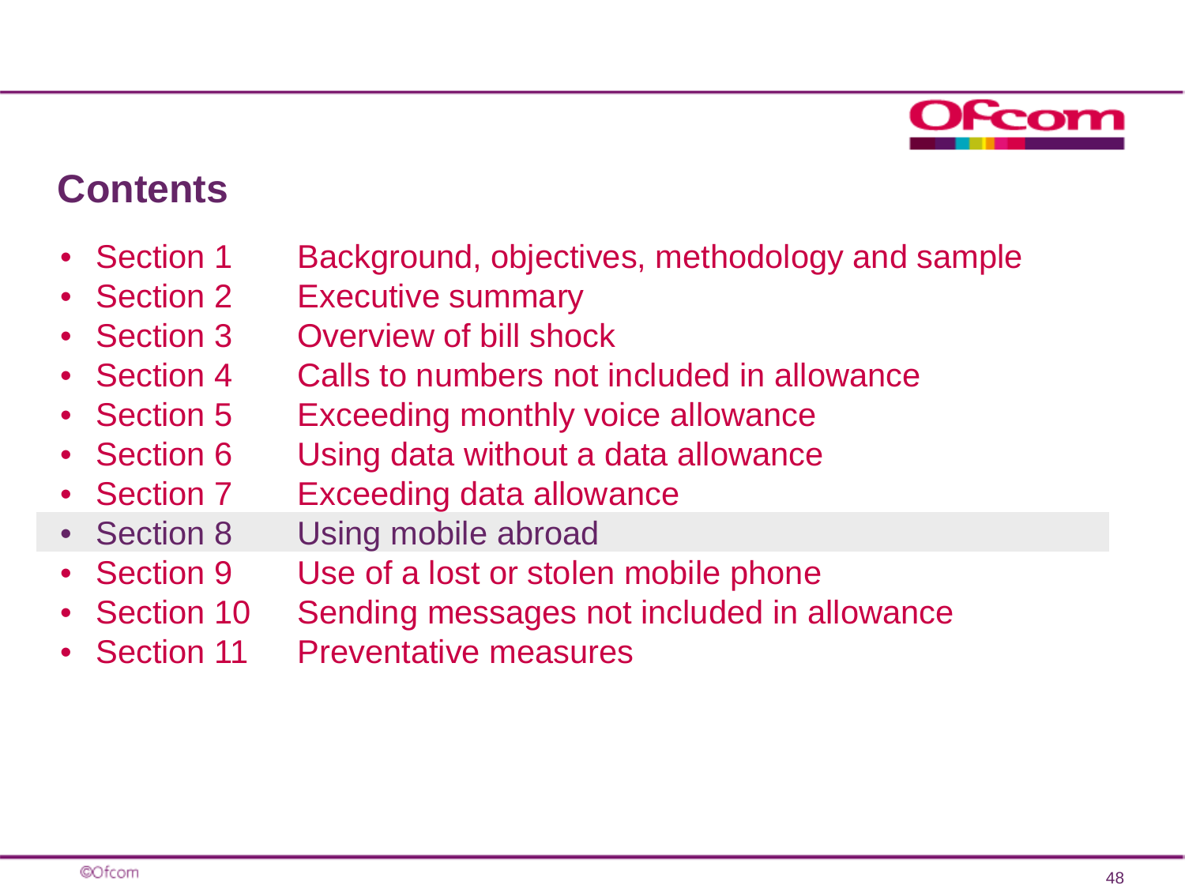## Contents

- Section 1 Background, objectives, methodology and sample
- Section 2 Executive summary
- Section 3 Overview of bill shock
- Section 4 Calls to numbers not included in allowance
- Section 5 Exceeding monthly voice allowance
- Section 6 Using data without a data allowance
- Section 7 Exceeding data allowance
- Section 8 Using mobile abroad
- Section 9 Use of a lost or stolen mobile phone
- Section 10 Sending messages not included in allowance
- Section 11 Preventative measures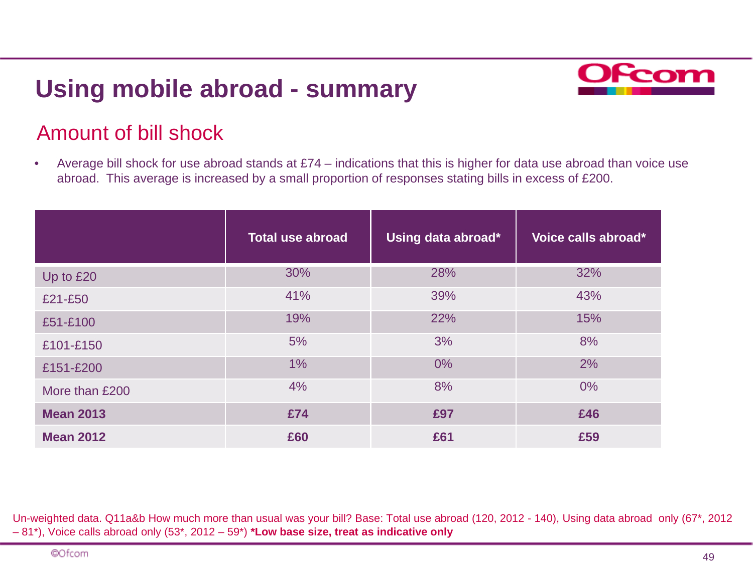# Using mobile abroad - summary

## Amount of bill shock

- Average bill shock for use abroad stands at £74 – indications that this is higher for data use abroad than voice use abroad. This average is increased by a small proportion of responses stating bills in excess of £200.

| | Total use abroad | Using data abroad* | Voice calls abroad* |
|---|---|---|---|
| Up to £20 | 30% | 28% | 32% |
| £21-£50 | 41% | 39% | 43% |
| £51-£100 | 19% | 22% | 15% |
| £101-£150 | 5% | 3% | 8% |
| £151-£200 | 1% | 0% | 2% |
| More than £200 | 4% | 8% | 0% |
| **Mean 2013** | **£74** | **£97** | **£46** |
| **Mean 2012** | **£60** | **£61** | **£59** |

Un-weighted data. Q11a&b How much more than usual was your bill? Base: Total use abroad (120, 2012 - 140), Using data abroad only (67*, 2012 – 81*), Voice calls abroad only (53*, 2012 – 59*) **\*Low base size, treat as indicative only**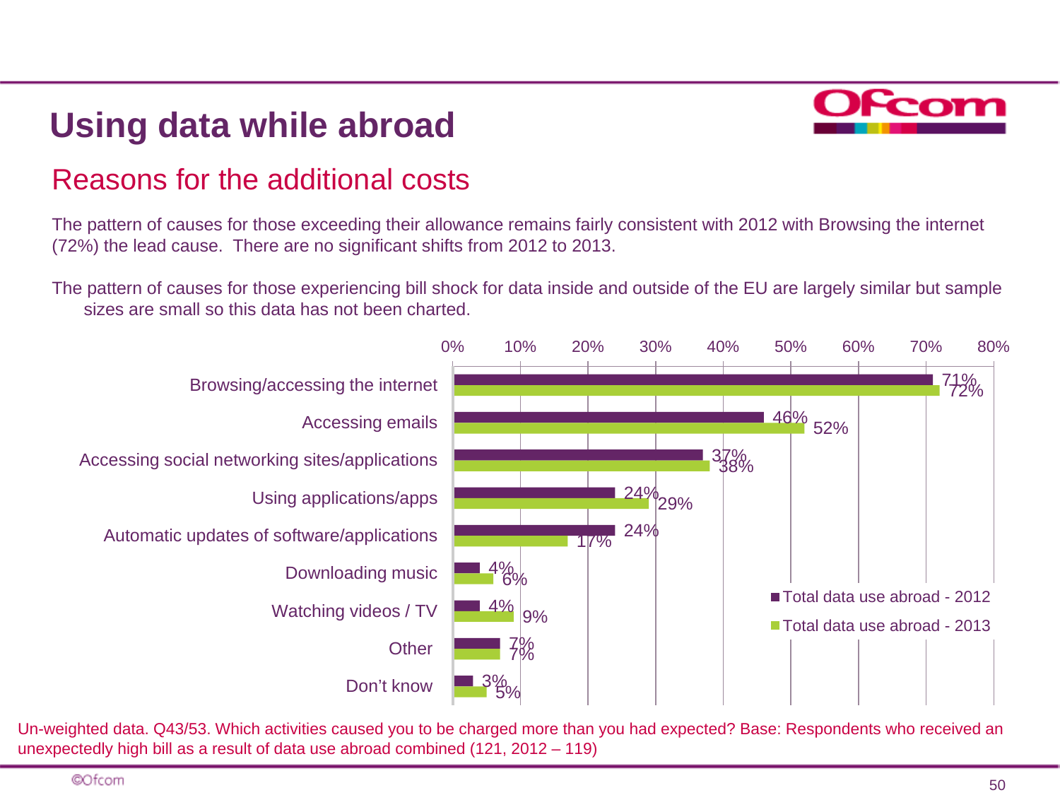# Using data while abroad

## Reasons for the additional costs

The pattern of causes for those exceeding their allowance remains fairly consistent with 2012 with Browsing the internet (72%) the lead cause. There are no significant shifts from 2012 to 2013.

The pattern of causes for those experiencing bill shock for data inside and outside of the EU are largely similar but sample sizes are small so this data has not been charted.

| | Total data use abroad - 2012 | Total data use abroad - 2013 |
|---|---|---|
| Browsing/accessing the internet | 71% | 72% |
| Accessing emails | 46% | 52% |
| Accessing social networking sites/applications | 37% | 38% |
| Using applications/apps | 24% | 29% |
| Automatic updates of software/applications | 24% | 17% |
| Downloading music | 4% | 6% |
| Watching videos / TV | 4% | 9% |
| Other | 7% | 7% |
| Don't know | 3% | 5% |

Un-weighted data. Q43/53. Which activities caused you to be charged more than you had expected? Base: Respondents who received an unexpectedly high bill as a result of data use abroad combined (121, 2012 – 119)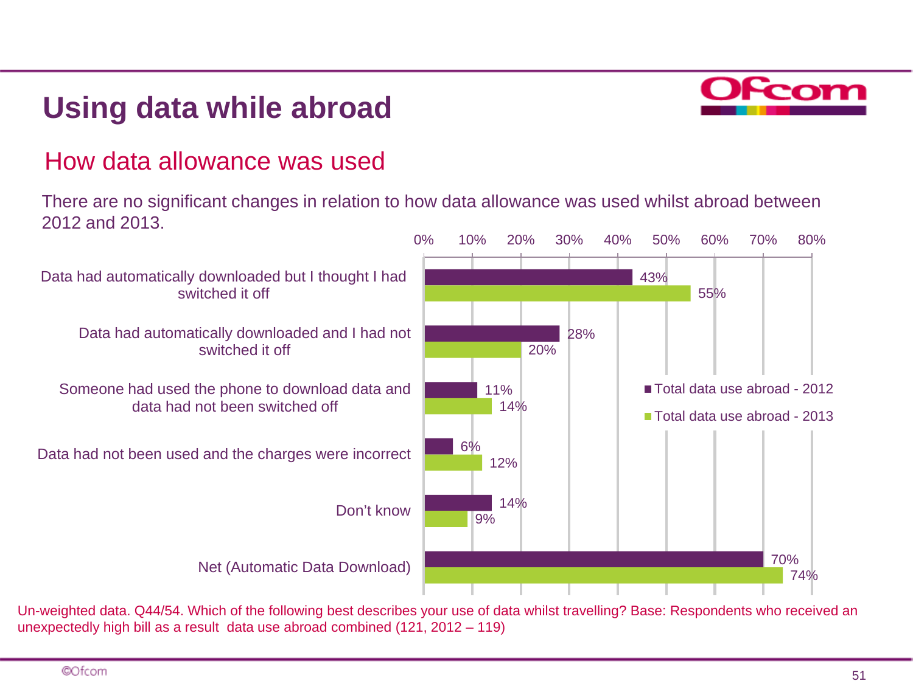# Using data while abroad

## How data allowance was used

There are no significant changes in relation to how data allowance was used whilst abroad between 2012 and 2013.

| | Total data use abroad - 2012 | Total data use abroad - 2013 |
|---|---|---|
| Data had automatically downloaded but I thought I had switched it off | 43% | 55% |
| Data had automatically downloaded and I had not switched it off | 28% | 20% |
| Someone had used the phone to download data and data had not been switched off | 11% | 14% |
| Data had not been used and the charges were incorrect | 6% | 12% |
| Don't know | 14% | 9% |
| Net (Automatic Data Download) | 70% | 74% |

Un-weighted data. Q44/54. Which of the following best describes your use of data whilst travelling? Base: Respondents who received an unexpectedly high bill as a result data use abroad combined (121, 2012 – 119)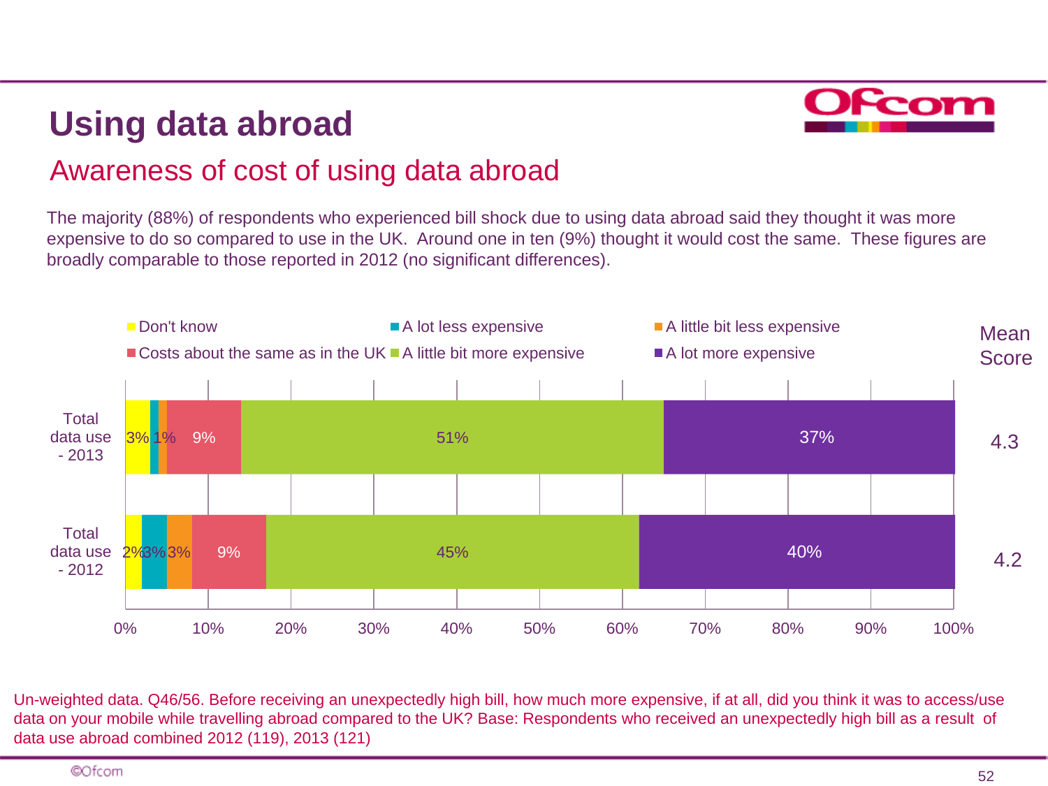# Using data abroad

## Awareness of cost of using data abroad

The majority (88%) of respondents who experienced bill shock due to using data abroad said they thought it was more expensive to do so compared to use in the UK. Around one in ten (9%) thought it would cost the same. These figures are broadly comparable to those reported in 2012 (no significant differences).

| | Don't know | A lot less expensive | A little bit less expensive | Costs about the same as in the UK | A little bit more expensive | A lot more expensive | Mean Score |
|---|---|---|---|---|---|---|---|
| Total data use - 2013 | 3% | 1% | 1% | 9% | 51% | 37% | 4.3 |
| Total data use - 2012 | 2% | 3% | 3% | 9% | 45% | 40% | 4.2 |

Un-weighted data. Q46/56. Before receiving an unexpectedly high bill, how much more expensive, if at all, did you think it was to access/use data on your mobile while travelling abroad compared to the UK? Base: Respondents who received an unexpectedly high bill as a result of data use abroad combined 2012 (119), 2013 (121)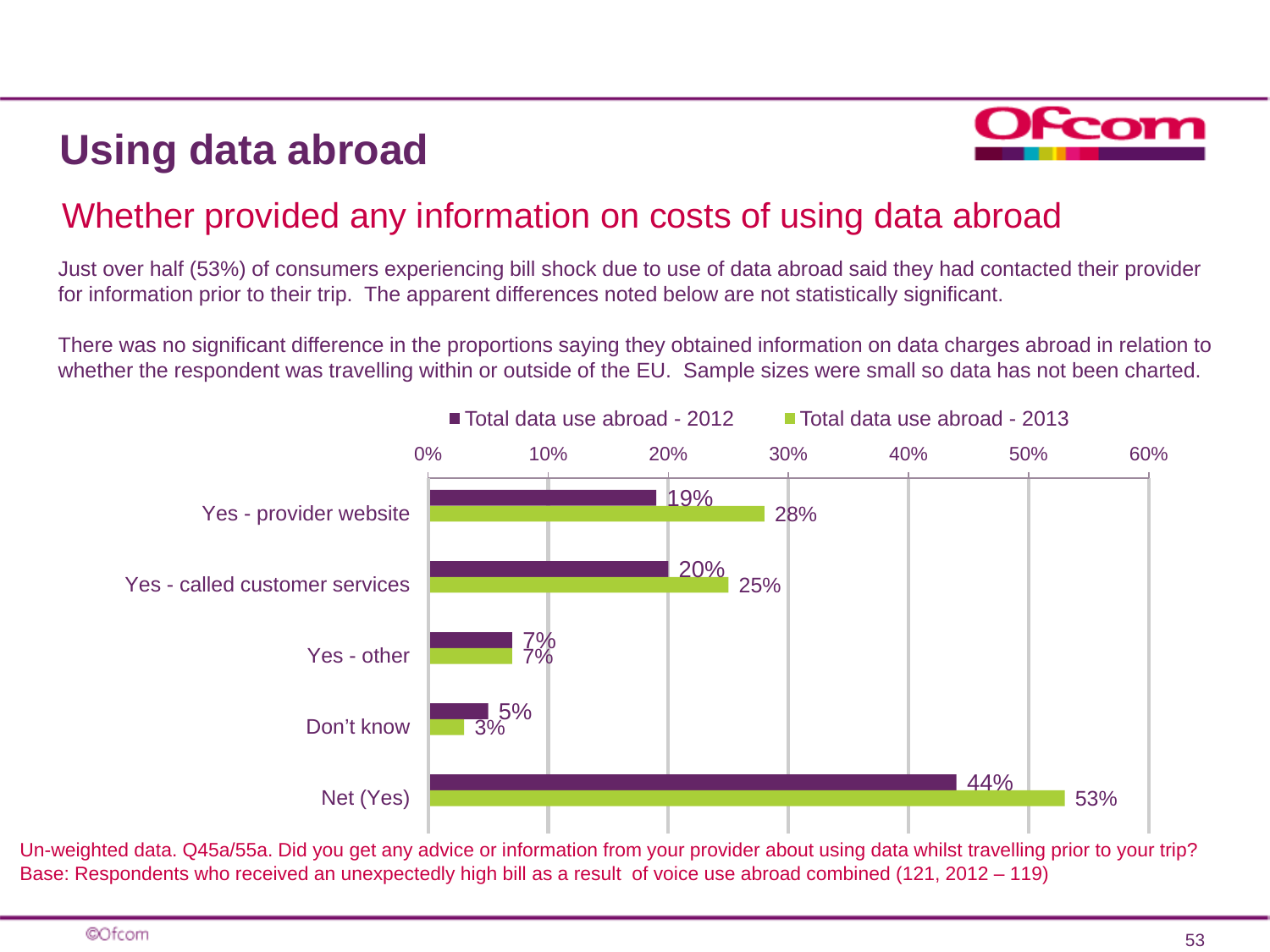# Using data abroad

## Whether provided any information on costs of using data abroad

Just over half (53%) of consumers experiencing bill shock due to use of data abroad said they had contacted their provider for information prior to their trip. The apparent differences noted below are not statistically significant.

There was no significant difference in the proportions saying they obtained information on data charges abroad in relation to whether the respondent was travelling within or outside of the EU. Sample sizes were small so data has not been charted.

| | Total data use abroad - 2012 | Total data use abroad - 2013 |
|---|---|---|
| Yes - provider website | 19% | 28% |
| Yes - called customer services | 20% | 25% |
| Yes - other | 7% | 7% |
| Don't know | 5% | 3% |
| Net (Yes) | 44% | 53% |

Un-weighted data. Q45a/55a. Did you get any advice or information from your provider about using data whilst travelling prior to your trip?
Base: Respondents who received an unexpectedly high bill as a result of voice use abroad combined (121, 2012 – 119)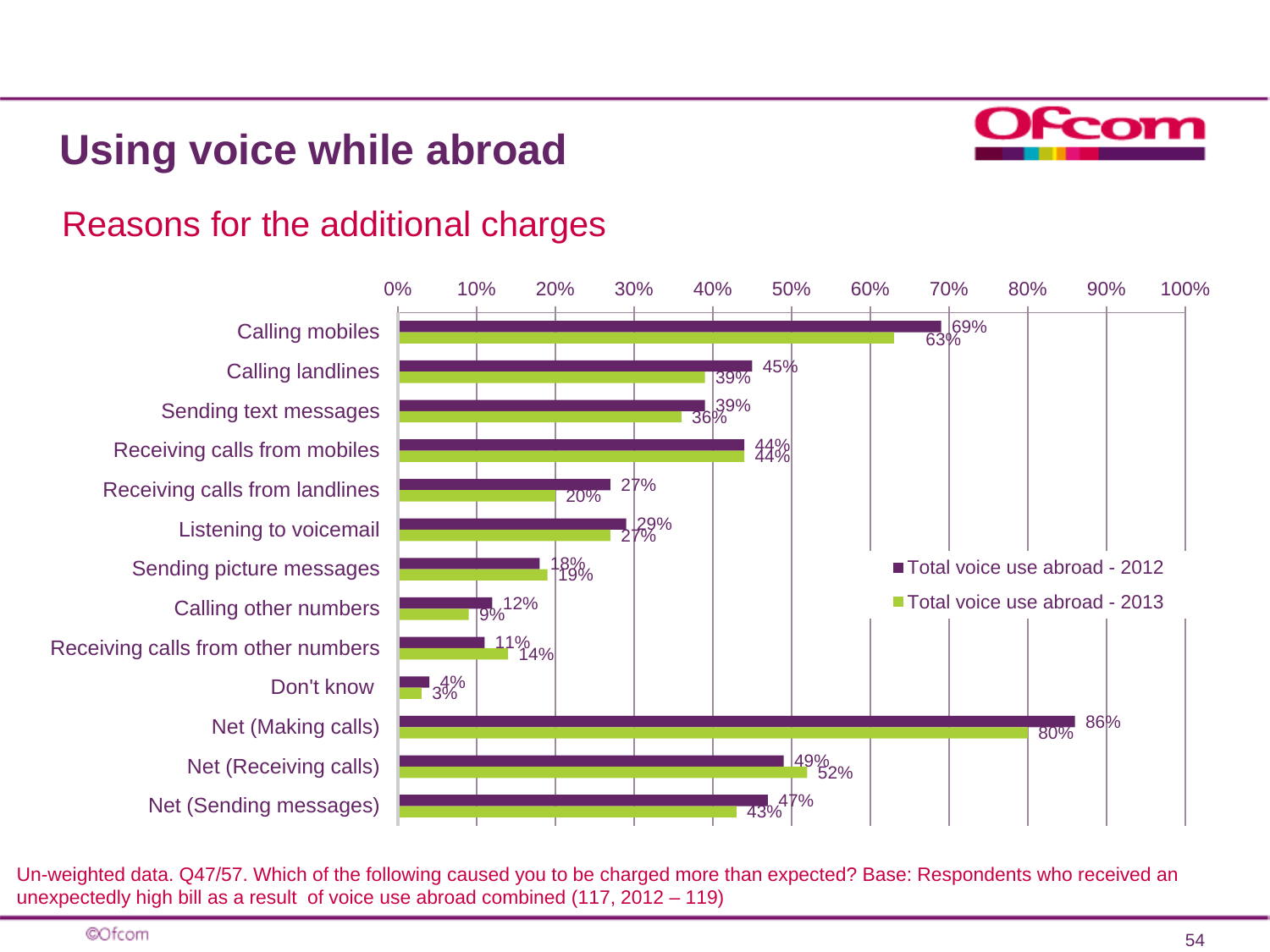# Using voice while abroad

## Reasons for the additional charges

| Reason | Total voice use abroad - 2012 | Total voice use abroad - 2013 |
|---|---|---|
| Calling mobiles | 69% | 63% |
| Calling landlines | 45% | 39% |
| Sending text messages | 39% | 36% |
| Receiving calls from mobiles | 44% | 44% |
| Receiving calls from landlines | 27% | 20% |
| Listening to voicemail | 29% | 27% |
| Sending picture messages | 18% | 19% |
| Calling other numbers | 12% | 9% |
| Receiving calls from other numbers | 11% | 14% |
| Don't know | 4% | 3% |
| Net (Making calls) | 86% | 80% |
| Net (Receiving calls) | 49% | 52% |
| Net (Sending messages) | 47% | 43% |

Un-weighted data. Q47/57. Which of the following caused you to be charged more than expected? Base: Respondents who received an unexpectedly high bill as a result of voice use abroad combined (117, 2012 – 119)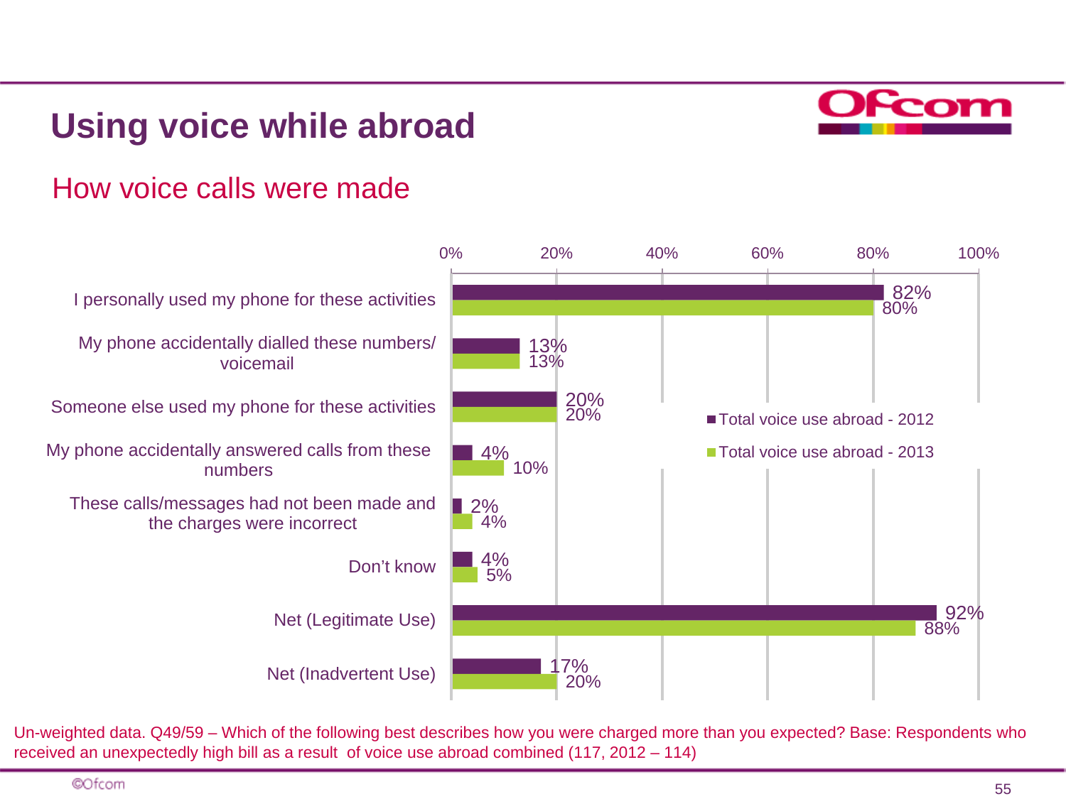# Using voice while abroad

## How voice calls were made

| | Total voice use abroad - 2012 | Total voice use abroad - 2013 |
|---|---|---|
| I personally used my phone for these activities | 82% | 80% |
| My phone accidentally dialled these numbers/ voicemail | 13% | 13% |
| Someone else used my phone for these activities | 20% | 20% |
| My phone accidentally answered calls from these numbers | 4% | 10% |
| These calls/messages had not been made and the charges were incorrect | 2% | 4% |
| Don't know | 4% | 5% |
| Net (Legitimate Use) | 92% | 88% |
| Net (Inadvertent Use) | 17% | 20% |

Un-weighted data. Q49/59 – Which of the following best describes how you were charged more than you expected? Base: Respondents who received an unexpectedly high bill as a result of voice use abroad combined (117, 2012 – 114)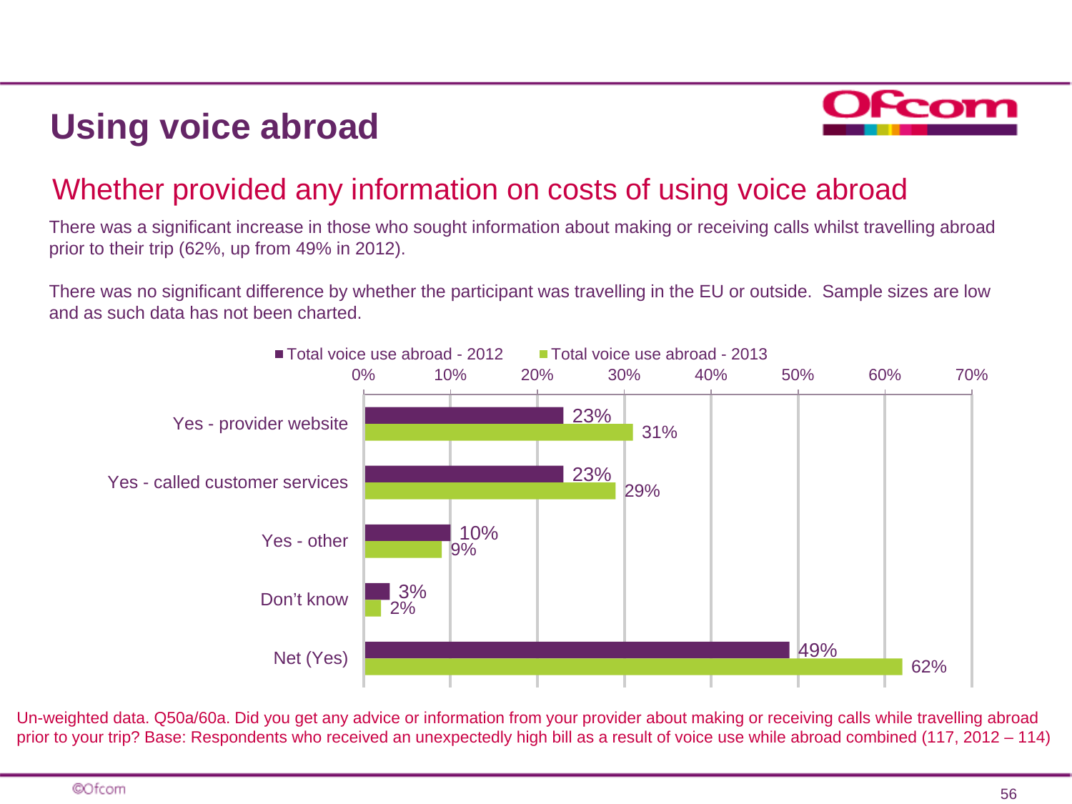# Using voice abroad

## Whether provided any information on costs of using voice abroad

There was a significant increase in those who sought information about making or receiving calls whilst travelling abroad prior to their trip (62%, up from 49% in 2012).

There was no significant difference by whether the participant was travelling in the EU or outside. Sample sizes are low and as such data has not been charted.

| | Total voice use abroad - 2012 | Total voice use abroad - 2013 |
| --- | --- | --- |
| Yes - provider website | 23% | 31% |
| Yes - called customer services | 23% | 29% |
| Yes - other | 10% | 9% |
| Don't know | 3% | 2% |
| Net (Yes) | 49% | 62% |

Un-weighted data. Q50a/60a. Did you get any advice or information from your provider about making or receiving calls while travelling abroad prior to your trip? Base: Respondents who received an unexpectedly high bill as a result of voice use while abroad combined (117, 2012 – 114)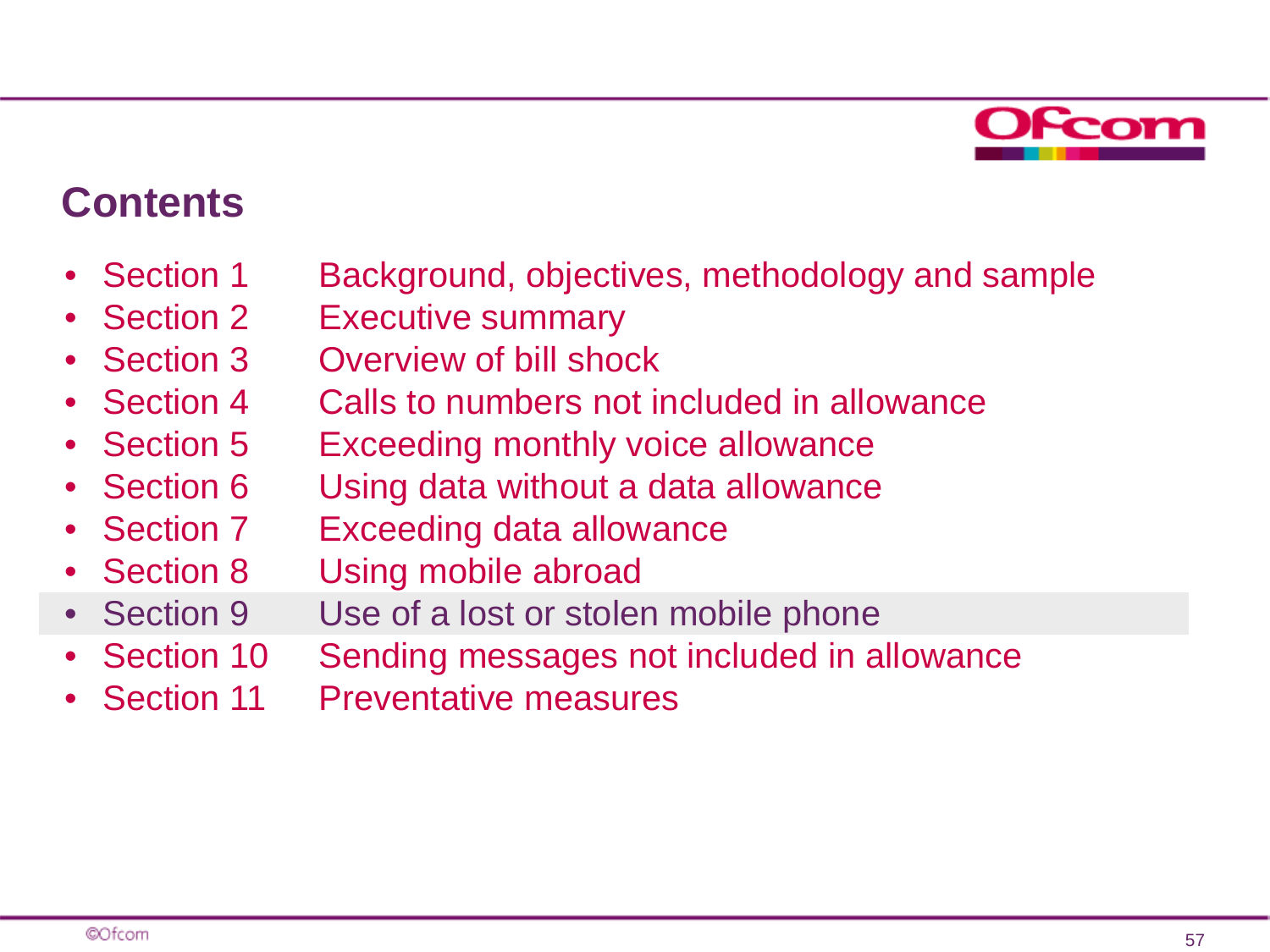## Contents

- Section 1 Background, objectives, methodology and sample
- Section 2 Executive summary
- Section 3 Overview of bill shock
- Section 4 Calls to numbers not included in allowance
- Section 5 Exceeding monthly voice allowance
- Section 6 Using data without a data allowance
- Section 7 Exceeding data allowance
- Section 8 Using mobile abroad
- Section 9 Use of a lost or stolen mobile phone
- Section 10 Sending messages not included in allowance
- Section 11 Preventative measures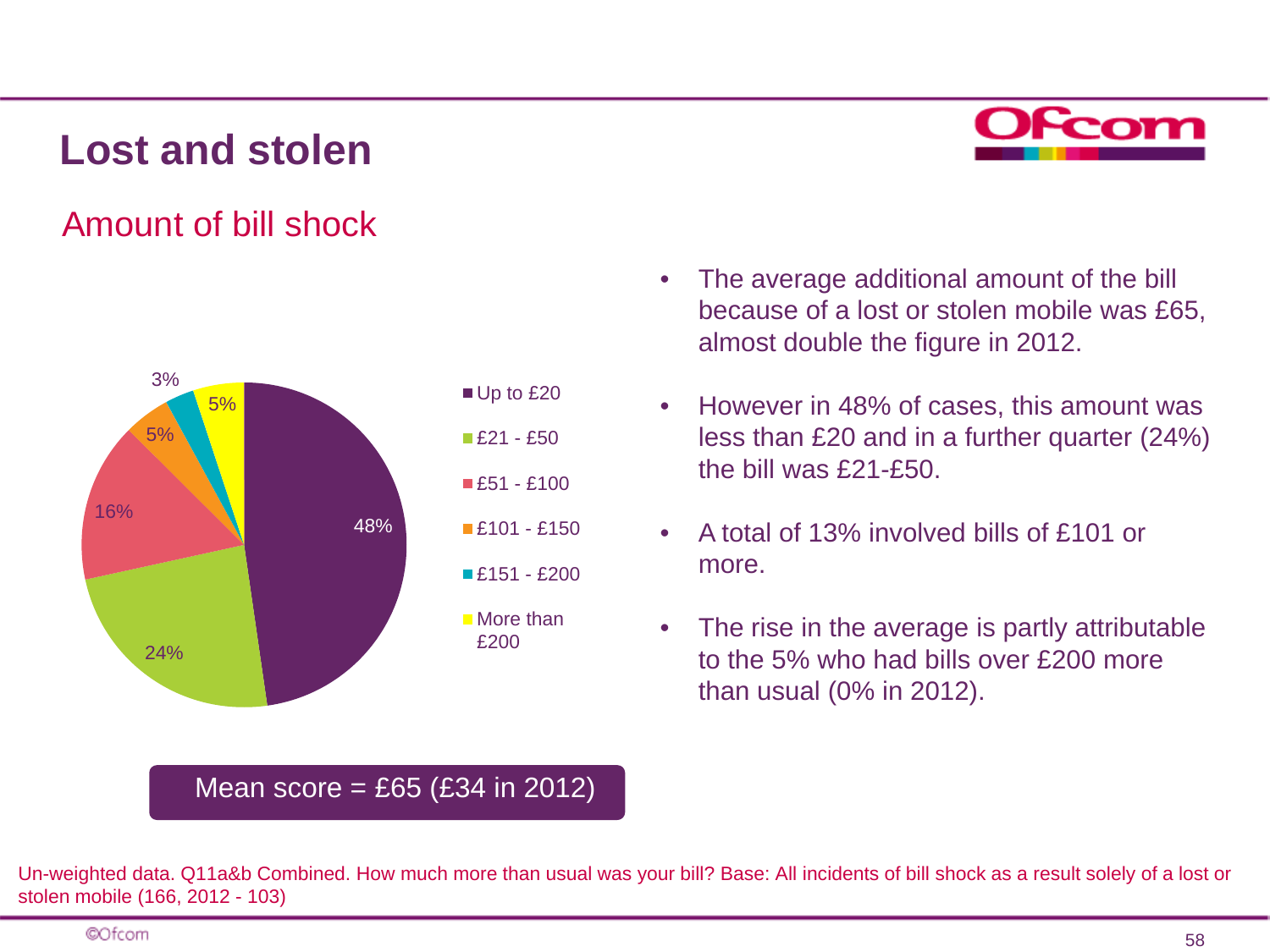# Lost and stolen

## Amount of bill shock

| Amount | % |
|---|---|
| Up to £20 | 48% |
| £21 - £50 | 24% |
| £51 - £100 | 16% |
| £101 - £150 | 5% |
| £151 - £200 | 3% |
| More than £200 | 5% |

Mean score = £65 (£34 in 2012)

- The average additional amount of the bill because of a lost or stolen mobile was £65, almost double the figure in 2012.
- However in 48% of cases, this amount was less than £20 and in a further quarter (24%) the bill was £21-£50.
- A total of 13% involved bills of £101 or more.
- The rise in the average is partly attributable to the 5% who had bills over £200 more than usual (0% in 2012).

Un-weighted data. Q11a&b Combined. How much more than usual was your bill? Base: All incidents of bill shock as a result solely of a lost or stolen mobile (166, 2012 - 103)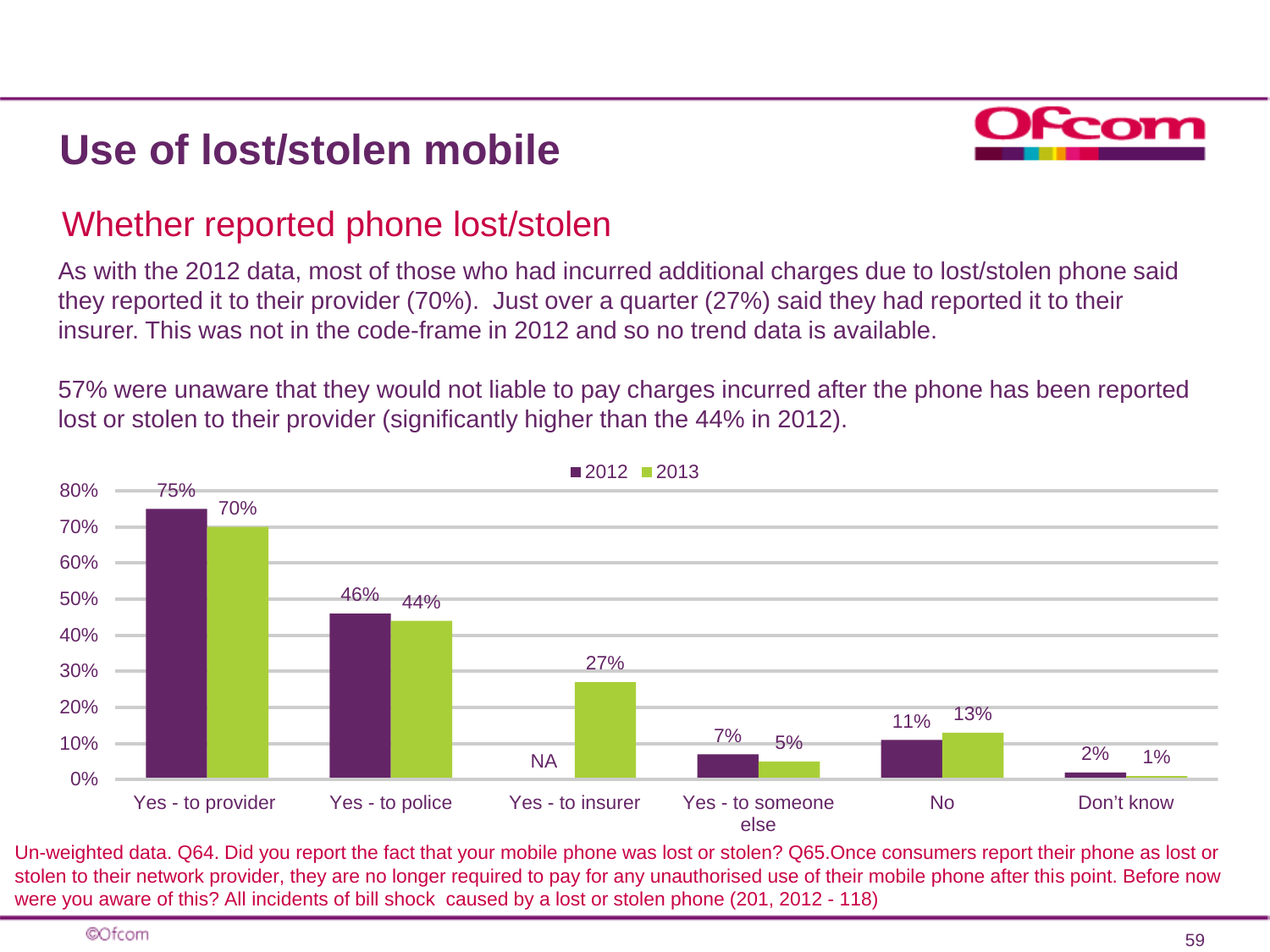# Use of lost/stolen mobile

## Whether reported phone lost/stolen

As with the 2012 data, most of those who had incurred additional charges due to lost/stolen phone said they reported it to their provider (70%). Just over a quarter (27%) said they had reported it to their insurer. This was not in the code-frame in 2012 and so no trend data is available.

57% were unaware that they would not liable to pay charges incurred after the phone has been reported lost or stolen to their provider (significantly higher than the 44% in 2012).

| | 2012 | 2013 |
|---|---|---|
| Yes - to provider | 75% | 70% |
| Yes - to police | 46% | 44% |
| Yes - to insurer | NA | 27% |
| Yes - to someone else | 7% | 5% |
| No | 11% | 13% |
| Don't know | 2% | 1% |

Un-weighted data. Q64. Did you report the fact that your mobile phone was lost or stolen? Q65.Once consumers report their phone as lost or stolen to their network provider, they are no longer required to pay for any unauthorised use of their mobile phone after this point. Before now were you aware of this? All incidents of bill shock caused by a lost or stolen phone (201, 2012 - 118)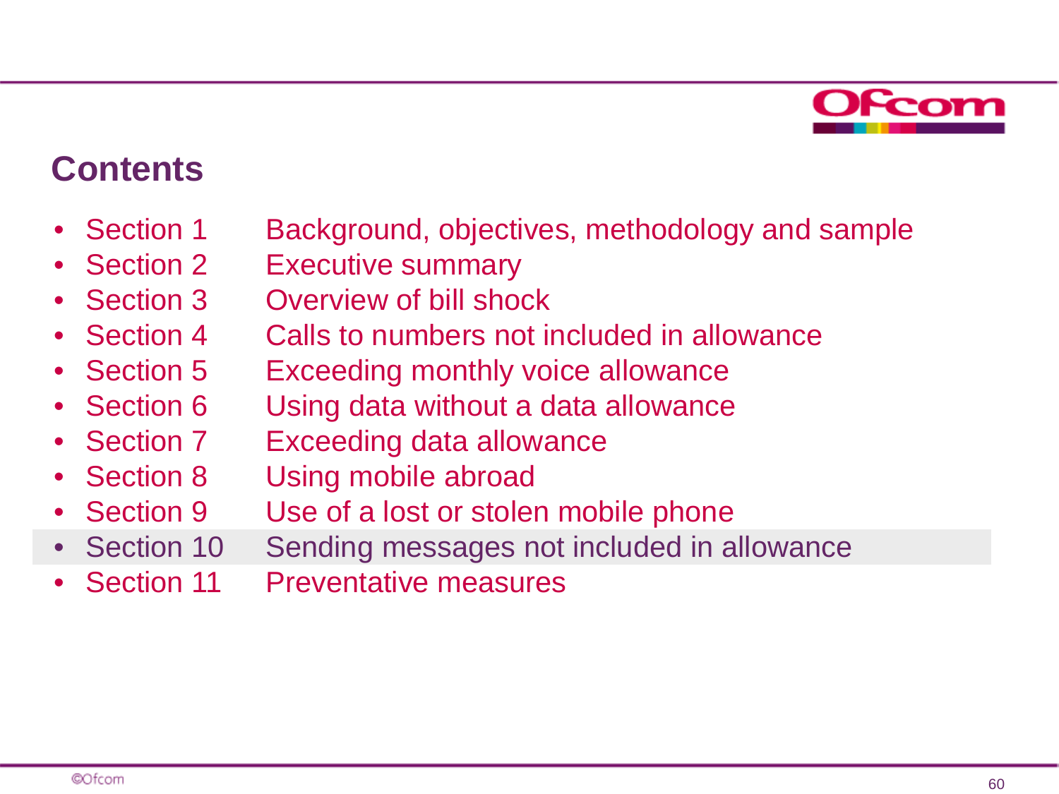## Contents

- Section 1 Background, objectives, methodology and sample
- Section 2 Executive summary
- Section 3 Overview of bill shock
- Section 4 Calls to numbers not included in allowance
- Section 5 Exceeding monthly voice allowance
- Section 6 Using data without a data allowance
- Section 7 Exceeding data allowance
- Section 8 Using mobile abroad
- Section 9 Use of a lost or stolen mobile phone
- Section 10 Sending messages not included in allowance
- Section 11 Preventative measures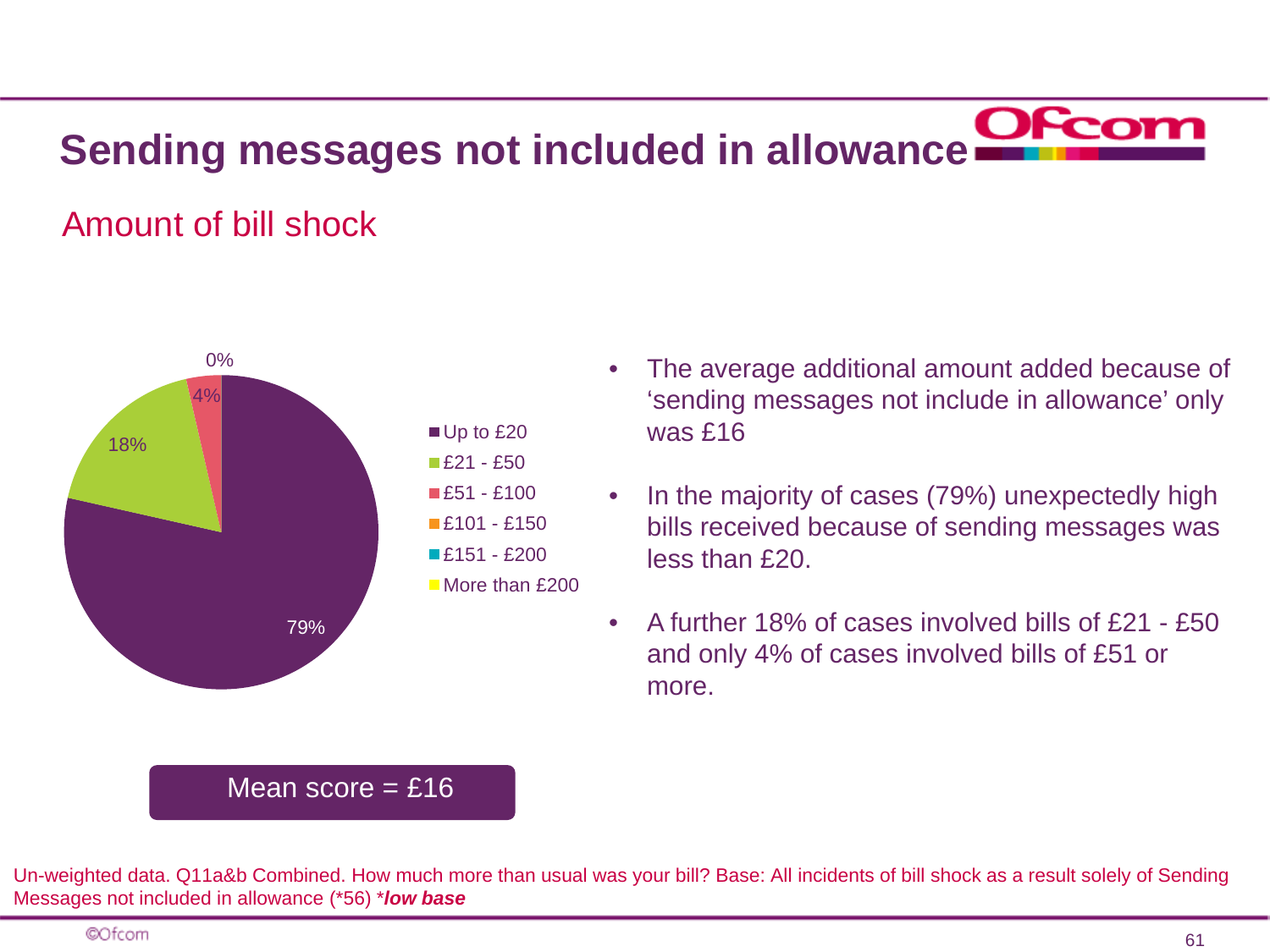# Sending messages not included in allowance

## Amount of bill shock

| Amount | % |
|---|---|
| Up to £20 | 79% |
| £21 - £50 | 18% |
| £51 - £100 | 4% |
| £101 - £150 | 0% |
| £151 - £200 | |
| More than £200 | |

- The average additional amount added because of 'sending messages not include in allowance' only was £16
- In the majority of cases (79%) unexpectedly high bills received because of sending messages was less than £20.
- A further 18% of cases involved bills of £21 - £50 and only 4% of cases involved bills of £51 or more.

**Mean score = £16**

Un-weighted data. Q11a&b Combined. How much more than usual was your bill? Base: All incidents of bill shock as a result solely of Sending Messages not included in allowance (*56) ***low base***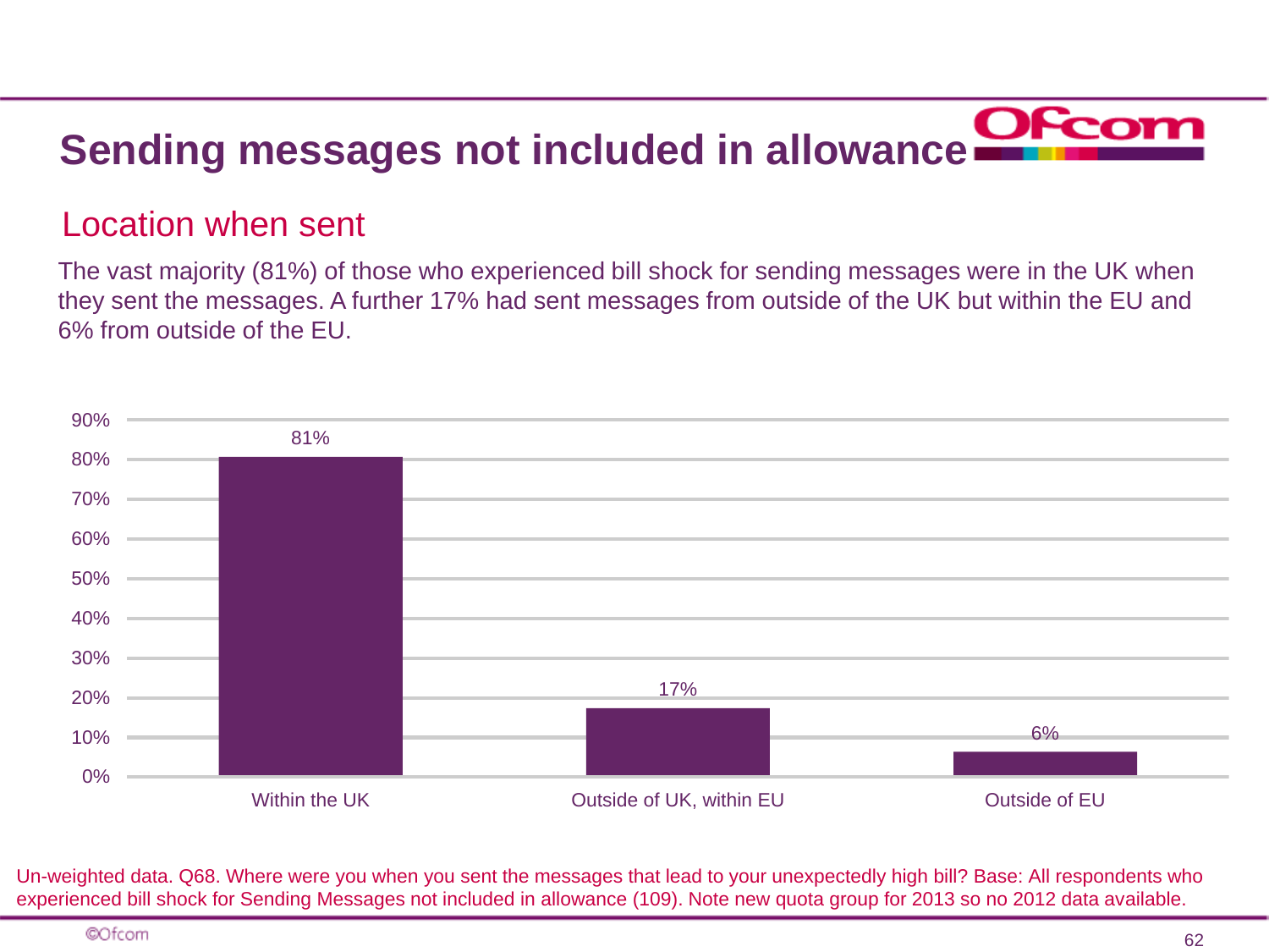# Sending messages not included in allowance

## Location when sent

The vast majority (81%) of those who experienced bill shock for sending messages were in the UK when they sent the messages. A further 17% had sent messages from outside of the UK but within the EU and 6% from outside of the EU.

| Location | % |
| --- | --- |
| Within the UK | 81% |
| Outside of UK, within EU | 17% |
| Outside of EU | 6% |

Un-weighted data. Q68. Where were you when you sent the messages that lead to your unexpectedly high bill? Base: All respondents who experienced bill shock for Sending Messages not included in allowance (109). Note new quota group for 2013 so no 2012 data available.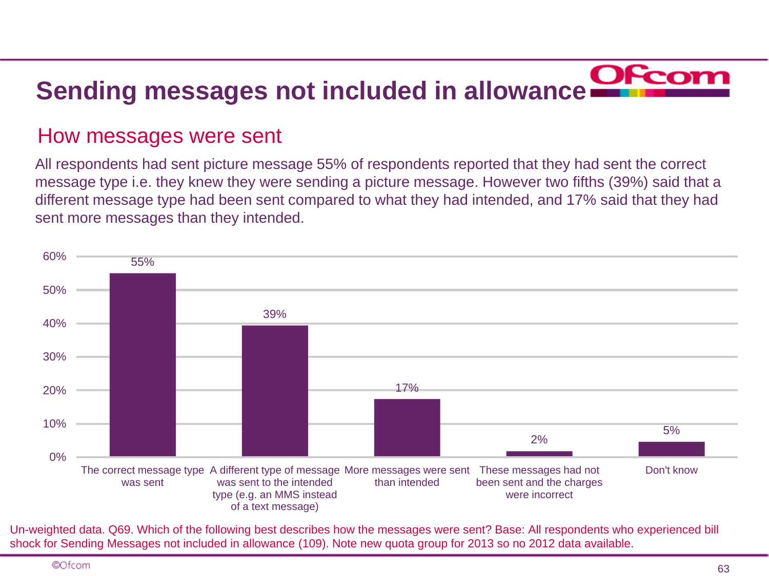# Sending messages not included in allowance

## How messages were sent

All respondents had sent picture message 55% of respondents reported that they had sent the correct message type i.e. they knew they were sending a picture message. However two fifths (39%) said that a different message type had been sent compared to what they had intended, and 17% said that they had sent more messages than they intended.

| Response | % |
| --- | --- |
| The correct message type was sent | 55% |
| A different type of message was sent to the intended type (e.g. an MMS instead of a text message) | 39% |
| More messages were sent than intended | 17% |
| These messages had not been sent and the charges were incorrect | 2% |
| Don't know | 5% |

Un-weighted data. Q69. Which of the following best describes how the messages were sent? Base: All respondents who experienced bill shock for Sending Messages not included in allowance (109). Note new quota group for 2013 so no 2012 data available.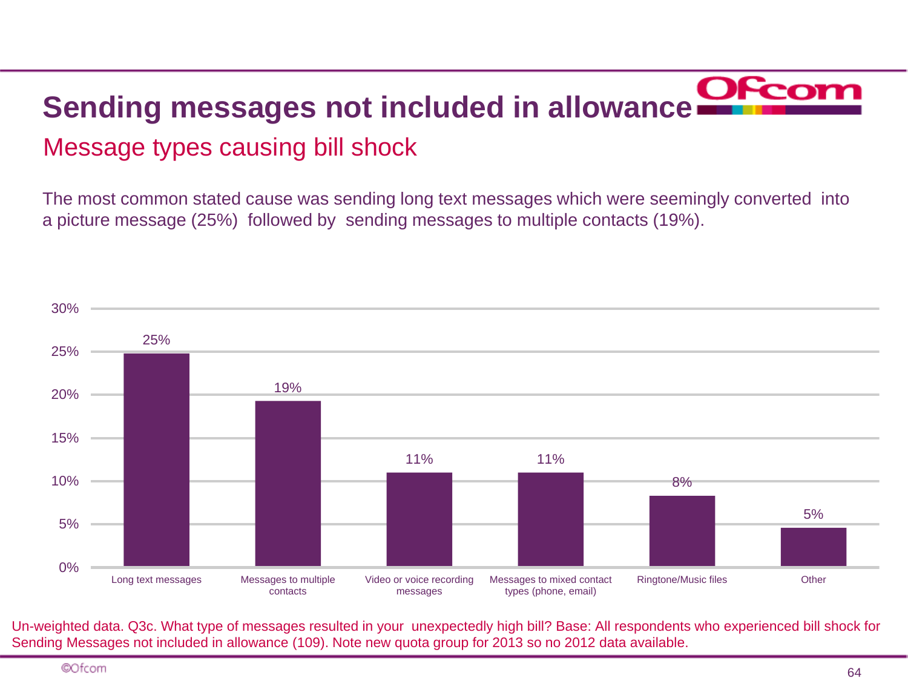# Sending messages not included in allowance

## Message types causing bill shock

The most common stated cause was sending long text messages which were seemingly converted into a picture message (25%) followed by sending messages to multiple contacts (19%).

| Message type | % |
|---|---|
| Long text messages | 25% |
| Messages to multiple contacts | 19% |
| Video or voice recording messages | 11% |
| Messages to mixed contact types (phone, email) | 11% |
| Ringtone/Music files | 8% |
| Other | 5% |

Un-weighted data. Q3c. What type of messages resulted in your unexpectedly high bill? Base: All respondents who experienced bill shock for Sending Messages not included in allowance (109). Note new quota group for 2013 so no 2012 data available.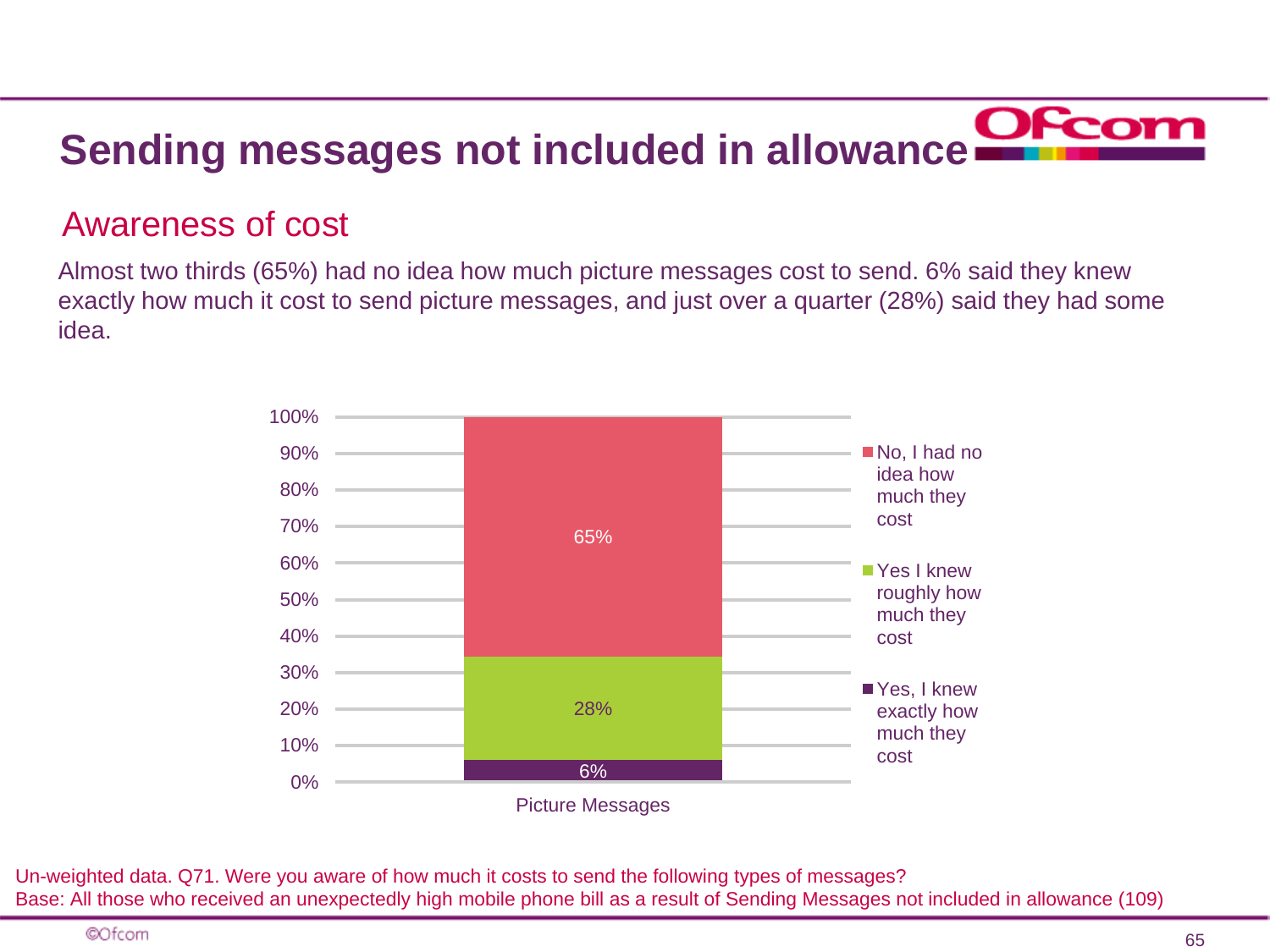# Sending messages not included in allowance

## Awareness of cost

Almost two thirds (65%) had no idea how much picture messages cost to send. 6% said they knew exactly how much it cost to send picture messages, and just over a quarter (28%) said they had some idea.

| | Picture Messages |
|---|---|
| No, I had no idea how much they cost | 65% |
| Yes I knew roughly how much they cost | 28% |
| Yes, I knew exactly how much they cost | 6% |

Un-weighted data. Q71. Were you aware of how much it costs to send the following types of messages?
Base: All those who received an unexpectedly high mobile phone bill as a result of Sending Messages not included in allowance (109)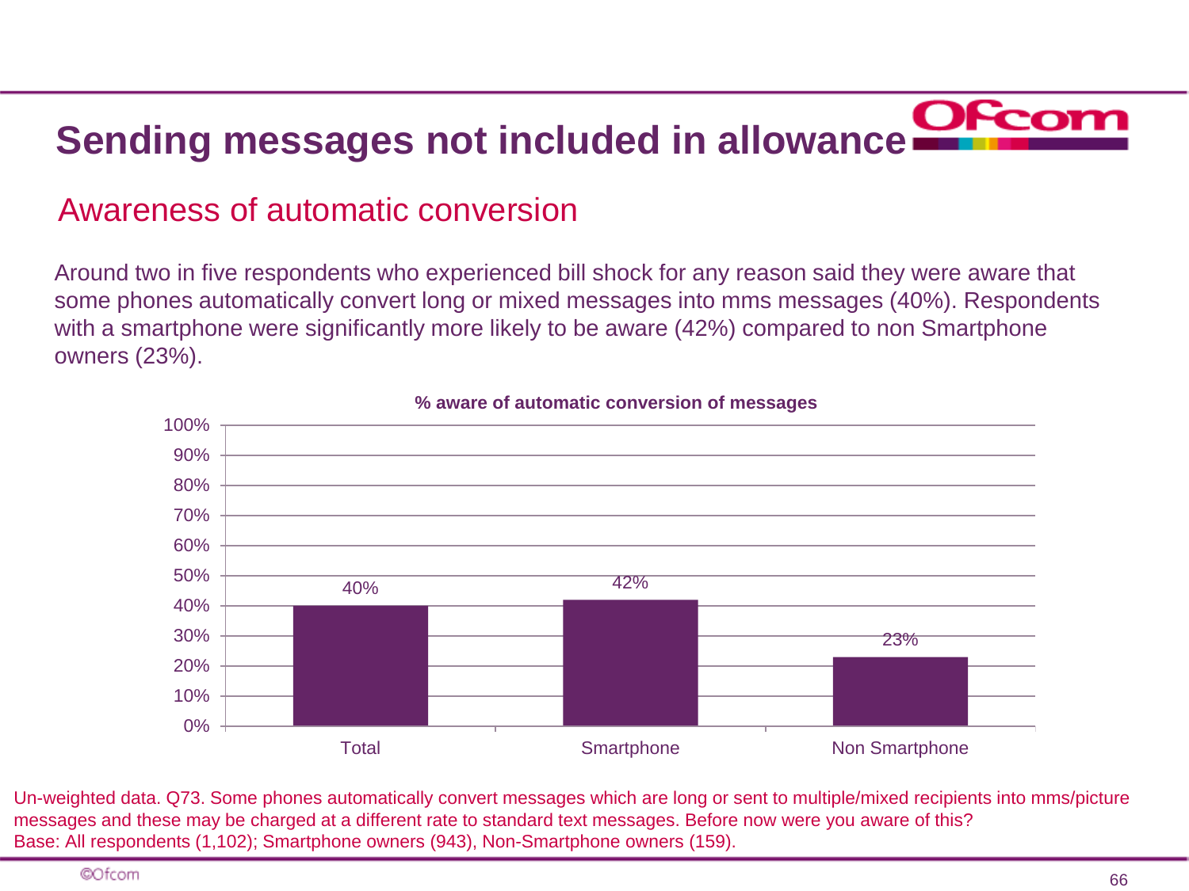# Sending messages not included in allowance

## Awareness of automatic conversion

Around two in five respondents who experienced bill shock for any reason said they were aware that some phones automatically convert long or mixed messages into mms messages (40%). Respondents with a smartphone were significantly more likely to be aware (42%) compared to non Smartphone owners (23%).

**% aware of automatic conversion of messages**

| | % aware |
|---|---|
| Total | 40% |
| Smartphone | 42% |
| Non Smartphone | 23% |

Un-weighted data. Q73. Some phones automatically convert messages which are long or sent to multiple/mixed recipients into mms/picture messages and these may be charged at a different rate to standard text messages. Before now were you aware of this?
Base: All respondents (1,102); Smartphone owners (943), Non-Smartphone owners (159).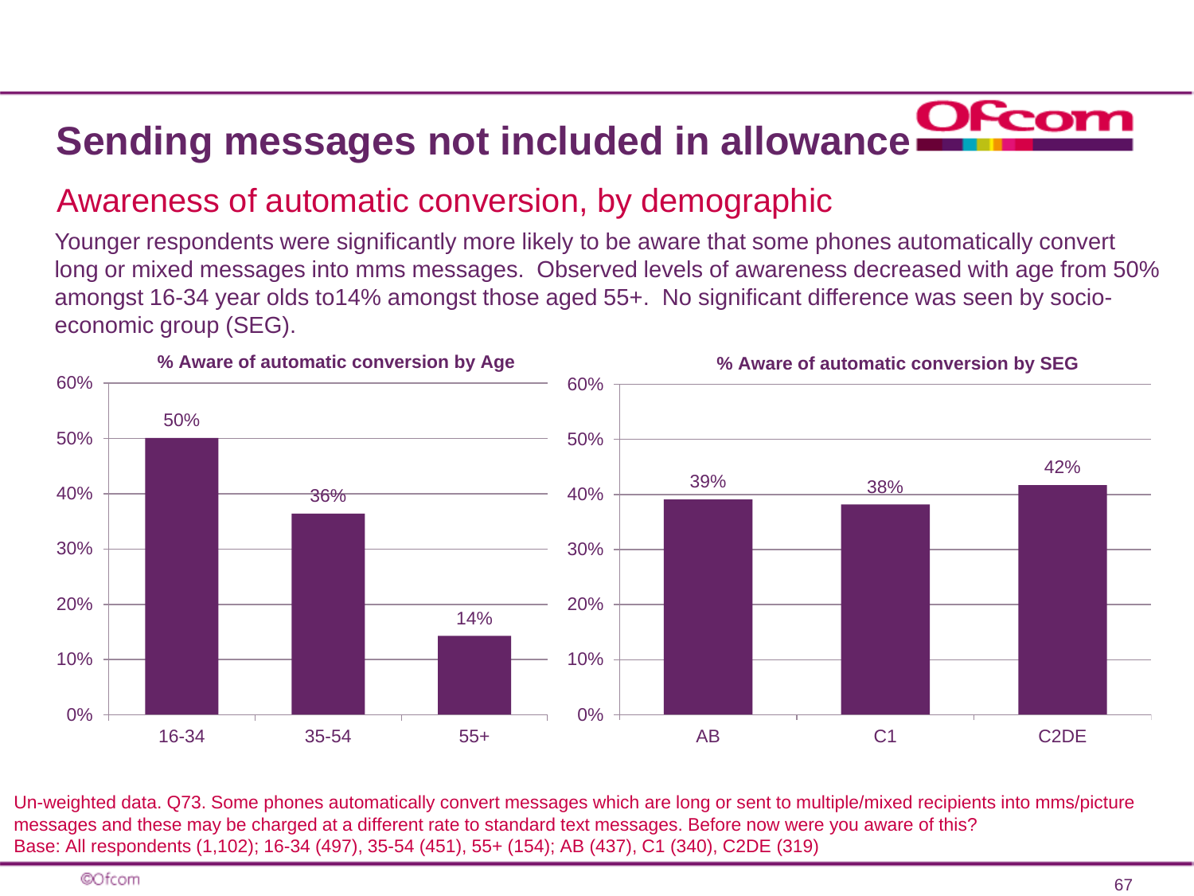# Sending messages not included in allowance

## Awareness of automatic conversion, by demographic

Younger respondents were significantly more likely to be aware that some phones automatically convert long or mixed messages into mms messages. Observed levels of awareness decreased with age from 50% amongst 16-34 year olds to14% amongst those aged 55+. No significant difference was seen by socio-economic group (SEG).

**% Aware of automatic conversion by Age**

| Age | % Aware |
|---|---|
| 16-34 | 50% |
| 35-54 | 36% |
| 55+ | 14% |

**% Aware of automatic conversion by SEG**

| SEG | % Aware |
|---|---|
| AB | 39% |
| C1 | 38% |
| C2DE | 42% |

Un-weighted data. Q73. Some phones automatically convert messages which are long or sent to multiple/mixed recipients into mms/picture messages and these may be charged at a different rate to standard text messages. Before now were you aware of this?
Base: All respondents (1,102); 16-34 (497), 35-54 (451), 55+ (154); AB (437), C1 (340), C2DE (319)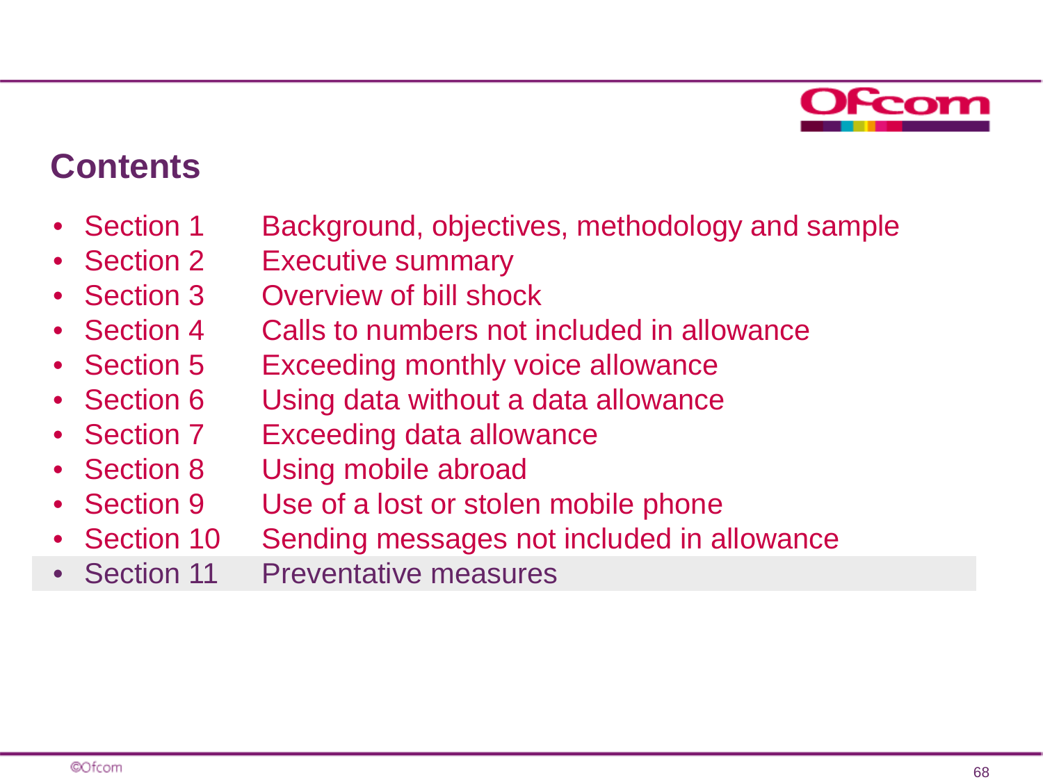## Contents

- Section 1 Background, objectives, methodology and sample
- Section 2 Executive summary
- Section 3 Overview of bill shock
- Section 4 Calls to numbers not included in allowance
- Section 5 Exceeding monthly voice allowance
- Section 6 Using data without a data allowance
- Section 7 Exceeding data allowance
- Section 8 Using mobile abroad
- Section 9 Use of a lost or stolen mobile phone
- Section 10 Sending messages not included in allowance
- Section 11 Preventative measures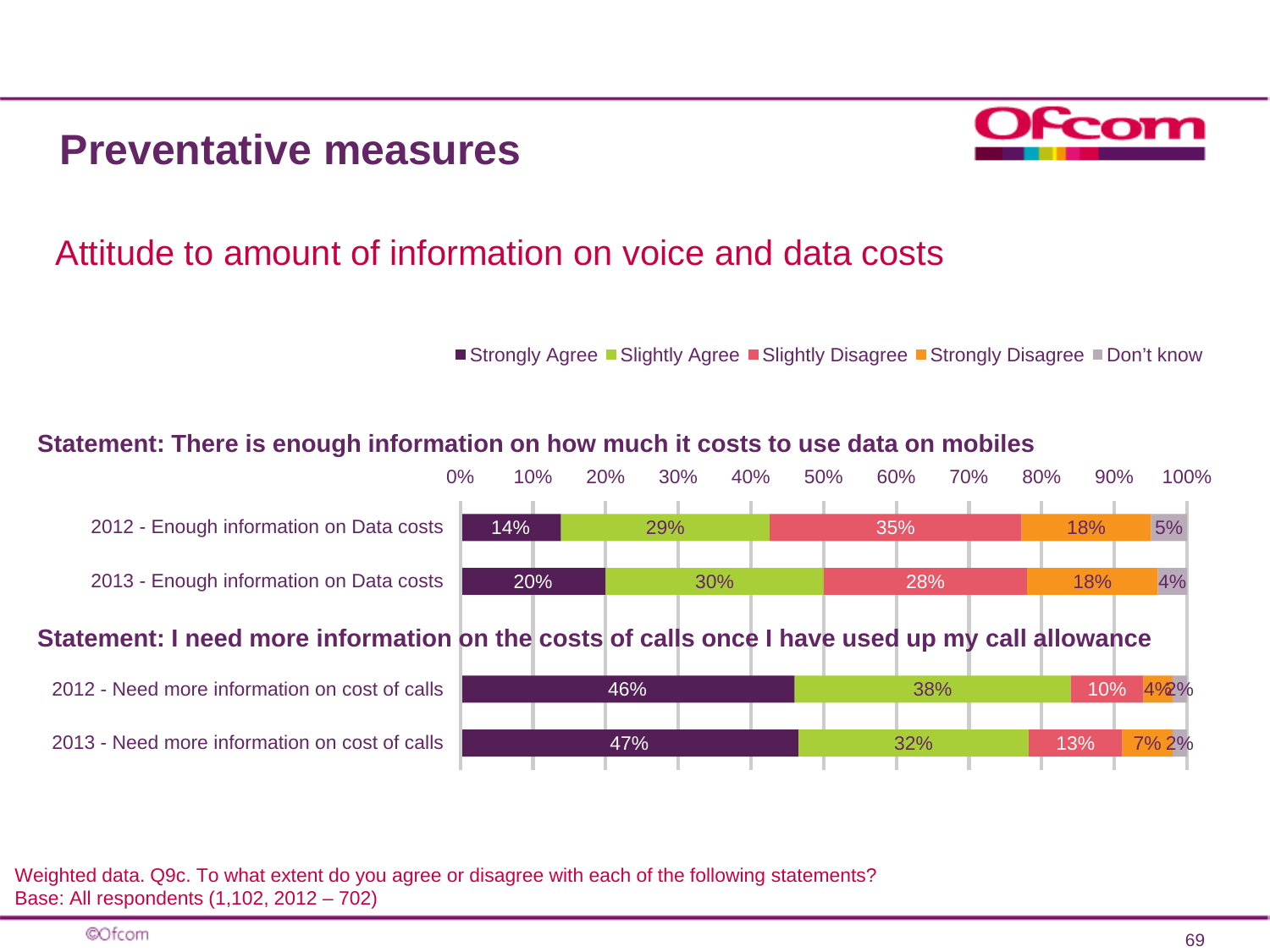# Preventative measures

## Attitude to amount of information on voice and data costs

**Statement: There is enough information on how much it costs to use data on mobiles**

| | Strongly Agree | Slightly Agree | Slightly Disagree | Strongly Disagree | Don't know |
|---|---|---|---|---|---|
| 2012 - Enough information on Data costs | 14% | 29% | 35% | 18% | 5% |
| 2013 - Enough information on Data costs | 20% | 30% | 28% | 18% | 4% |

**Statement: I need more information on the costs of calls once I have used up my call allowance**

| | Strongly Agree | Slightly Agree | Slightly Disagree | Strongly Disagree | Don't know |
|---|---|---|---|---|---|
| 2012 - Need more information on cost of calls | 46% | 38% | 10% | 4% | 2% |
| 2013 - Need more information on cost of calls | 47% | 32% | 13% | 7% | 2% |

Weighted data. Q9c. To what extent do you agree or disagree with each of the following statements?
Base: All respondents (1,102, 2012 – 702)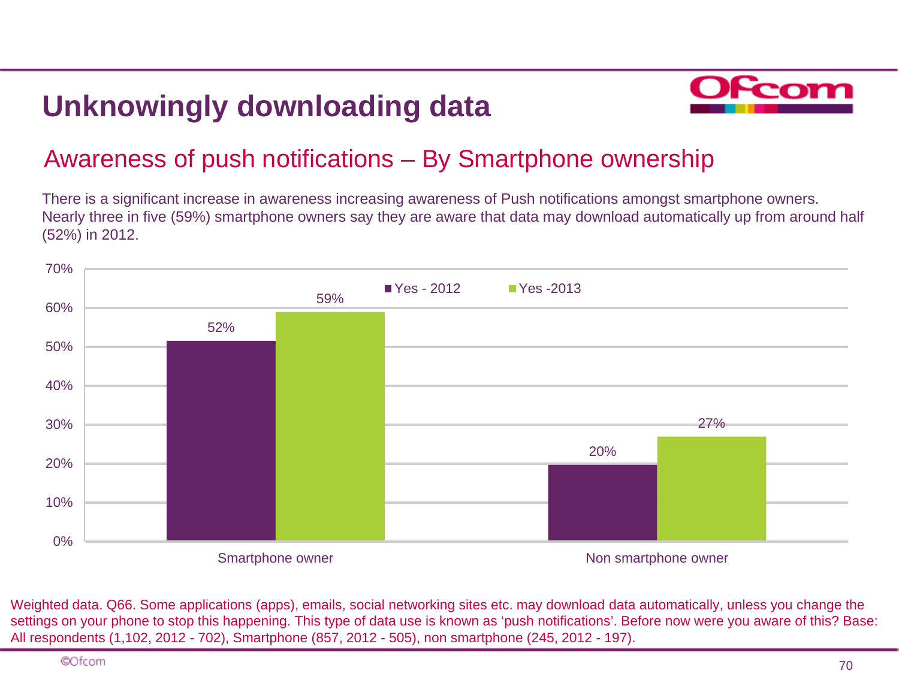# Unknowingly downloading data

## Awareness of push notifications – By Smartphone ownership

There is a significant increase in awareness increasing awareness of Push notifications amongst smartphone owners. Nearly three in five (59%) smartphone owners say they are aware that data may download automatically up from around half (52%) in 2012.

| | Yes - 2012 | Yes -2013 |
|---|---|---|
| Smartphone owner | 52% | 59% |
| Non smartphone owner | 20% | 27% |

Weighted data. Q66. Some applications (apps), emails, social networking sites etc. may download data automatically, unless you change the settings on your phone to stop this happening. This type of data use is known as 'push notifications'. Before now were you aware of this? Base: All respondents (1,102, 2012 - 702), Smartphone (857, 2012 - 505), non smartphone (245, 2012 - 197).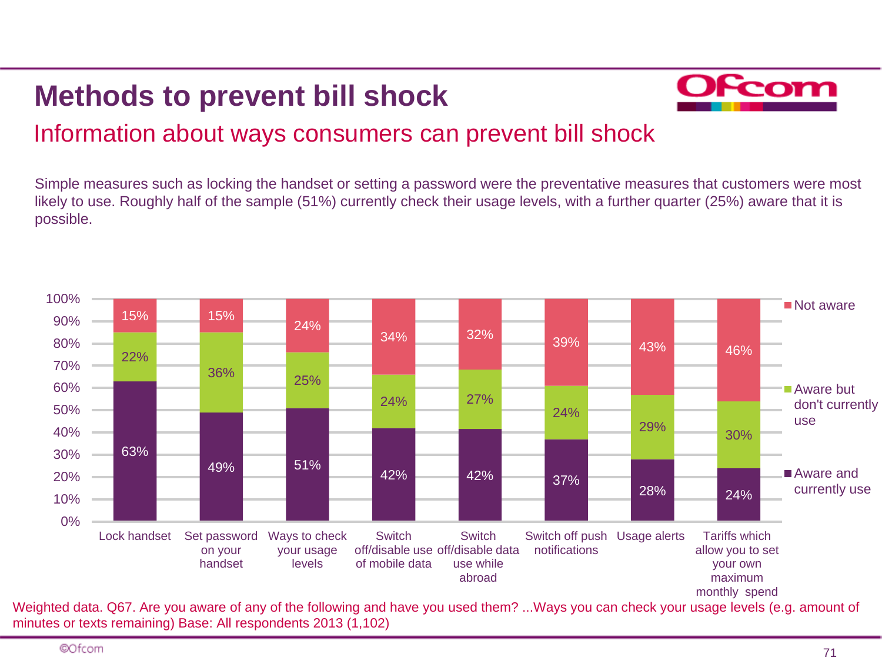# Methods to prevent bill shock

## Information about ways consumers can prevent bill shock

Simple measures such as locking the handset or setting a password were the preventative measures that customers were most likely to use. Roughly half of the sample (51%) currently check their usage levels, with a further quarter (25%) aware that it is possible.

100%
90%
80%
70%
60%
50%
40%
30%
20%
10%
0%

Lock handset: 15%, 22%, 63%
Set password on your handset: 15%, 36%, 49%
Ways to check your usage levels: 24%, 25%, 51%
Switch off/disable use of mobile data: 34%, 24%, 42%
Switch off/disable data use while abroad: 32%, 27%, 42%
Switch off push notifications: 39%, 24%, 37%
Usage alerts: 43%, 29%, 28%
Tariffs which allow you to set your own maximum monthly spend: 46%, 30%, 24%

Not aware
Aware but don't currently use
Aware and currently use

Weighted data. Q67. Are you aware of any of the following and have you used them? ...Ways you can check your usage levels (e.g. amount of minutes or texts remaining) Base: All respondents 2013 (1,102)